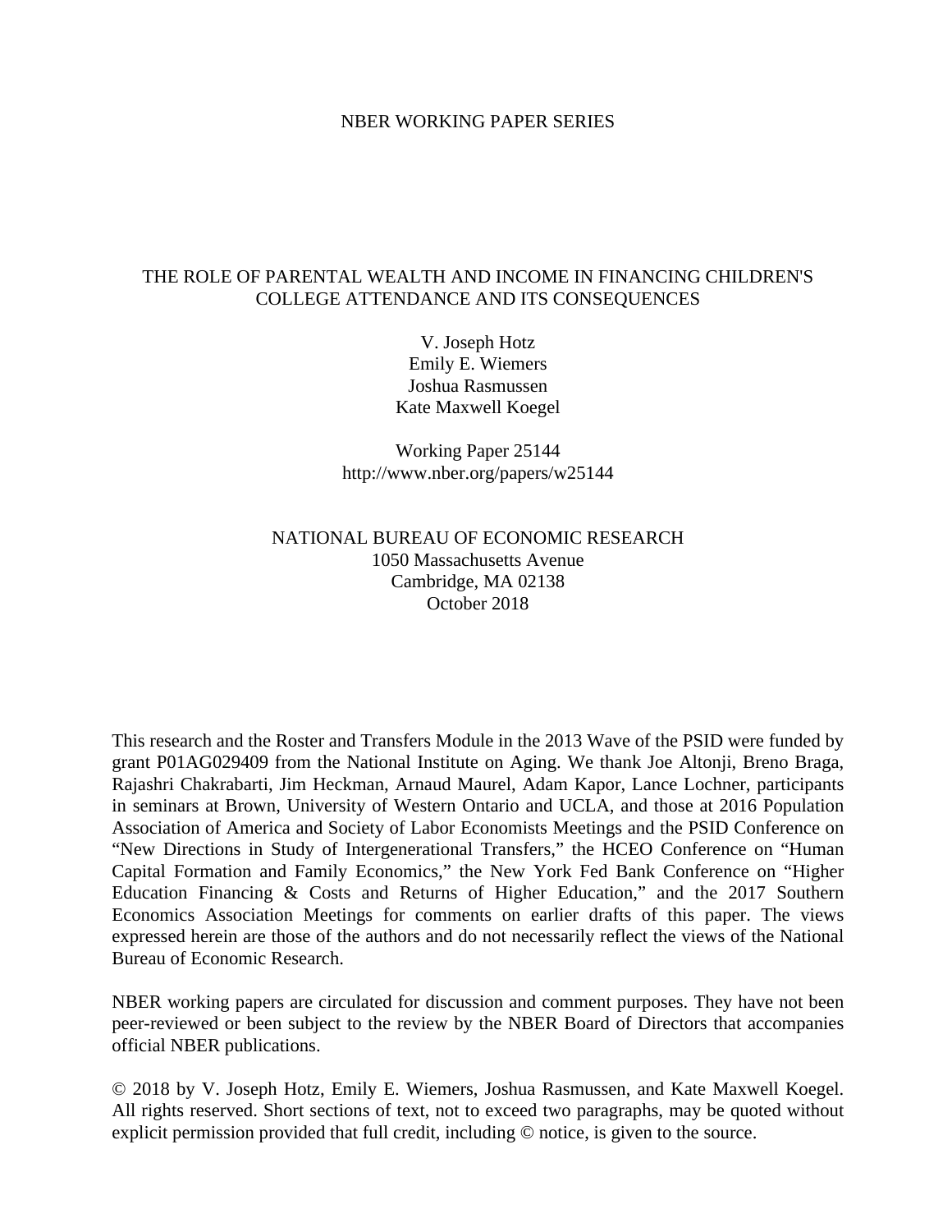NBER WORKING PAPER SERIES

# THE ROLE OF PARENTAL WEALTH AND INCOME IN FINANCING CHILDREN'S COLLEGE ATTENDANCE AND ITS CONSEQUENCES

V. Joseph Hotz  
Emily E. Wiemers  
Joshua Rasmussen  
Kate Maxwell Koegel

Working Paper 25144  
http://www.nber.org/papers/w25144

NATIONAL BUREAU OF ECONOMIC RESEARCH  
1050 Massachusetts Avenue  
Cambridge, MA 02138  
October 2018

This research and the Roster and Transfers Module in the 2013 Wave of the PSID were funded by grant P01AG029409 from the National Institute on Aging. We thank Joe Altonji, Breno Braga, Rajashri Chakrabarti, Jim Heckman, Arnaud Maurel, Adam Kapor, Lance Lochner, participants in seminars at Brown, University of Western Ontario and UCLA, and those at 2016 Population Association of America and Society of Labor Economists Meetings and the PSID Conference on "New Directions in Study of Intergenerational Transfers," the HCEO Conference on "Human Capital Formation and Family Economics," the New York Fed Bank Conference on "Higher Education Financing & Costs and Returns of Higher Education," and the 2017 Southern Economics Association Meetings for comments on earlier drafts of this paper. The views expressed herein are those of the authors and do not necessarily reflect the views of the National Bureau of Economic Research.

NBER working papers are circulated for discussion and comment purposes. They have not been peer-reviewed or been subject to the review by the NBER Board of Directors that accompanies official NBER publications.

© 2018 by V. Joseph Hotz, Emily E. Wiemers, Joshua Rasmussen, and Kate Maxwell Koegel. All rights reserved. Short sections of text, not to exceed two paragraphs, may be quoted without explicit permission provided that full credit, including © notice, is given to the source.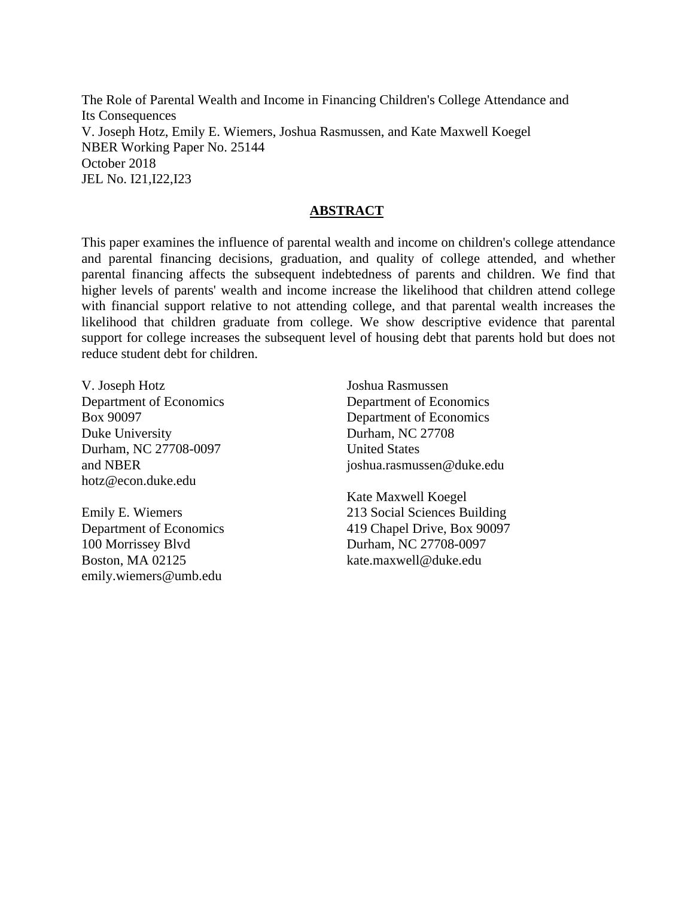The Role of Parental Wealth and Income in Financing Children's College Attendance and Its Consequences
V. Joseph Hotz, Emily E. Wiemers, Joshua Rasmussen, and Kate Maxwell Koegel
NBER Working Paper No. 25144
October 2018
JEL No. I21,I22,I23

## ABSTRACT

This paper examines the influence of parental wealth and income on children's college attendance and parental financing decisions, graduation, and quality of college attended, and whether parental financing affects the subsequent indebtedness of parents and children. We find that higher levels of parents' wealth and income increase the likelihood that children attend college with financial support relative to not attending college, and that parental wealth increases the likelihood that children graduate from college. We show descriptive evidence that parental support for college increases the subsequent level of housing debt that parents hold but does not reduce student debt for children.

V. Joseph Hotz
Department of Economics
Box 90097
Duke University
Durham, NC 27708-0097
and NBER
hotz@econ.duke.edu

Emily E. Wiemers
Department of Economics
100 Morrissey Blvd
Boston, MA 02125
emily.wiemers@umb.edu

Joshua Rasmussen
Department of Economics
Department of Economics
Durham, NC 27708
United States
joshua.rasmussen@duke.edu

Kate Maxwell Koegel
213 Social Sciences Building
419 Chapel Drive, Box 90097
Durham, NC 27708-0097
kate.maxwell@duke.edu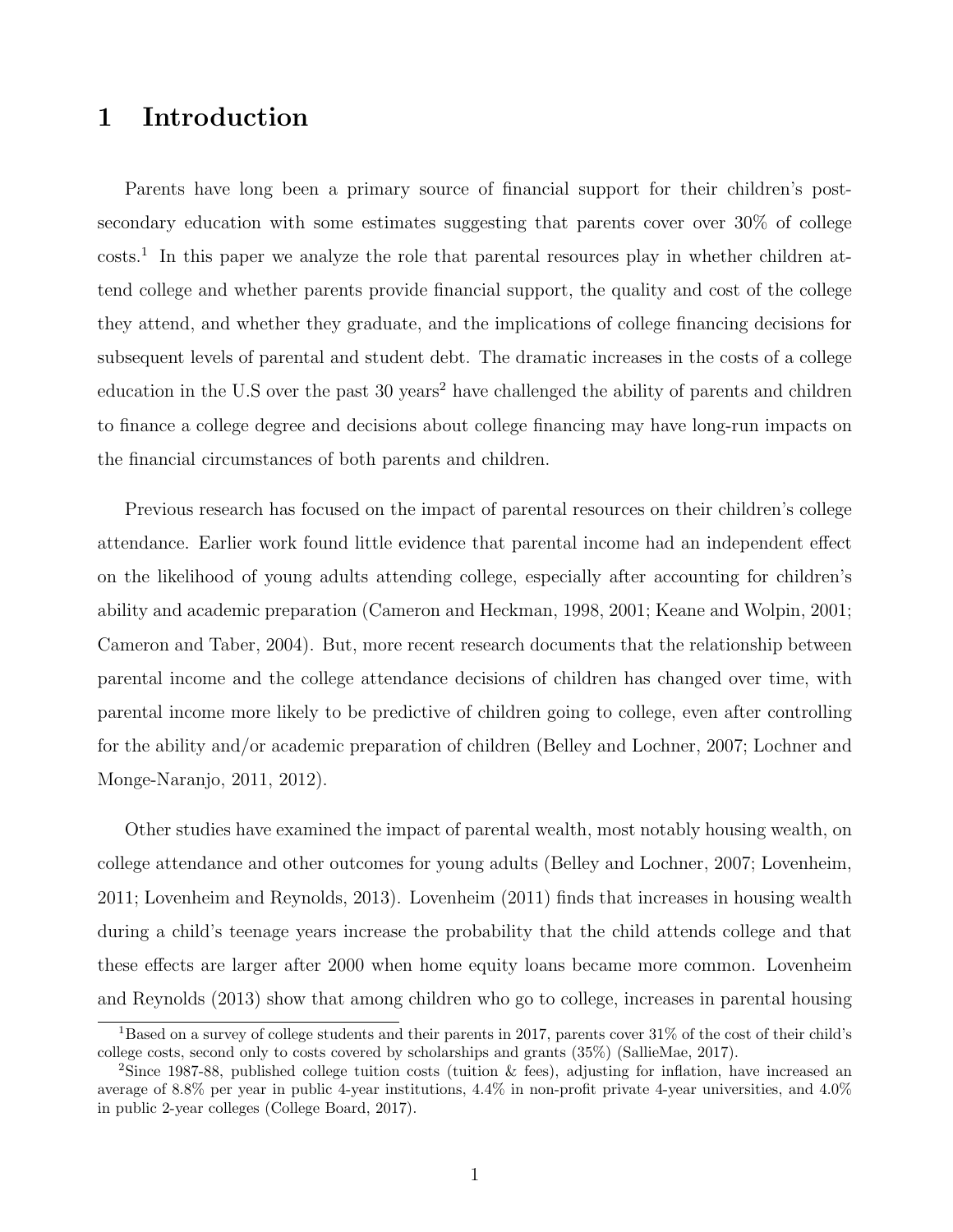# 1 Introduction

Parents have long been a primary source of financial support for their children's post-secondary education with some estimates suggesting that parents cover over 30% of college costs.[1] In this paper we analyze the role that parental resources play in whether children attend college and whether parents provide financial support, the quality and cost of the college they attend, and whether they graduate, and the implications of college financing decisions for subsequent levels of parental and student debt. The dramatic increases in the costs of a college education in the U.S over the past 30 years[2] have challenged the ability of parents and children to finance a college degree and decisions about college financing may have long-run impacts on the financial circumstances of both parents and children.

Previous research has focused on the impact of parental resources on their children's college attendance. Earlier work found little evidence that parental income had an independent effect on the likelihood of young adults attending college, especially after accounting for children's ability and academic preparation (Cameron and Heckman, 1998, 2001; Keane and Wolpin, 2001; Cameron and Taber, 2004). But, more recent research documents that the relationship between parental income and the college attendance decisions of children has changed over time, with parental income more likely to be predictive of children going to college, even after controlling for the ability and/or academic preparation of children (Belley and Lochner, 2007; Lochner and Monge-Naranjo, 2011, 2012).

Other studies have examined the impact of parental wealth, most notably housing wealth, on college attendance and other outcomes for young adults (Belley and Lochner, 2007; Lovenheim, 2011; Lovenheim and Reynolds, 2013). Lovenheim (2011) finds that increases in housing wealth during a child's teenage years increase the probability that the child attends college and that these effects are larger after 2000 when home equity loans became more common. Lovenheim and Reynolds (2013) show that among children who go to college, increases in parental housing

[1] Based on a survey of college students and their parents in 2017, parents cover 31% of the cost of their child's college costs, second only to costs covered by scholarships and grants (35%) (SallieMae, 2017).

[2] Since 1987-88, published college tuition costs (tuition & fees), adjusting for inflation, have increased an average of 8.8% per year in public 4-year institutions, 4.4% in non-profit private 4-year universities, and 4.0% in public 2-year colleges (College Board, 2017).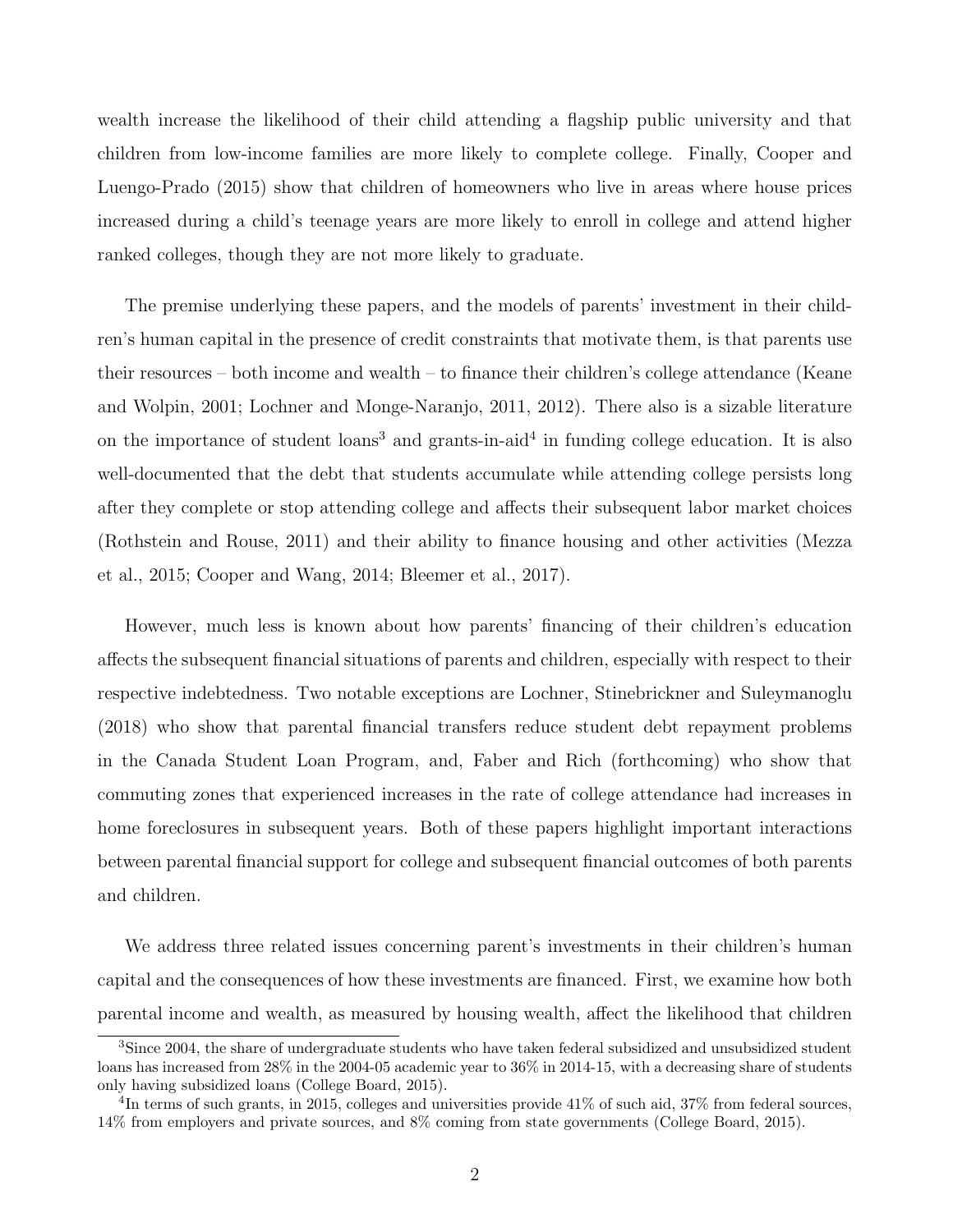wealth increase the likelihood of their child attending a flagship public university and that children from low-income families are more likely to complete college. Finally, Cooper and Luengo-Prado (2015) show that children of homeowners who live in areas where house prices increased during a child's teenage years are more likely to enroll in college and attend higher ranked colleges, though they are not more likely to graduate.

The premise underlying these papers, and the models of parents' investment in their children's human capital in the presence of credit constraints that motivate them, is that parents use their resources – both income and wealth – to finance their children's college attendance (Keane and Wolpin, 2001; Lochner and Monge-Naranjo, 2011, 2012). There also is a sizable literature on the importance of student loans[3] and grants-in-aid[4] in funding college education. It is also well-documented that the debt that students accumulate while attending college persists long after they complete or stop attending college and affects their subsequent labor market choices (Rothstein and Rouse, 2011) and their ability to finance housing and other activities (Mezza et al., 2015; Cooper and Wang, 2014; Bleemer et al., 2017).

However, much less is known about how parents' financing of their children's education affects the subsequent financial situations of parents and children, especially with respect to their respective indebtedness. Two notable exceptions are Lochner, Stinebrickner and Suleymanoglu (2018) who show that parental financial transfers reduce student debt repayment problems in the Canada Student Loan Program, and, Faber and Rich (forthcoming) who show that commuting zones that experienced increases in the rate of college attendance had increases in home foreclosures in subsequent years. Both of these papers highlight important interactions between parental financial support for college and subsequent financial outcomes of both parents and children.

We address three related issues concerning parent's investments in their children's human capital and the consequences of how these investments are financed. First, we examine how both parental income and wealth, as measured by housing wealth, affect the likelihood that children

[3]Since 2004, the share of undergraduate students who have taken federal subsidized and unsubsidized student loans has increased from 28% in the 2004-05 academic year to 36% in 2014-15, with a decreasing share of students only having subsidized loans (College Board, 2015).

[4]In terms of such grants, in 2015, colleges and universities provide 41% of such aid, 37% from federal sources, 14% from employers and private sources, and 8% coming from state governments (College Board, 2015).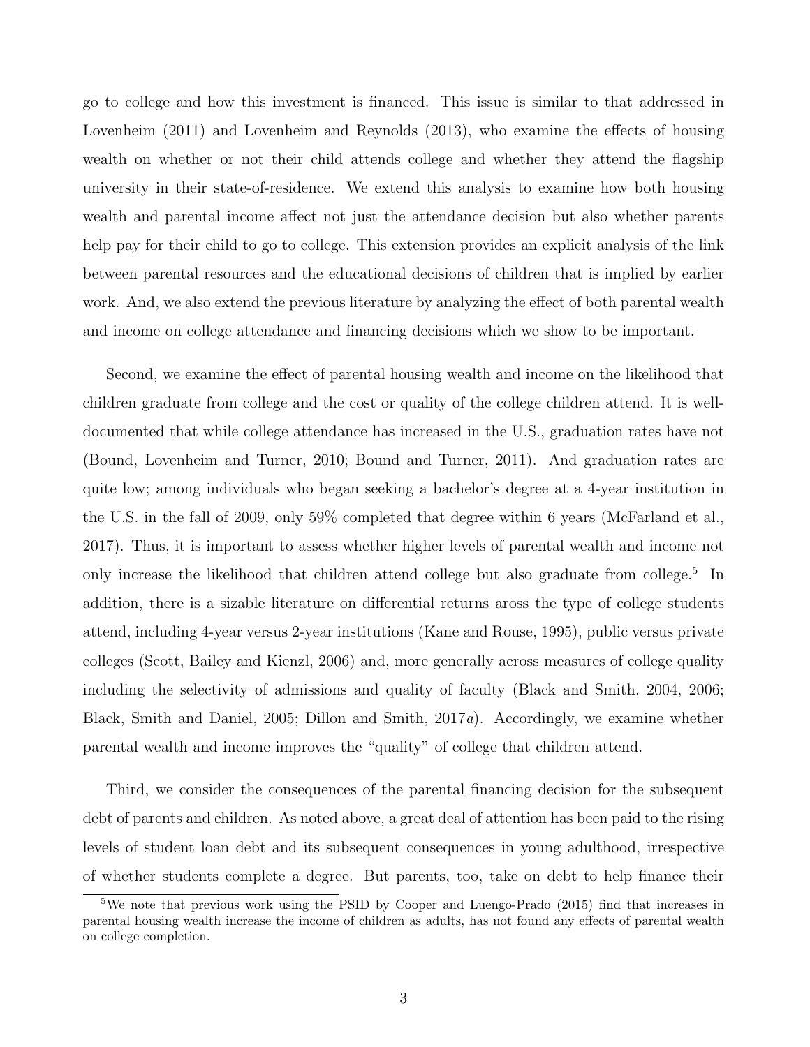go to college and how this investment is financed. This issue is similar to that addressed in Lovenheim (2011) and Lovenheim and Reynolds (2013), who examine the effects of housing wealth on whether or not their child attends college and whether they attend the flagship university in their state-of-residence. We extend this analysis to examine how both housing wealth and parental income affect not just the attendance decision but also whether parents help pay for their child to go to college. This extension provides an explicit analysis of the link between parental resources and the educational decisions of children that is implied by earlier work. And, we also extend the previous literature by analyzing the effect of both parental wealth and income on college attendance and financing decisions which we show to be important.

Second, we examine the effect of parental housing wealth and income on the likelihood that children graduate from college and the cost or quality of the college children attend. It is well-documented that while college attendance has increased in the U.S., graduation rates have not (Bound, Lovenheim and Turner, 2010; Bound and Turner, 2011). And graduation rates are quite low; among individuals who began seeking a bachelor's degree at a 4-year institution in the U.S. in the fall of 2009, only 59% completed that degree within 6 years (McFarland et al., 2017). Thus, it is important to assess whether higher levels of parental wealth and income not only increase the likelihood that children attend college but also graduate from college.[5] In addition, there is a sizable literature on differential returns aross the type of college students attend, including 4-year versus 2-year institutions (Kane and Rouse, 1995), public versus private colleges (Scott, Bailey and Kienzl, 2006) and, more generally across measures of college quality including the selectivity of admissions and quality of faculty (Black and Smith, 2004, 2006; Black, Smith and Daniel, 2005; Dillon and Smith, 2017*a*). Accordingly, we examine whether parental wealth and income improves the "quality" of college that children attend.

Third, we consider the consequences of the parental financing decision for the subsequent debt of parents and children. As noted above, a great deal of attention has been paid to the rising levels of student loan debt and its subsequent consequences in young adulthood, irrespective of whether students complete a degree. But parents, too, take on debt to help finance their

[5] We note that previous work using the PSID by Cooper and Luengo-Prado (2015) find that increases in parental housing wealth increase the income of children as adults, has not found any effects of parental wealth on college completion.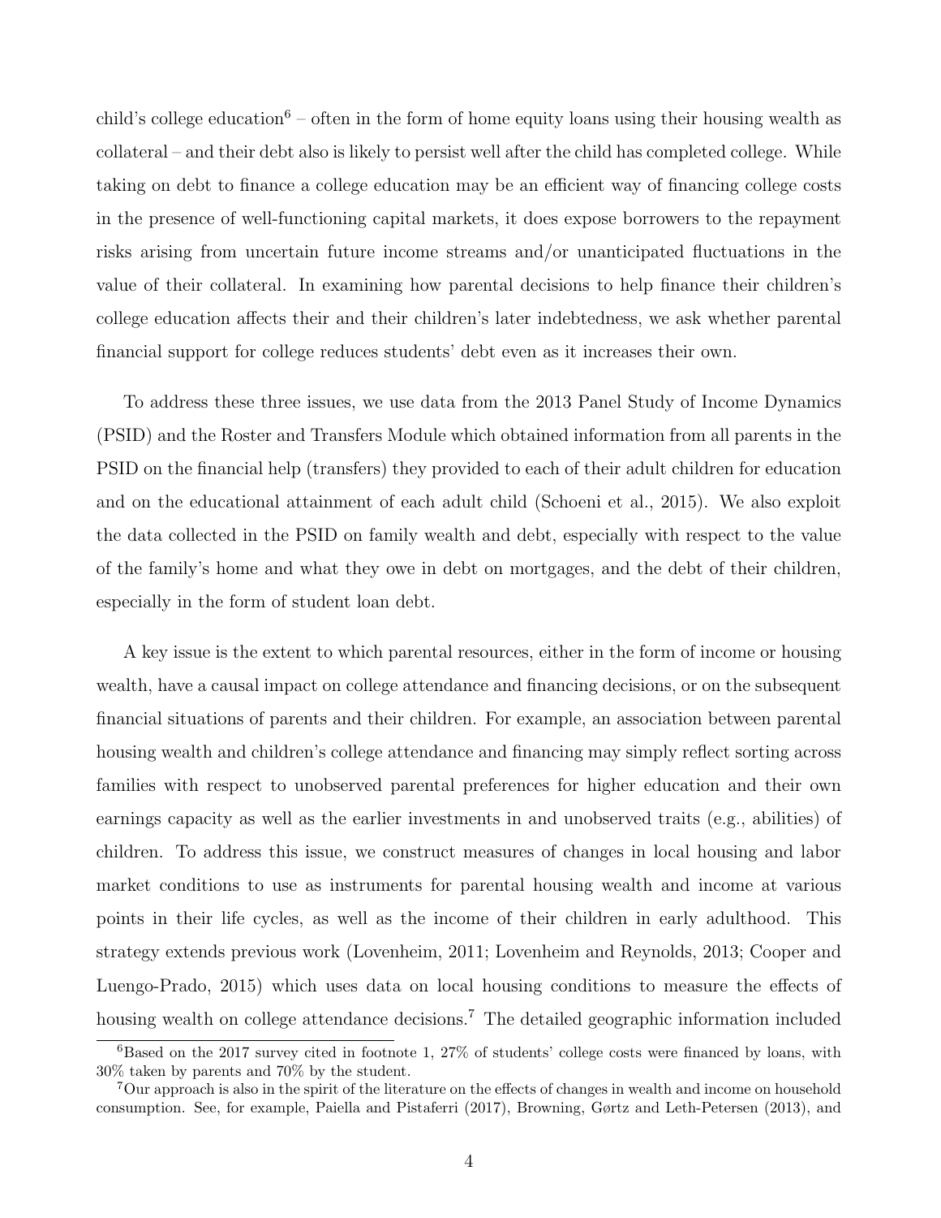child's college education[6] – often in the form of home equity loans using their housing wealth as collateral – and their debt also is likely to persist well after the child has completed college. While taking on debt to finance a college education may be an efficient way of financing college costs in the presence of well-functioning capital markets, it does expose borrowers to the repayment risks arising from uncertain future income streams and/or unanticipated fluctuations in the value of their collateral. In examining how parental decisions to help finance their children's college education affects their and their children's later indebtedness, we ask whether parental financial support for college reduces students' debt even as it increases their own.

To address these three issues, we use data from the 2013 Panel Study of Income Dynamics (PSID) and the Roster and Transfers Module which obtained information from all parents in the PSID on the financial help (transfers) they provided to each of their adult children for education and on the educational attainment of each adult child (Schoeni et al., 2015). We also exploit the data collected in the PSID on family wealth and debt, especially with respect to the value of the family's home and what they owe in debt on mortgages, and the debt of their children, especially in the form of student loan debt.

A key issue is the extent to which parental resources, either in the form of income or housing wealth, have a causal impact on college attendance and financing decisions, or on the subsequent financial situations of parents and their children. For example, an association between parental housing wealth and children's college attendance and financing may simply reflect sorting across families with respect to unobserved parental preferences for higher education and their own earnings capacity as well as the earlier investments in and unobserved traits (e.g., abilities) of children. To address this issue, we construct measures of changes in local housing and labor market conditions to use as instruments for parental housing wealth and income at various points in their life cycles, as well as the income of their children in early adulthood. This strategy extends previous work (Lovenheim, 2011; Lovenheim and Reynolds, 2013; Cooper and Luengo-Prado, 2015) which uses data on local housing conditions to measure the effects of housing wealth on college attendance decisions.[7] The detailed geographic information included

[6] Based on the 2017 survey cited in footnote 1, 27% of students' college costs were financed by loans, with 30% taken by parents and 70% by the student.

[7] Our approach is also in the spirit of the literature on the effects of changes in wealth and income on household consumption. See, for example, Paiella and Pistaferri (2017), Browning, Gørtz and Leth-Petersen (2013), and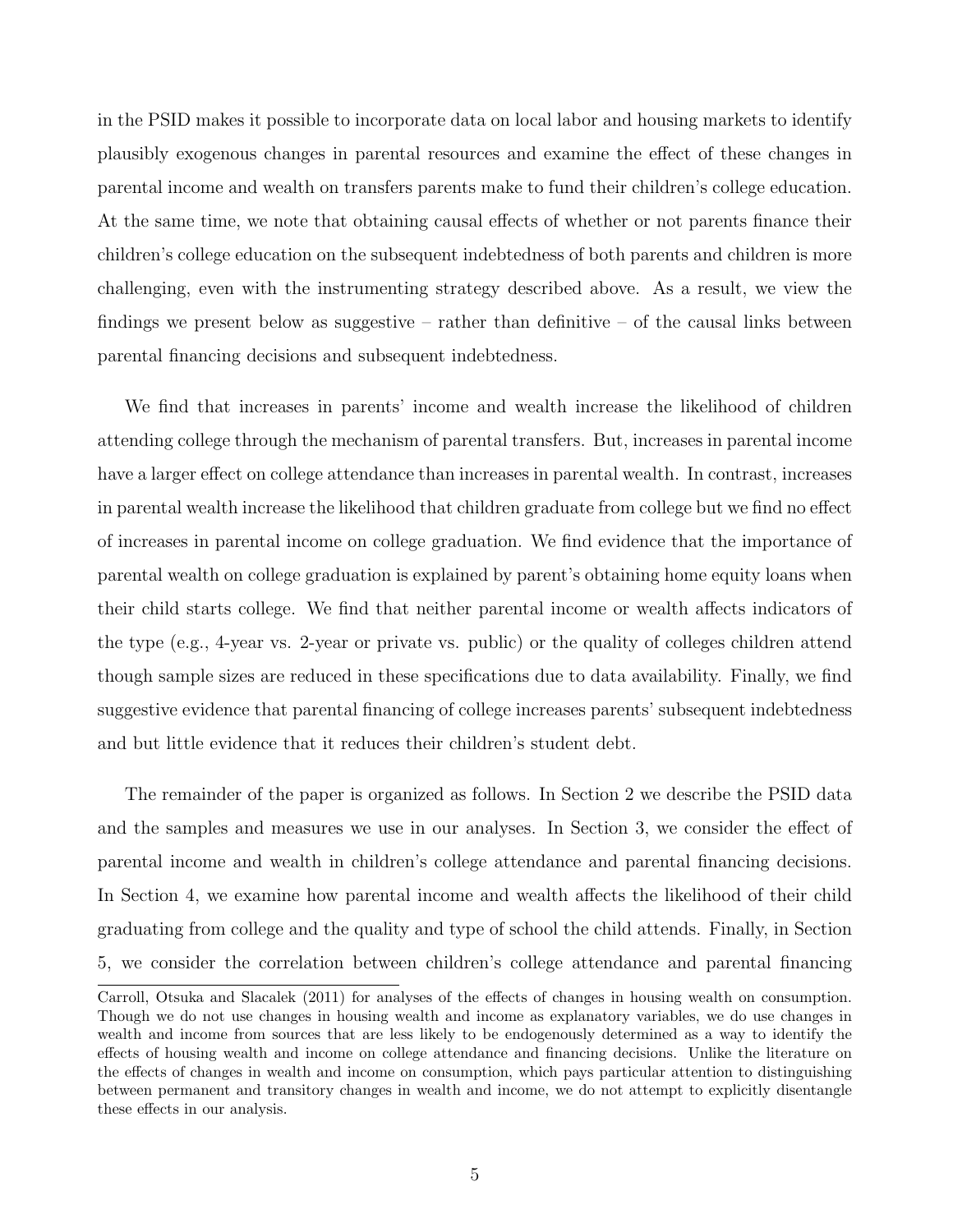in the PSID makes it possible to incorporate data on local labor and housing markets to identify plausibly exogenous changes in parental resources and examine the effect of these changes in parental income and wealth on transfers parents make to fund their children's college education. At the same time, we note that obtaining causal effects of whether or not parents finance their children's college education on the subsequent indebtedness of both parents and children is more challenging, even with the instrumenting strategy described above. As a result, we view the findings we present below as suggestive – rather than definitive – of the causal links between parental financing decisions and subsequent indebtedness.

We find that increases in parents' income and wealth increase the likelihood of children attending college through the mechanism of parental transfers. But, increases in parental income have a larger effect on college attendance than increases in parental wealth. In contrast, increases in parental wealth increase the likelihood that children graduate from college but we find no effect of increases in parental income on college graduation. We find evidence that the importance of parental wealth on college graduation is explained by parent's obtaining home equity loans when their child starts college. We find that neither parental income or wealth affects indicators of the type (e.g., 4-year vs. 2-year or private vs. public) or the quality of colleges children attend though sample sizes are reduced in these specifications due to data availability. Finally, we find suggestive evidence that parental financing of college increases parents' subsequent indebtedness and but little evidence that it reduces their children's student debt.

The remainder of the paper is organized as follows. In Section 2 we describe the PSID data and the samples and measures we use in our analyses. In Section 3, we consider the effect of parental income and wealth in children's college attendance and parental financing decisions. In Section 4, we examine how parental income and wealth affects the likelihood of their child graduating from college and the quality and type of school the child attends. Finally, in Section 5, we consider the correlation between children's college attendance and parental financing

Carroll, Otsuka and Slacalek (2011) for analyses of the effects of changes in housing wealth on consumption. Though we do not use changes in housing wealth and income as explanatory variables, we do use changes in wealth and income from sources that are less likely to be endogenously determined as a way to identify the effects of housing wealth and income on college attendance and financing decisions. Unlike the literature on the effects of changes in wealth and income on consumption, which pays particular attention to distinguishing between permanent and transitory changes in wealth and income, we do not attempt to explicitly disentangle these effects in our analysis.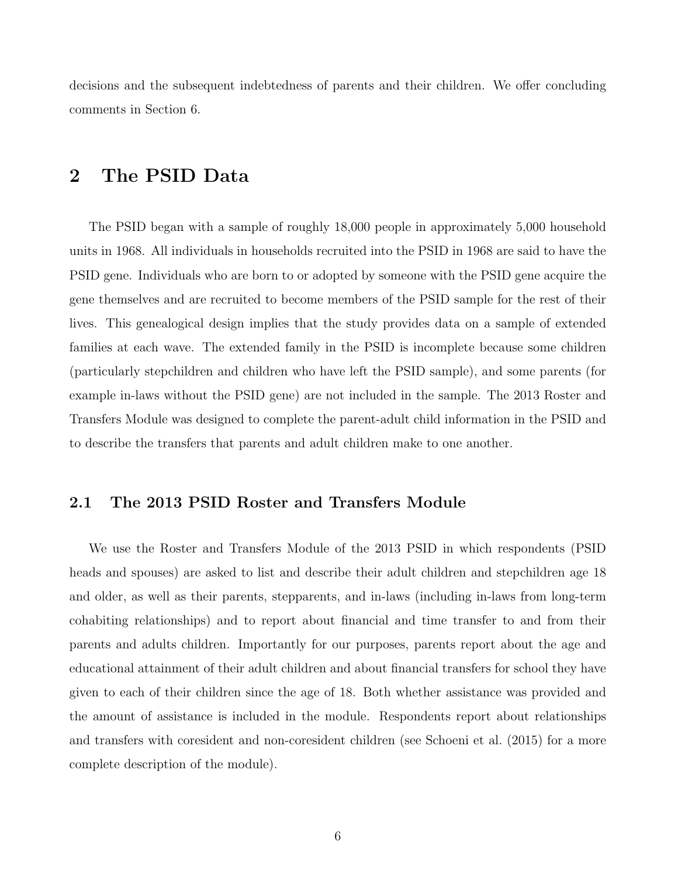decisions and the subsequent indebtedness of parents and their children. We offer concluding comments in Section 6.

## 2 The PSID Data

The PSID began with a sample of roughly 18,000 people in approximately 5,000 household units in 1968. All individuals in households recruited into the PSID in 1968 are said to have the PSID gene. Individuals who are born to or adopted by someone with the PSID gene acquire the gene themselves and are recruited to become members of the PSID sample for the rest of their lives. This genealogical design implies that the study provides data on a sample of extended families at each wave. The extended family in the PSID is incomplete because some children (particularly stepchildren and children who have left the PSID sample), and some parents (for example in-laws without the PSID gene) are not included in the sample. The 2013 Roster and Transfers Module was designed to complete the parent-adult child information in the PSID and to describe the transfers that parents and adult children make to one another.

### 2.1 The 2013 PSID Roster and Transfers Module

We use the Roster and Transfers Module of the 2013 PSID in which respondents (PSID heads and spouses) are asked to list and describe their adult children and stepchildren age 18 and older, as well as their parents, stepparents, and in-laws (including in-laws from long-term cohabiting relationships) and to report about financial and time transfer to and from their parents and adults children. Importantly for our purposes, parents report about the age and educational attainment of their adult children and about financial transfers for school they have given to each of their children since the age of 18. Both whether assistance was provided and the amount of assistance is included in the module. Respondents report about relationships and transfers with coresident and non-coresident children (see Schoeni et al. (2015) for a more complete description of the module).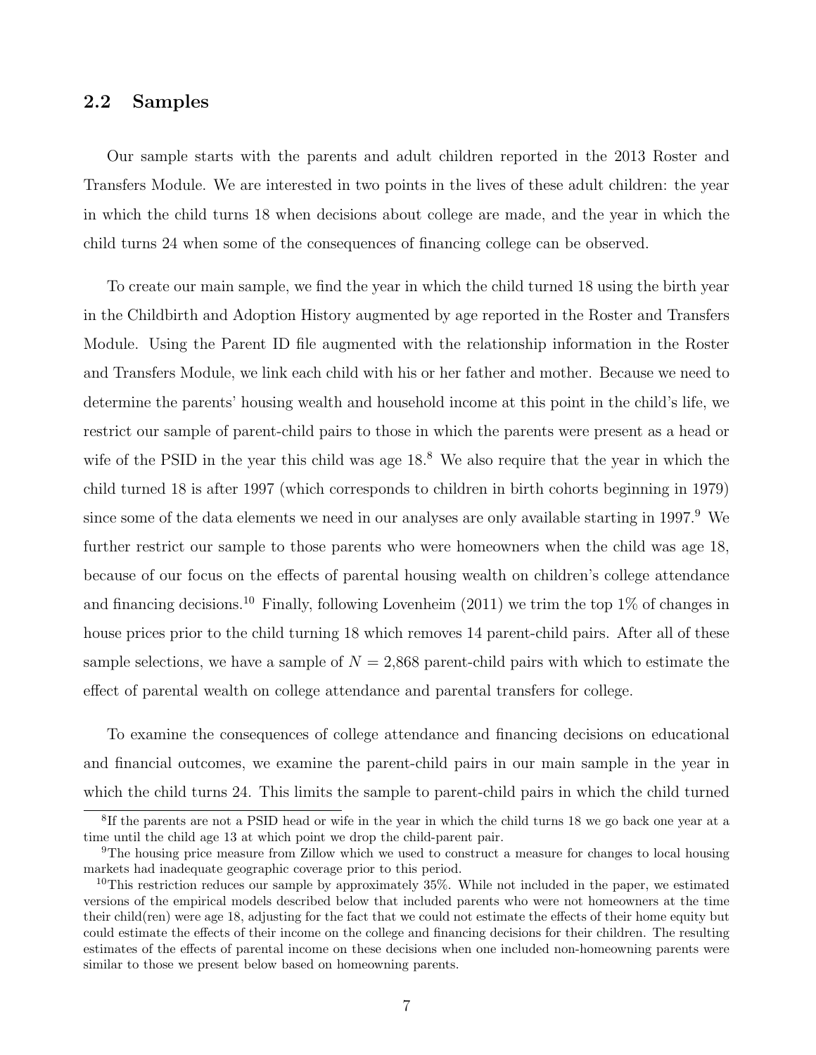## 2.2 Samples

Our sample starts with the parents and adult children reported in the 2013 Roster and Transfers Module. We are interested in two points in the lives of these adult children: the year in which the child turns 18 when decisions about college are made, and the year in which the child turns 24 when some of the consequences of financing college can be observed.

To create our main sample, we find the year in which the child turned 18 using the birth year in the Childbirth and Adoption History augmented by age reported in the Roster and Transfers Module. Using the Parent ID file augmented with the relationship information in the Roster and Transfers Module, we link each child with his or her father and mother. Because we need to determine the parents' housing wealth and household income at this point in the child's life, we restrict our sample of parent-child pairs to those in which the parents were present as a head or wife of the PSID in the year this child was age 18.[8] We also require that the year in which the child turned 18 is after 1997 (which corresponds to children in birth cohorts beginning in 1979) since some of the data elements we need in our analyses are only available starting in 1997.[9] We further restrict our sample to those parents who were homeowners when the child was age 18, because of our focus on the effects of parental housing wealth on children's college attendance and financing decisions.[10] Finally, following Lovenheim (2011) we trim the top 1% of changes in house prices prior to the child turning 18 which removes 14 parent-child pairs. After all of these sample selections, we have a sample of $N = 2{,}868$ parent-child pairs with which to estimate the effect of parental wealth on college attendance and parental transfers for college.

To examine the consequences of college attendance and financing decisions on educational and financial outcomes, we examine the parent-child pairs in our main sample in the year in which the child turns 24. This limits the sample to parent-child pairs in which the child turned

[8] If the parents are not a PSID head or wife in the year in which the child turns 18 we go back one year at a time until the child age 13 at which point we drop the child-parent pair.

[9] The housing price measure from Zillow which we used to construct a measure for changes to local housing markets had inadequate geographic coverage prior to this period.

[10] This restriction reduces our sample by approximately 35%. While not included in the paper, we estimated versions of the empirical models described below that included parents who were not homeowners at the time their child(ren) were age 18, adjusting for the fact that we could not estimate the effects of their home equity but could estimate the effects of their income on the college and financing decisions for their children. The resulting estimates of the effects of parental income on these decisions when one included non-homeowning parents were similar to those we present below based on homeowning parents.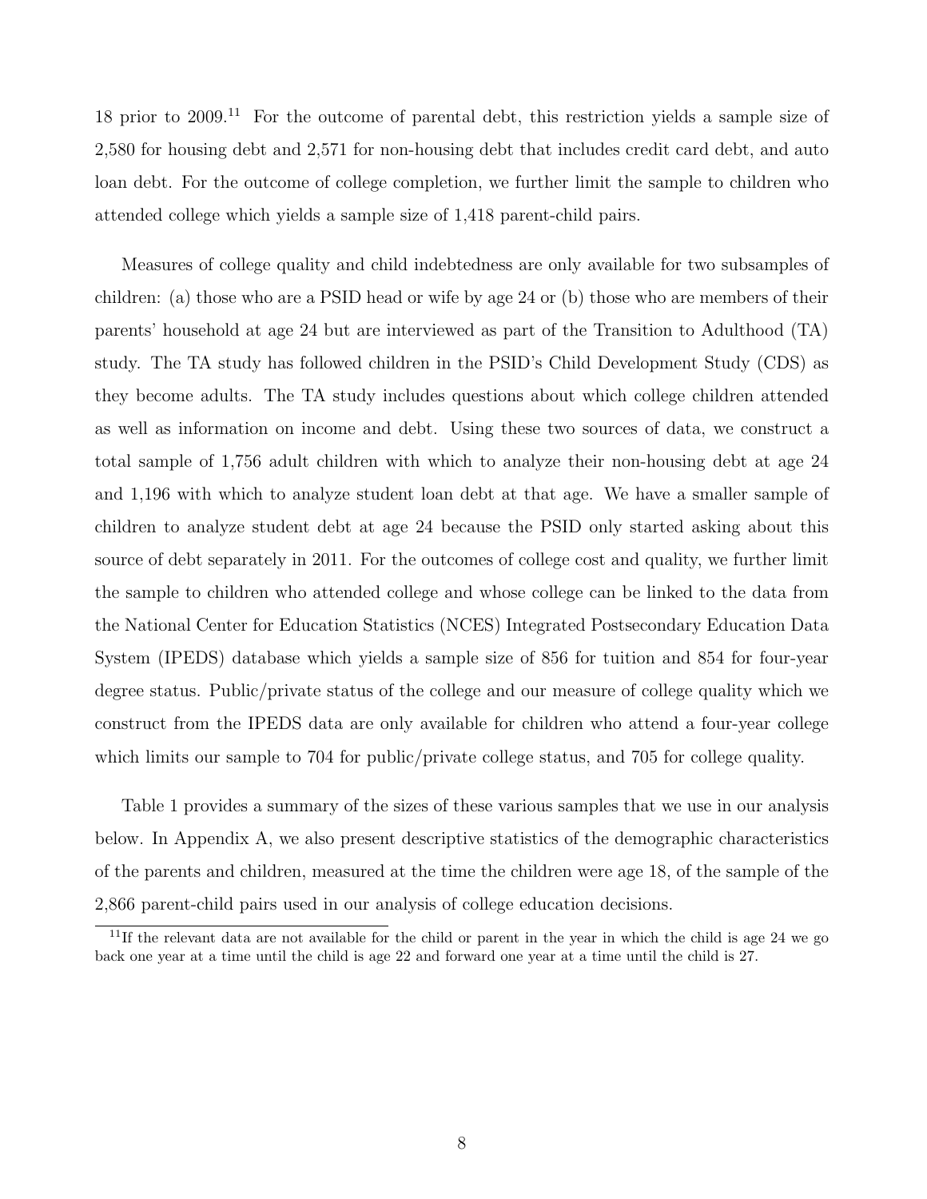18 prior to 2009.[11] For the outcome of parental debt, this restriction yields a sample size of 2,580 for housing debt and 2,571 for non-housing debt that includes credit card debt, and auto loan debt. For the outcome of college completion, we further limit the sample to children who attended college which yields a sample size of 1,418 parent-child pairs.

Measures of college quality and child indebtedness are only available for two subsamples of children: (a) those who are a PSID head or wife by age 24 or (b) those who are members of their parents' household at age 24 but are interviewed as part of the Transition to Adulthood (TA) study. The TA study has followed children in the PSID's Child Development Study (CDS) as they become adults. The TA study includes questions about which college children attended as well as information on income and debt. Using these two sources of data, we construct a total sample of 1,756 adult children with which to analyze their non-housing debt at age 24 and 1,196 with which to analyze student loan debt at that age. We have a smaller sample of children to analyze student debt at age 24 because the PSID only started asking about this source of debt separately in 2011. For the outcomes of college cost and quality, we further limit the sample to children who attended college and whose college can be linked to the data from the National Center for Education Statistics (NCES) Integrated Postsecondary Education Data System (IPEDS) database which yields a sample size of 856 for tuition and 854 for four-year degree status. Public/private status of the college and our measure of college quality which we construct from the IPEDS data are only available for children who attend a four-year college which limits our sample to 704 for public/private college status, and 705 for college quality.

Table 1 provides a summary of the sizes of these various samples that we use in our analysis below. In Appendix A, we also present descriptive statistics of the demographic characteristics of the parents and children, measured at the time the children were age 18, of the sample of the 2,866 parent-child pairs used in our analysis of college education decisions.

[11] If the relevant data are not available for the child or parent in the year in which the child is age 24 we go back one year at a time until the child is age 22 and forward one year at a time until the child is 27.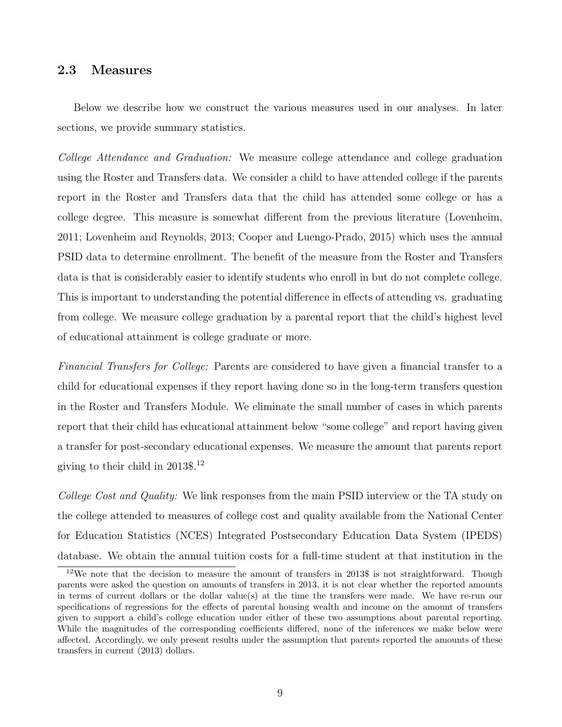### 2.3 Measures

Below we describe how we construct the various measures used in our analyses. In later sections, we provide summary statistics.

*College Attendance and Graduation:* We measure college attendance and college graduation using the Roster and Transfers data. We consider a child to have attended college if the parents report in the Roster and Transfers data that the child has attended some college or has a college degree. This measure is somewhat different from the previous literature (Lovenheim, 2011; Lovenheim and Reynolds, 2013; Cooper and Luengo-Prado, 2015) which uses the annual PSID data to determine enrollment. The benefit of the measure from the Roster and Transfers data is that is considerably easier to identify students who enroll in but do not complete college. This is important to understanding the potential difference in effects of attending vs. graduating from college. We measure college graduation by a parental report that the child's highest level of educational attainment is college graduate or more.

*Financial Transfers for College:* Parents are considered to have given a financial transfer to a child for educational expenses if they report having done so in the long-term transfers question in the Roster and Transfers Module. We eliminate the small number of cases in which parents report that their child has educational attainment below "some college" and report having given a transfer for post-secondary educational expenses. We measure the amount that parents report giving to their child in 2013$.[12]

*College Cost and Quality:* We link responses from the main PSID interview or the TA study on the college attended to measures of college cost and quality available from the National Center for Education Statistics (NCES) Integrated Postsecondary Education Data System (IPEDS) database. We obtain the annual tuition costs for a full-time student at that institution in the

[12] We note that the decision to measure the amount of transfers in 2013$ is not straightforward. Though parents were asked the question on amounts of transfers in 2013, it is not clear whether the reported amounts in terms of current dollars or the dollar value(s) at the time the transfers were made. We have re-run our specifications of regressions for the effects of parental housing wealth and income on the amount of transfers given to support a child's college education under either of these two assumptions about parental reporting. While the magnitudes of the corresponding coefficients differed, none of the inferences we make below were affected. Accordingly, we only present results under the assumption that parents reported the amounts of these transfers in current (2013) dollars.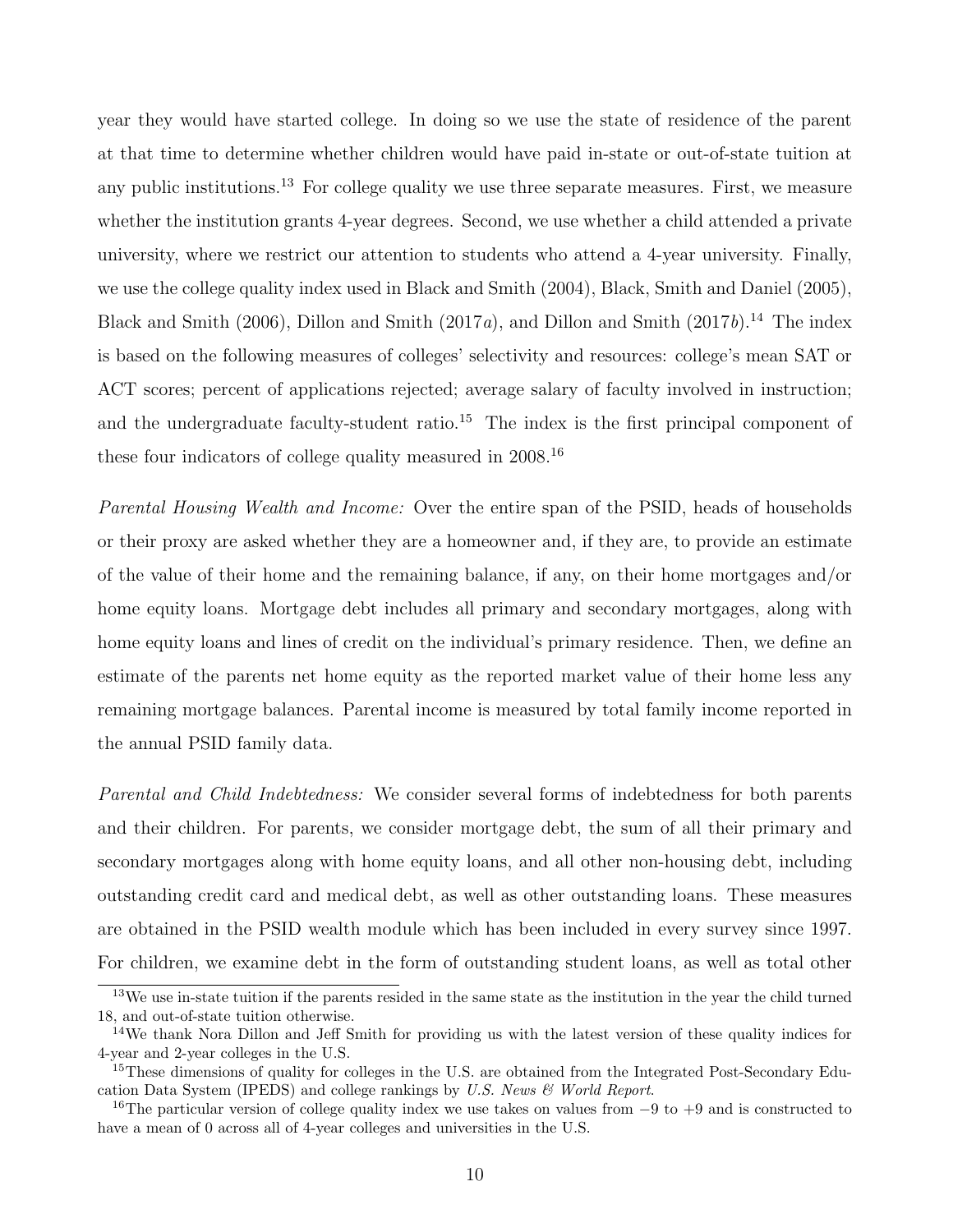year they would have started college. In doing so we use the state of residence of the parent at that time to determine whether children would have paid in-state or out-of-state tuition at any public institutions.[13] For college quality we use three separate measures. First, we measure whether the institution grants 4-year degrees. Second, we use whether a child attended a private university, where we restrict our attention to students who attend a 4-year university. Finally, we use the college quality index used in Black and Smith (2004), Black, Smith and Daniel (2005), Black and Smith (2006), Dillon and Smith (2017*a*), and Dillon and Smith (2017*b*).[14] The index is based on the following measures of colleges' selectivity and resources: college's mean SAT or ACT scores; percent of applications rejected; average salary of faculty involved in instruction; and the undergraduate faculty-student ratio.[15] The index is the first principal component of these four indicators of college quality measured in 2008.[16]

*Parental Housing Wealth and Income:* Over the entire span of the PSID, heads of households or their proxy are asked whether they are a homeowner and, if they are, to provide an estimate of the value of their home and the remaining balance, if any, on their home mortgages and/or home equity loans. Mortgage debt includes all primary and secondary mortgages, along with home equity loans and lines of credit on the individual's primary residence. Then, we define an estimate of the parents net home equity as the reported market value of their home less any remaining mortgage balances. Parental income is measured by total family income reported in the annual PSID family data.

*Parental and Child Indebtedness:* We consider several forms of indebtedness for both parents and their children. For parents, we consider mortgage debt, the sum of all their primary and secondary mortgages along with home equity loans, and all other non-housing debt, including outstanding credit card and medical debt, as well as other outstanding loans. These measures are obtained in the PSID wealth module which has been included in every survey since 1997. For children, we examine debt in the form of outstanding student loans, as well as total other

[13] We use in-state tuition if the parents resided in the same state as the institution in the year the child turned 18, and out-of-state tuition otherwise.

[14] We thank Nora Dillon and Jeff Smith for providing us with the latest version of these quality indices for 4-year and 2-year colleges in the U.S.

[15] These dimensions of quality for colleges in the U.S. are obtained from the Integrated Post-Secondary Education Data System (IPEDS) and college rankings by *U.S. News & World Report*.

[16] The particular version of college quality index we use takes on values from $-9$ to $+9$ and is constructed to have a mean of 0 across all of 4-year colleges and universities in the U.S.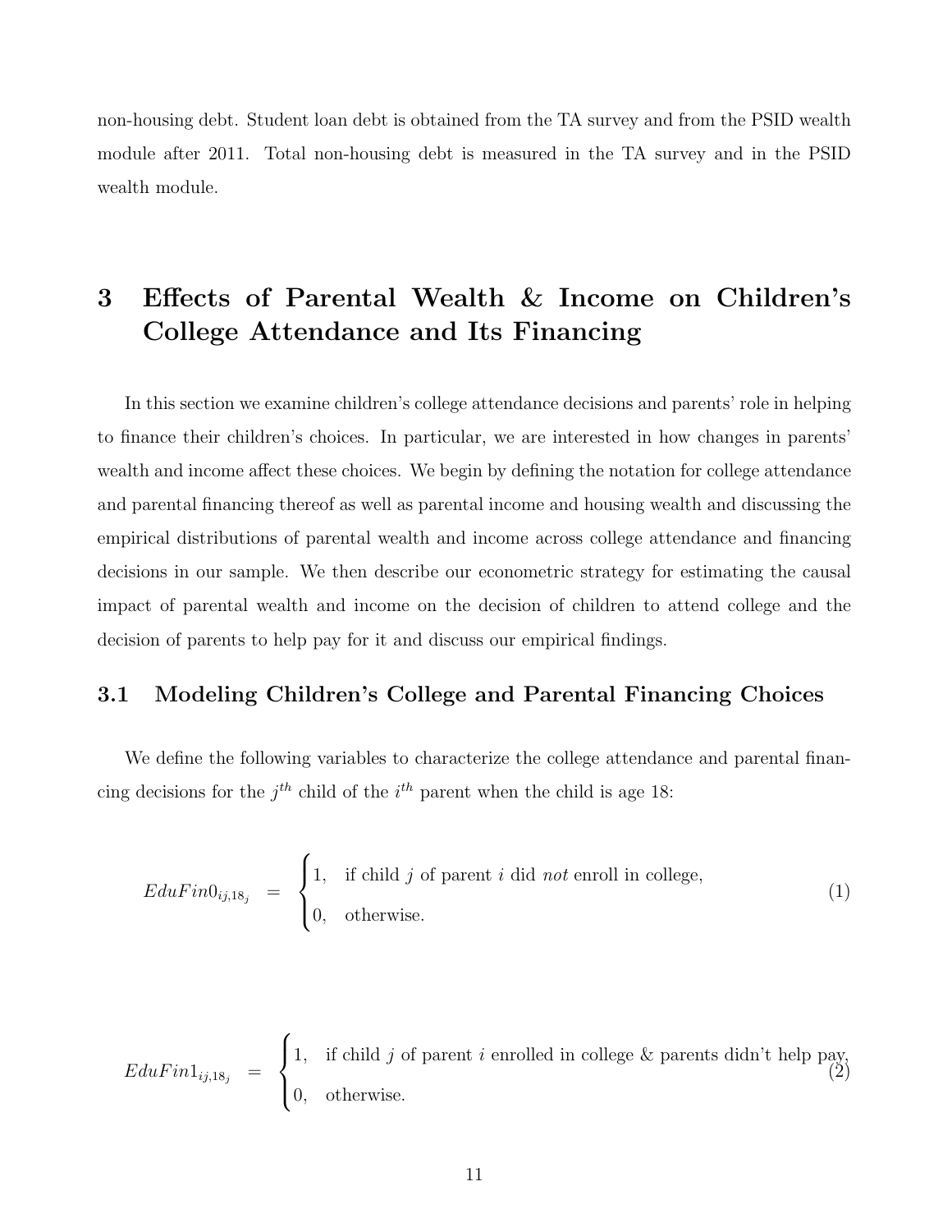non-housing debt. Student loan debt is obtained from the TA survey and from the PSID wealth module after 2011. Total non-housing debt is measured in the TA survey and in the PSID wealth module.

# 3 Effects of Parental Wealth & Income on Children's College Attendance and Its Financing

In this section we examine children's college attendance decisions and parents' role in helping to finance their children's choices. In particular, we are interested in how changes in parents' wealth and income affect these choices. We begin by defining the notation for college attendance and parental financing thereof as well as parental income and housing wealth and discussing the empirical distributions of parental wealth and income across college attendance and financing decisions in our sample. We then describe our econometric strategy for estimating the causal impact of parental wealth and income on the decision of children to attend college and the decision of parents to help pay for it and discuss our empirical findings.

## 3.1 Modeling Children's College and Parental Financing Choices

We define the following variables to characterize the college attendance and parental financing decisions for the $j^{th}$ child of the $i^{th}$ parent when the child is age 18:

$$EduFin0_{ij,18_j} = \begin{cases} 1, & \text{if child } j \text{ of parent } i \text{ did } \textit{not} \text{ enroll in college,} \\ 0, & \text{otherwise.} \end{cases} \quad (1)$$

$$EduFin1_{ij,18_j} = \begin{cases} 1, & \text{if child } j \text{ of parent } i \text{ enrolled in college \& parents didn't help pay,} \\ 0, & \text{otherwise.} \end{cases} \quad (2)$$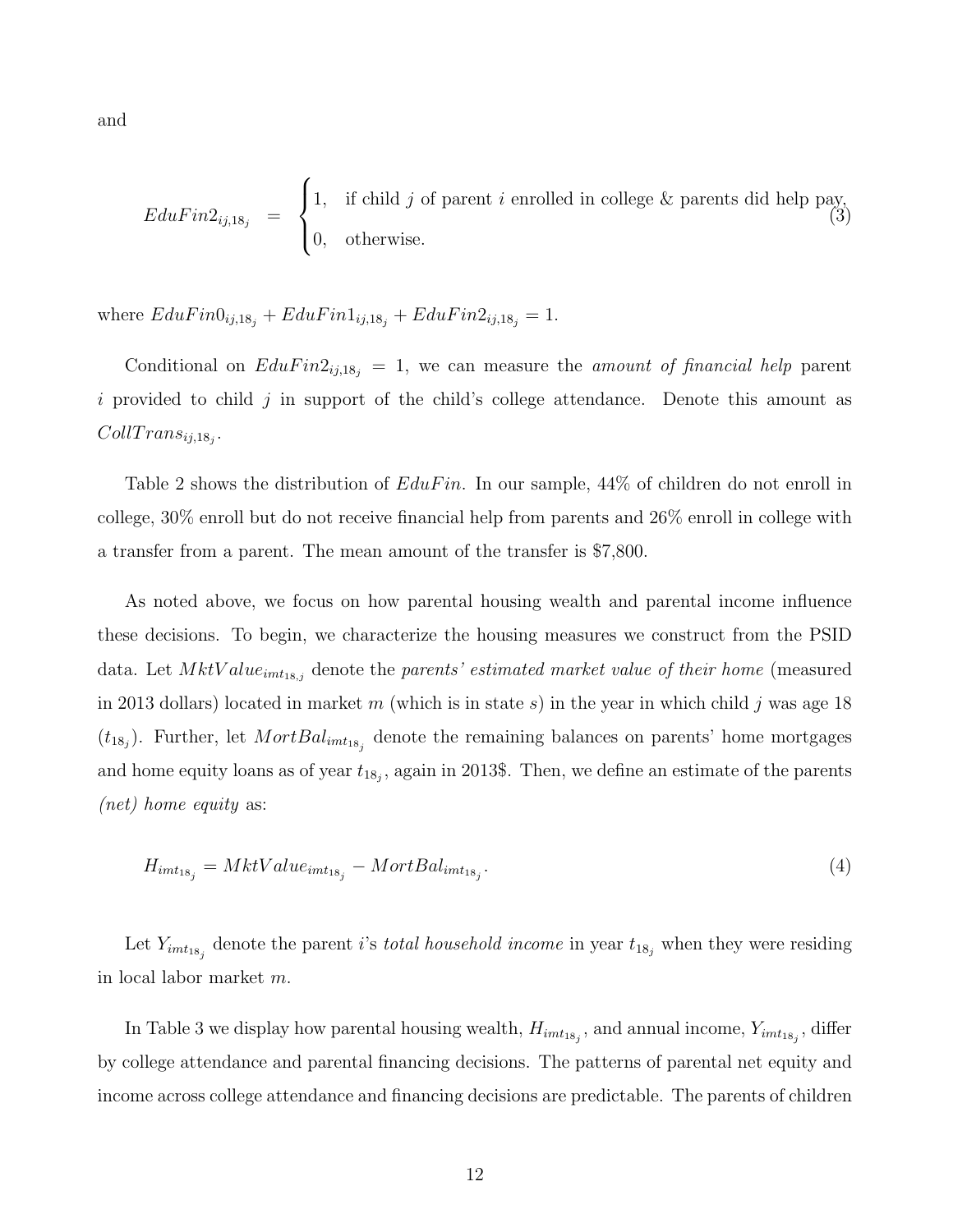and

$$
EduFin2_{ij,18_j} = \begin{cases} 1, & \text{if child } j \text{ of parent } i \text{ enrolled in college \& parents did help pay,} \\ 0, & \text{otherwise.} \end{cases} \tag{3}
$$

where $EduFin0_{ij,18_j} + EduFin1_{ij,18_j} + EduFin2_{ij,18_j} = 1$.

Conditional on $EduFin2_{ij,18_j} = 1$, we can measure the *amount of financial help* parent $i$ provided to child $j$ in support of the child's college attendance. Denote this amount as $CollTrans_{ij,18_j}$.

Table 2 shows the distribution of $EduFin$. In our sample, 44% of children do not enroll in college, 30% enroll but do not receive financial help from parents and 26% enroll in college with a transfer from a parent. The mean amount of the transfer is \$7,800.

As noted above, we focus on how parental housing wealth and parental income influence these decisions. To begin, we characterize the housing measures we construct from the PSID data. Let $MktValue_{imt_{18,j}}$ denote the *parents' estimated market value of their home* (measured in 2013 dollars) located in market $m$ (which is in state $s$) in the year in which child $j$ was age 18 ($t_{18_j}$). Further, let $MortBal_{imt_{18_j}}$ denote the remaining balances on parents' home mortgages and home equity loans as of year $t_{18_j}$, again in 2013\$. Then, we define an estimate of the parents *(net) home equity* as:

$$
H_{imt_{18_j}} = MktValue_{imt_{18_j}} - MortBal_{imt_{18_j}}. \tag{4}
$$

Let $Y_{imt_{18_j}}$ denote the parent $i$'s *total household income* in year $t_{18_j}$ when they were residing in local labor market $m$.

In Table 3 we display how parental housing wealth, $H_{imt_{18_j}}$, and annual income, $Y_{imt_{18_j}}$, differ by college attendance and parental financing decisions. The patterns of parental net equity and income across college attendance and financing decisions are predictable. The parents of children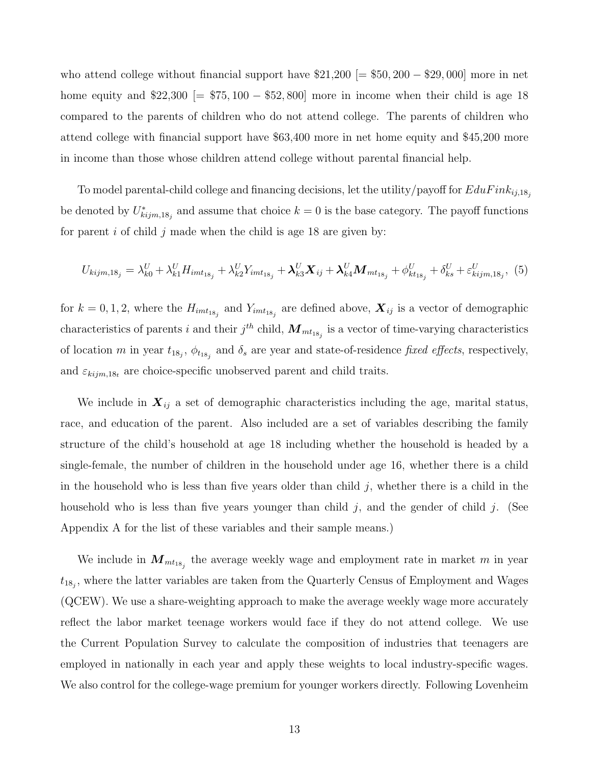who attend college without financial support have \$21,200 [$= \$50,200 - \$29,000$] more in net home equity and \$22,300 [$= \$75,100 - \$52,800$] more in income when their child is age 18 compared to the parents of children who do not attend college. The parents of children who attend college with financial support have \$63,400 more in net home equity and \$45,200 more in income than those whose children attend college without parental financial help.

To model parental-child college and financing decisions, let the utility/payoff for $EduFink_{ij,18_j}$ be denoted by $U^*_{kijm,18_j}$ and assume that choice $k = 0$ is the base category. The payoff functions for parent $i$ of child $j$ made when the child is age 18 are given by:

$$U_{kijm,18_j} = \lambda^U_{k0} + \lambda^U_{k1} H_{imt_{18_j}} + \lambda^U_{k2} Y_{imt_{18_j}} + \boldsymbol{\lambda}^U_{k3} \boldsymbol{X}_{ij} + \boldsymbol{\lambda}^U_{k4} \boldsymbol{M}_{mt_{18_j}} + \phi^U_{kt_{18_j}} + \delta^U_{ks} + \varepsilon^U_{kijm,18_j}, \quad (5)$$

for $k = 0, 1, 2$, where the $H_{imt_{18_j}}$ and $Y_{imt_{18_j}}$ are defined above, $\boldsymbol{X}_{ij}$ is a vector of demographic characteristics of parents $i$ and their $j^{th}$ child, $\boldsymbol{M}_{mt_{18_j}}$ is a vector of time-varying characteristics of location $m$ in year $t_{18_j}$, $\phi_{t_{18_j}}$ and $\delta_s$ are year and state-of-residence *fixed effects*, respectively, and $\varepsilon_{kijm,18_t}$ are choice-specific unobserved parent and child traits.

We include in $\boldsymbol{X}_{ij}$ a set of demographic characteristics including the age, marital status, race, and education of the parent. Also included are a set of variables describing the family structure of the child's household at age 18 including whether the household is headed by a single-female, the number of children in the household under age 16, whether there is a child in the household who is less than five years older than child $j$, whether there is a child in the household who is less than five years younger than child $j$, and the gender of child $j$. (See Appendix A for the list of these variables and their sample means.)

We include in $\boldsymbol{M}_{mt_{18_j}}$ the average weekly wage and employment rate in market $m$ in year $t_{18_j}$, where the latter variables are taken from the Quarterly Census of Employment and Wages (QCEW). We use a share-weighting approach to make the average weekly wage more accurately reflect the labor market teenage workers would face if they do not attend college. We use the Current Population Survey to calculate the composition of industries that teenagers are employed in nationally in each year and apply these weights to local industry-specific wages. We also control for the college-wage premium for younger workers directly. Following Lovenheim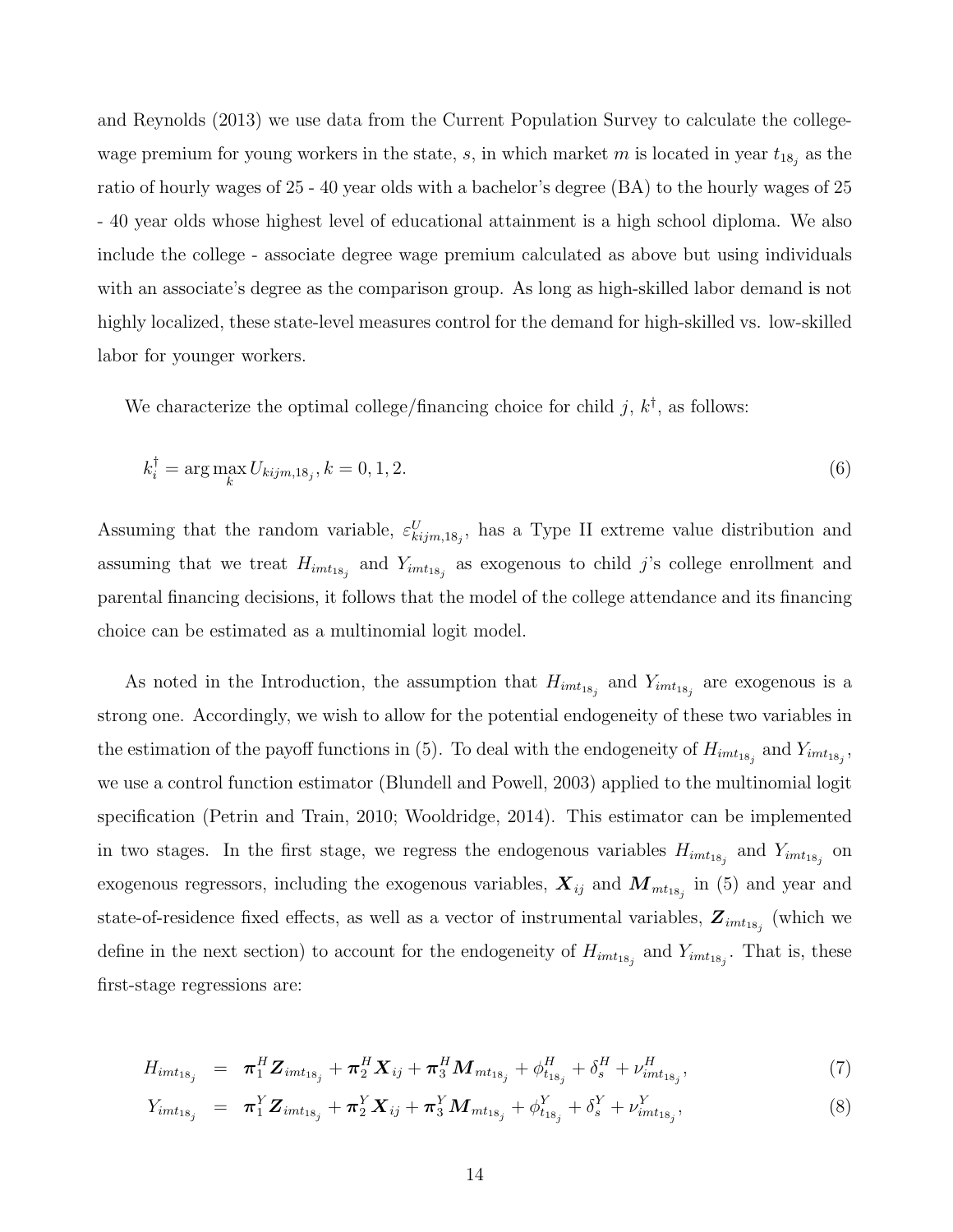and Reynolds (2013) we use data from the Current Population Survey to calculate the college-wage premium for young workers in the state, $s$, in which market $m$ is located in year $t_{18_j}$ as the ratio of hourly wages of 25 - 40 year olds with a bachelor's degree (BA) to the hourly wages of 25 - 40 year olds whose highest level of educational attainment is a high school diploma. We also include the college - associate degree wage premium calculated as above but using individuals with an associate's degree as the comparison group. As long as high-skilled labor demand is not highly localized, these state-level measures control for the demand for high-skilled vs. low-skilled labor for younger workers.

We characterize the optimal college/financing choice for child $j$, $k^{\dagger}$, as follows:

$$k_i^{\dagger} = \arg\max_k U_{kijm,18_j}, k = 0, 1, 2. \tag{6}$$

Assuming that the random variable, $\varepsilon^U_{kijm,18_j}$, has a Type II extreme value distribution and assuming that we treat $H_{imt_{18_j}}$ and $Y_{imt_{18_j}}$ as exogenous to child $j$'s college enrollment and parental financing decisions, it follows that the model of the college attendance and its financing choice can be estimated as a multinomial logit model.

As noted in the Introduction, the assumption that $H_{imt_{18_j}}$ and $Y_{imt_{18_j}}$ are exogenous is a strong one. Accordingly, we wish to allow for the potential endogeneity of these two variables in the estimation of the payoff functions in (5). To deal with the endogeneity of $H_{imt_{18_j}}$ and $Y_{imt_{18_j}}$, we use a control function estimator (Blundell and Powell, 2003) applied to the multinomial logit specification (Petrin and Train, 2010; Wooldridge, 2014). This estimator can be implemented in two stages. In the first stage, we regress the endogenous variables $H_{imt_{18_j}}$ and $Y_{imt_{18_j}}$ on exogenous regressors, including the exogenous variables, $\boldsymbol{X}_{ij}$ and $\boldsymbol{M}_{mt_{18_j}}$ in (5) and year and state-of-residence fixed effects, as well as a vector of instrumental variables, $\boldsymbol{Z}_{imt_{18_j}}$ (which we define in the next section) to account for the endogeneity of $H_{imt_{18_j}}$ and $Y_{imt_{18_j}}$. That is, these first-stage regressions are:

$$H_{imt_{18_j}} = \boldsymbol{\pi}_1^H \boldsymbol{Z}_{imt_{18_j}} + \boldsymbol{\pi}_2^H \boldsymbol{X}_{ij} + \boldsymbol{\pi}_3^H \boldsymbol{M}_{mt_{18_j}} + \phi^H_{t_{18_j}} + \delta^H_s + \nu^H_{imt_{18_j}}, \tag{7}$$

$$Y_{imt_{18_j}} = \boldsymbol{\pi}_1^Y \boldsymbol{Z}_{imt_{18_j}} + \boldsymbol{\pi}_2^Y \boldsymbol{X}_{ij} + \boldsymbol{\pi}_3^Y \boldsymbol{M}_{mt_{18_j}} + \phi^Y_{t_{18_j}} + \delta^Y_s + \nu^Y_{imt_{18_j}}, \tag{8}$$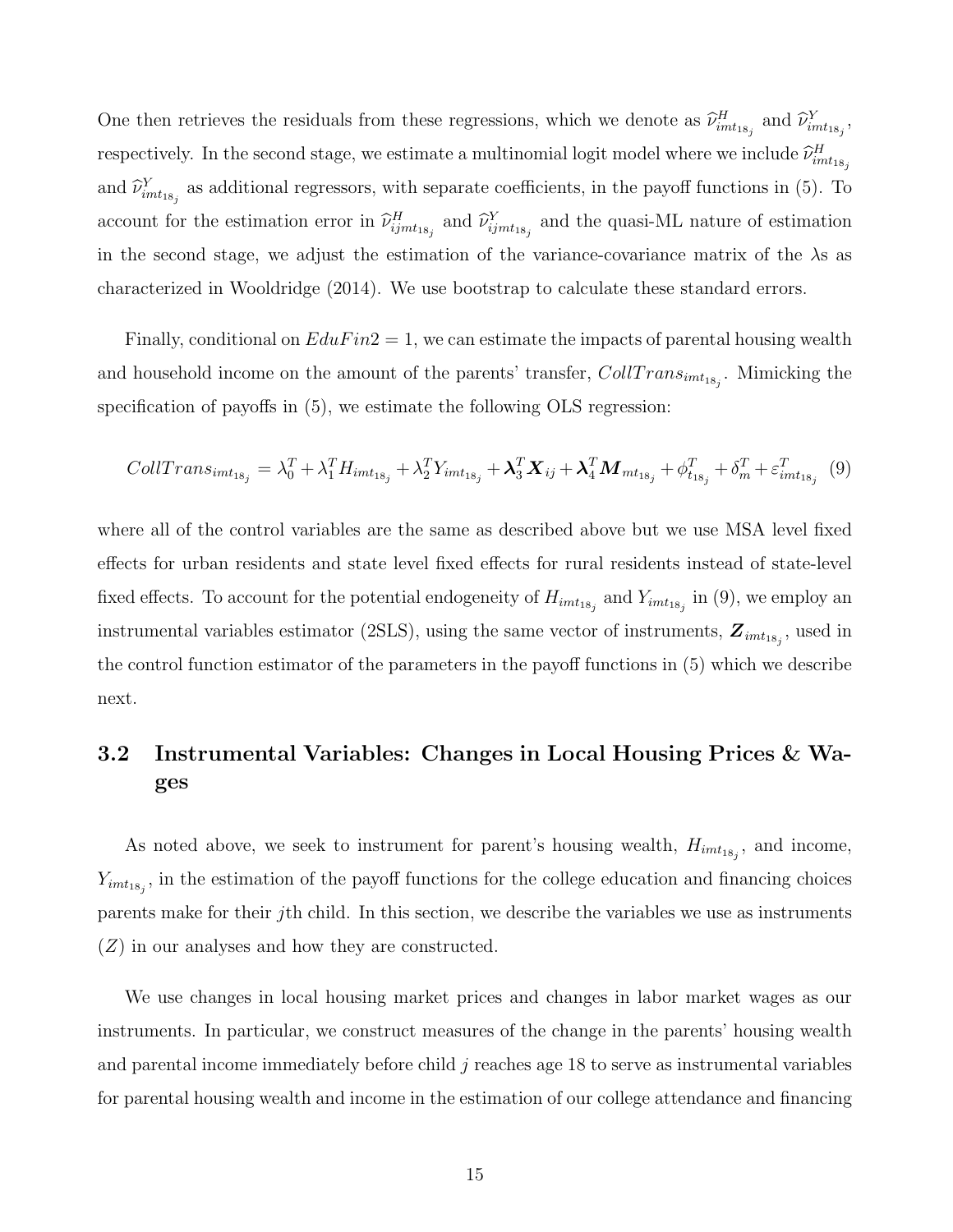One then retrieves the residuals from these regressions, which we denote as $\widehat{\nu}^{H}_{imt_{18_j}}$ and $\widehat{\nu}^{Y}_{imt_{18_j}}$, respectively. In the second stage, we estimate a multinomial logit model where we include $\widehat{\nu}^{H}_{imt_{18_j}}$ and $\widehat{\nu}^{Y}_{imt_{18_j}}$ as additional regressors, with separate coefficients, in the payoff functions in (5). To account for the estimation error in $\widehat{\nu}^{H}_{ijmt_{18_j}}$ and $\widehat{\nu}^{Y}_{ijmt_{18_j}}$ and the quasi-ML nature of estimation in the second stage, we adjust the estimation of the variance-covariance matrix of the $\lambda$s as characterized in Wooldridge (2014). We use bootstrap to calculate these standard errors.

Finally, conditional on $EduFin2 = 1$, we can estimate the impacts of parental housing wealth and household income on the amount of the parents' transfer, $CollTrans_{imt_{18_j}}$. Mimicking the specification of payoffs in (5), we estimate the following OLS regression:

$$CollTrans_{imt_{18_j}} = \lambda^T_0 + \lambda^T_1 H_{imt_{18_j}} + \lambda^T_2 Y_{imt_{18_j}} + \boldsymbol{\lambda}^T_3 \boldsymbol{X}_{ij} + \boldsymbol{\lambda}^T_4 \boldsymbol{M}_{mt_{18_j}} + \phi^T_{t_{18_j}} + \delta^T_m + \varepsilon^T_{imt_{18_j}} \quad (9)$$

where all of the control variables are the same as described above but we use MSA level fixed effects for urban residents and state level fixed effects for rural residents instead of state-level fixed effects. To account for the potential endogeneity of $H_{imt_{18_j}}$ and $Y_{imt_{18_j}}$ in (9), we employ an instrumental variables estimator (2SLS), using the same vector of instruments, $\boldsymbol{Z}_{imt_{18_j}}$, used in the control function estimator of the parameters in the payoff functions in (5) which we describe next.

## 3.2 Instrumental Variables: Changes in Local Housing Prices & Wages

As noted above, we seek to instrument for parent's housing wealth, $H_{imt_{18_j}}$, and income, $Y_{imt_{18_j}}$, in the estimation of the payoff functions for the college education and financing choices parents make for their $j$th child. In this section, we describe the variables we use as instruments ($Z$) in our analyses and how they are constructed.

We use changes in local housing market prices and changes in labor market wages as our instruments. In particular, we construct measures of the change in the parents' housing wealth and parental income immediately before child $j$ reaches age 18 to serve as instrumental variables for parental housing wealth and income in the estimation of our college attendance and financing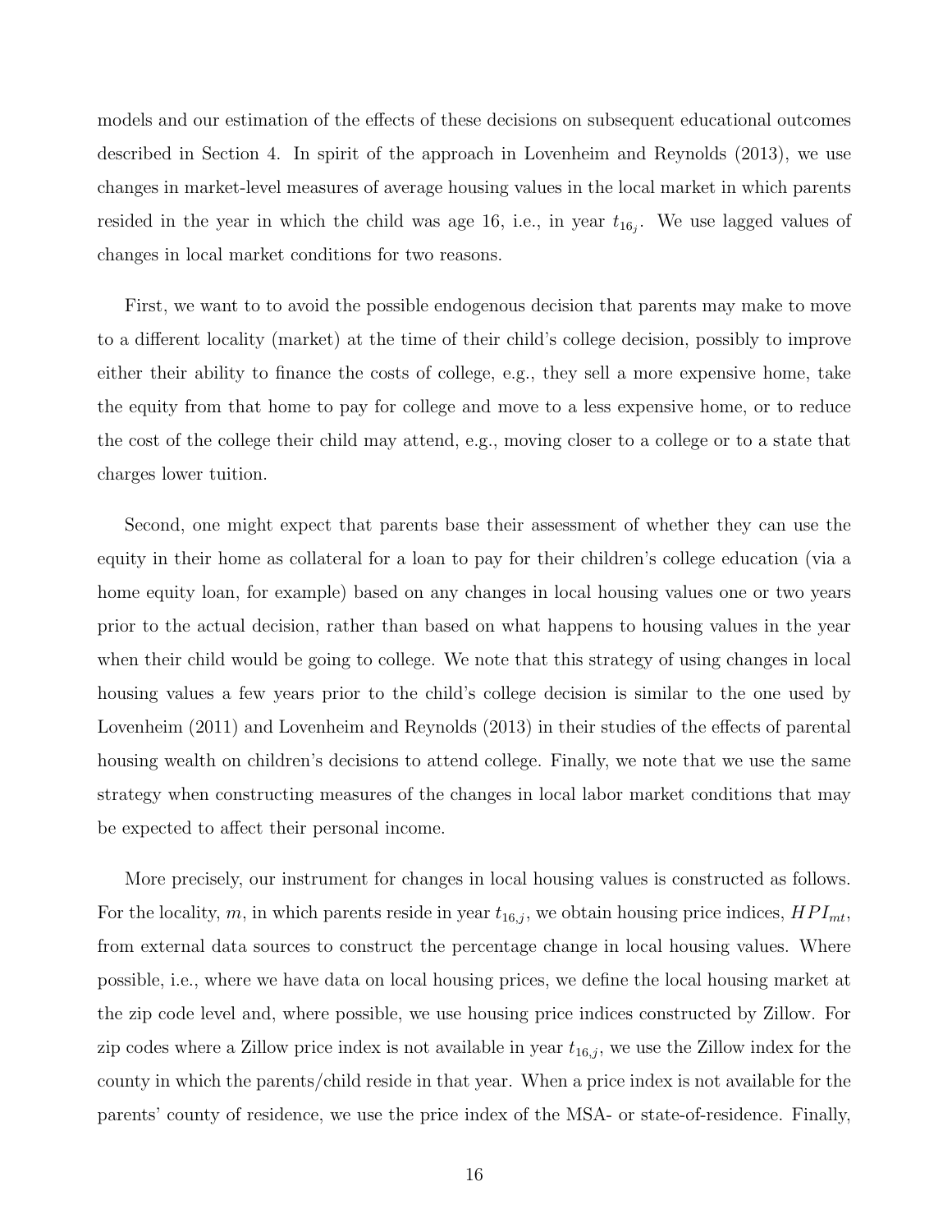models and our estimation of the effects of these decisions on subsequent educational outcomes described in Section 4. In spirit of the approach in Lovenheim and Reynolds (2013), we use changes in market-level measures of average housing values in the local market in which parents resided in the year in which the child was age 16, i.e., in year $t_{16_j}$. We use lagged values of changes in local market conditions for two reasons.

First, we want to to avoid the possible endogenous decision that parents may make to move to a different locality (market) at the time of their child's college decision, possibly to improve either their ability to finance the costs of college, e.g., they sell a more expensive home, take the equity from that home to pay for college and move to a less expensive home, or to reduce the cost of the college their child may attend, e.g., moving closer to a college or to a state that charges lower tuition.

Second, one might expect that parents base their assessment of whether they can use the equity in their home as collateral for a loan to pay for their children's college education (via a home equity loan, for example) based on any changes in local housing values one or two years prior to the actual decision, rather than based on what happens to housing values in the year when their child would be going to college. We note that this strategy of using changes in local housing values a few years prior to the child's college decision is similar to the one used by Lovenheim (2011) and Lovenheim and Reynolds (2013) in their studies of the effects of parental housing wealth on children's decisions to attend college. Finally, we note that we use the same strategy when constructing measures of the changes in local labor market conditions that may be expected to affect their personal income.

More precisely, our instrument for changes in local housing values is constructed as follows. For the locality, $m$, in which parents reside in year $t_{16,j}$, we obtain housing price indices, $HPI_{mt}$, from external data sources to construct the percentage change in local housing values. Where possible, i.e., where we have data on local housing prices, we define the local housing market at the zip code level and, where possible, we use housing price indices constructed by Zillow. For zip codes where a Zillow price index is not available in year $t_{16,j}$, we use the Zillow index for the county in which the parents/child reside in that year. When a price index is not available for the parents' county of residence, we use the price index of the MSA- or state-of-residence. Finally,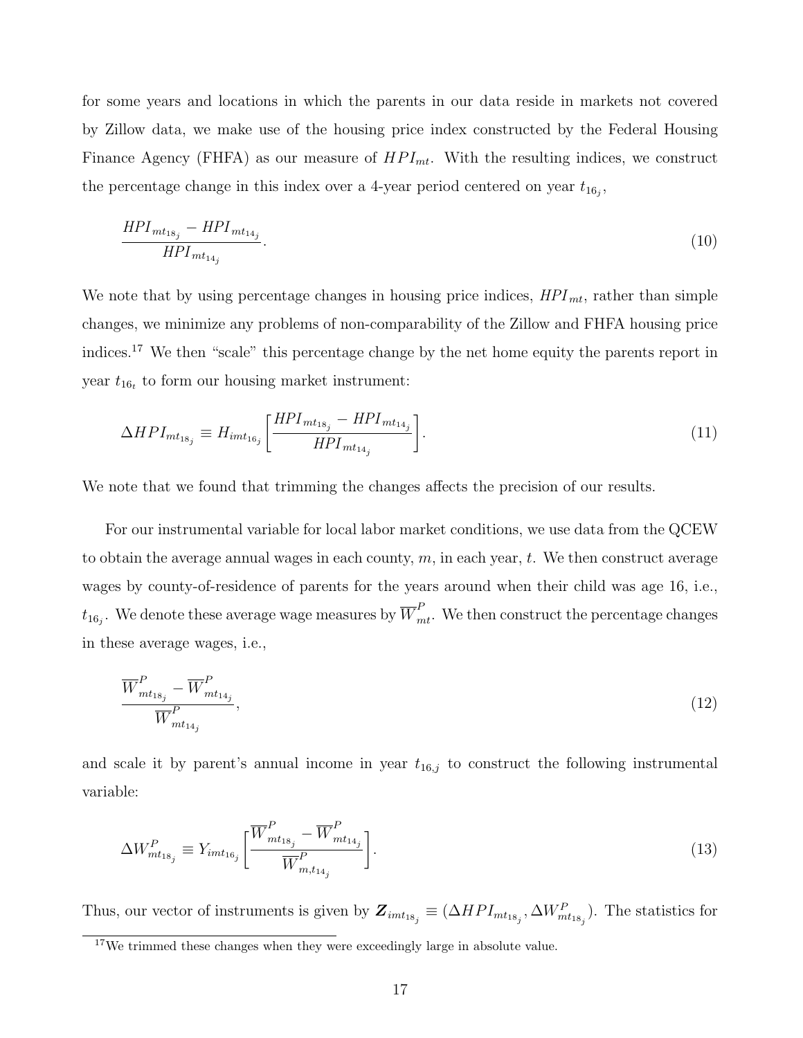for some years and locations in which the parents in our data reside in markets not covered by Zillow data, we make use of the housing price index constructed by the Federal Housing Finance Agency (FHFA) as our measure of $HPI_{mt}$. With the resulting indices, we construct the percentage change in this index over a 4-year period centered on year $t_{16_j}$,

$$\frac{HPI_{mt_{18_j}} - HPI_{mt_{14_j}}}{HPI_{mt_{14_j}}}. \tag{10}$$

We note that by using percentage changes in housing price indices, $HPI_{mt}$, rather than simple changes, we minimize any problems of non-comparability of the Zillow and FHFA housing price indices.[17] We then "scale" this percentage change by the net home equity the parents report in year $t_{16_t}$ to form our housing market instrument:

$$\Delta HPI_{mt_{18_j}} \equiv H_{imt_{16_j}} \left[ \frac{HPI_{mt_{18_j}} - HPI_{mt_{14_j}}}{HPI_{mt_{14_j}}} \right]. \tag{11}$$

We note that we found that trimming the changes affects the precision of our results.

For our instrumental variable for local labor market conditions, we use data from the QCEW to obtain the average annual wages in each county, $m$, in each year, $t$. We then construct average wages by county-of-residence of parents for the years around when their child was age 16, i.e., $t_{16_j}$. We denote these average wage measures by $\overline{W}^P_{mt}$. We then construct the percentage changes in these average wages, i.e.,

$$\frac{\overline{W}^P_{mt_{18_j}} - \overline{W}^P_{mt_{14_j}}}{\overline{W}^P_{mt_{14_j}}}, \tag{12}$$

and scale it by parent's annual income in year $t_{16,j}$ to construct the following instrumental variable:

$$\Delta W^P_{mt_{18_j}} \equiv Y_{imt_{16_j}} \left[ \frac{\overline{W}^P_{mt_{18_j}} - \overline{W}^P_{mt_{14_j}}}{\overline{W}^P_{m,t_{14_j}}} \right]. \tag{13}$$

Thus, our vector of instruments is given by $\boldsymbol{Z}_{imt_{18_j}} \equiv (\Delta HPI_{mt_{18_j}}, \Delta W^P_{mt_{18_j}})$. The statistics for

[17] We trimmed these changes when they were exceedingly large in absolute value.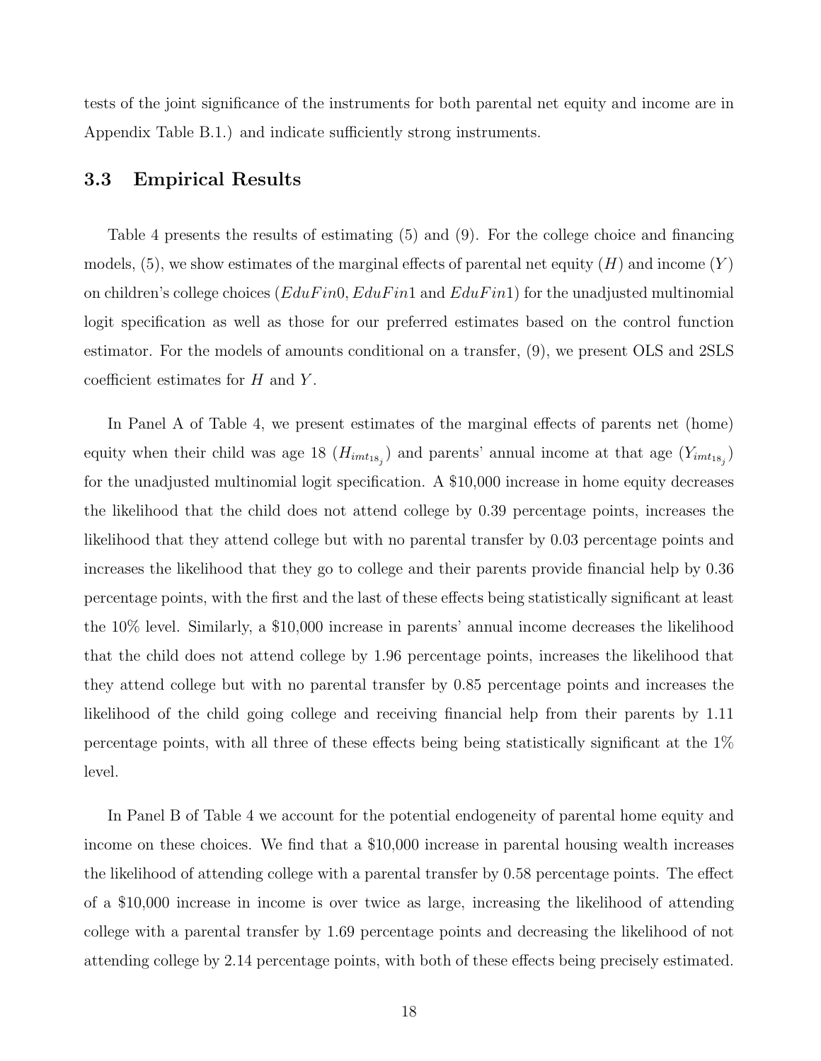tests of the joint significance of the instruments for both parental net equity and income are in Appendix Table B.1.) and indicate sufficiently strong instruments.

## 3.3 Empirical Results

Table 4 presents the results of estimating (5) and (9). For the college choice and financing models, (5), we show estimates of the marginal effects of parental net equity ($H$) and income ($Y$) on children's college choices ($EduFin0$, $EduFin1$ and $EduFin1$) for the unadjusted multinomial logit specification as well as those for our preferred estimates based on the control function estimator. For the models of amounts conditional on a transfer, (9), we present OLS and 2SLS coefficient estimates for $H$ and $Y$.

In Panel A of Table 4, we present estimates of the marginal effects of parents net (home) equity when their child was age 18 ($H_{imt_{18_j}}$) and parents' annual income at that age ($Y_{imt_{18_j}}$) for the unadjusted multinomial logit specification. A \$10,000 increase in home equity decreases the likelihood that the child does not attend college by 0.39 percentage points, increases the likelihood that they attend college but with no parental transfer by 0.03 percentage points and increases the likelihood that they go to college and their parents provide financial help by 0.36 percentage points, with the first and the last of these effects being statistically significant at least the 10% level. Similarly, a \$10,000 increase in parents' annual income decreases the likelihood that the child does not attend college by 1.96 percentage points, increases the likelihood that they attend college but with no parental transfer by 0.85 percentage points and increases the likelihood of the child going college and receiving financial help from their parents by 1.11 percentage points, with all three of these effects being being statistically significant at the 1% level.

In Panel B of Table 4 we account for the potential endogeneity of parental home equity and income on these choices. We find that a \$10,000 increase in parental housing wealth increases the likelihood of attending college with a parental transfer by 0.58 percentage points. The effect of a \$10,000 increase in income is over twice as large, increasing the likelihood of attending college with a parental transfer by 1.69 percentage points and decreasing the likelihood of not attending college by 2.14 percentage points, with both of these effects being precisely estimated.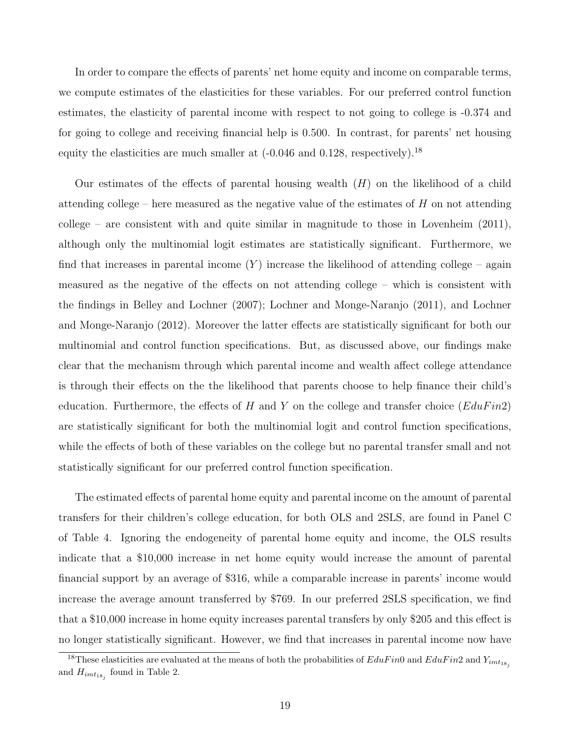In order to compare the effects of parents' net home equity and income on comparable terms, we compute estimates of the elasticities for these variables. For our preferred control function estimates, the elasticity of parental income with respect to not going to college is -0.374 and for going to college and receiving financial help is 0.500. In contrast, for parents' net housing equity the elasticities are much smaller at (-0.046 and 0.128, respectively).[18]

Our estimates of the effects of parental housing wealth ($H$) on the likelihood of a child attending college – here measured as the negative value of the estimates of $H$ on not attending college – are consistent with and quite similar in magnitude to those in Lovenheim (2011), although only the multinomial logit estimates are statistically significant. Furthermore, we find that increases in parental income ($Y$) increase the likelihood of attending college – again measured as the negative of the effects on not attending college – which is consistent with the findings in Belley and Lochner (2007); Lochner and Monge-Naranjo (2011), and Lochner and Monge-Naranjo (2012). Moreover the latter effects are statistically significant for both our multinomial and control function specifications. But, as discussed above, our findings make clear that the mechanism through which parental income and wealth affect college attendance is through their effects on the the likelihood that parents choose to help finance their child's education. Furthermore, the effects of $H$ and $Y$ on the college and transfer choice ($EduFin2$) are statistically significant for both the multinomial logit and control function specifications, while the effects of both of these variables on the college but no parental transfer small and not statistically significant for our preferred control function specification.

The estimated effects of parental home equity and parental income on the amount of parental transfers for their children's college education, for both OLS and 2SLS, are found in Panel C of Table 4. Ignoring the endogeneity of parental home equity and income, the OLS results indicate that a \$10,000 increase in net home equity would increase the amount of parental financial support by an average of \$316, while a comparable increase in parents' income would increase the average amount transferred by \$769. In our preferred 2SLS specification, we find that a \$10,000 increase in home equity increases parental transfers by only \$205 and this effect is no longer statistically significant. However, we find that increases in parental income now have

[18] These elasticities are evaluated at the means of both the probabilities of $EduFin0$ and $EduFin2$ and $Y_{imt_{18_j}}$ and $H_{imt_{18_j}}$ found in Table 2.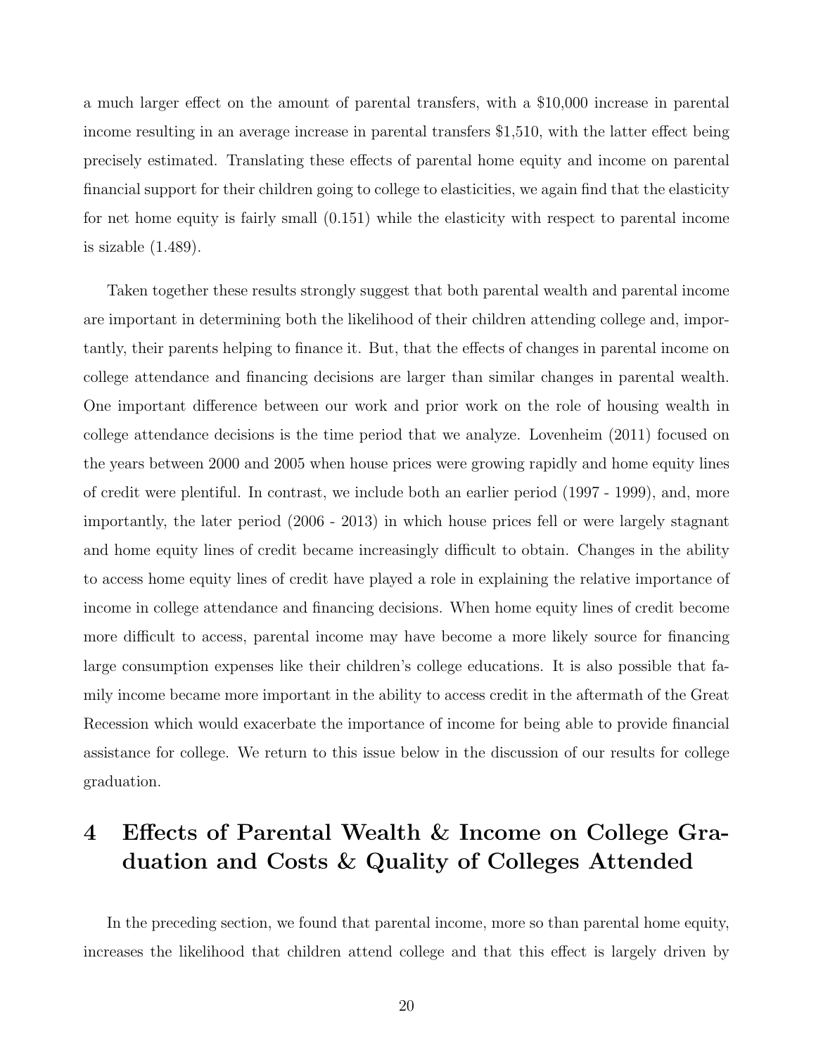a much larger effect on the amount of parental transfers, with a $10,000 increase in parental income resulting in an average increase in parental transfers $1,510, with the latter effect being precisely estimated. Translating these effects of parental home equity and income on parental financial support for their children going to college to elasticities, we again find that the elasticity for net home equity is fairly small (0.151) while the elasticity with respect to parental income is sizable (1.489).

Taken together these results strongly suggest that both parental wealth and parental income are important in determining both the likelihood of their children attending college and, importantly, their parents helping to finance it. But, that the effects of changes in parental income on college attendance and financing decisions are larger than similar changes in parental wealth. One important difference between our work and prior work on the role of housing wealth in college attendance decisions is the time period that we analyze. Lovenheim (2011) focused on the years between 2000 and 2005 when house prices were growing rapidly and home equity lines of credit were plentiful. In contrast, we include both an earlier period (1997 - 1999), and, more importantly, the later period (2006 - 2013) in which house prices fell or were largely stagnant and home equity lines of credit became increasingly difficult to obtain. Changes in the ability to access home equity lines of credit have played a role in explaining the relative importance of income in college attendance and financing decisions. When home equity lines of credit become more difficult to access, parental income may have become a more likely source for financing large consumption expenses like their children's college educations. It is also possible that family income became more important in the ability to access credit in the aftermath of the Great Recession which would exacerbate the importance of income for being able to provide financial assistance for college. We return to this issue below in the discussion of our results for college graduation.

# 4 Effects of Parental Wealth & Income on College Graduation and Costs & Quality of Colleges Attended

In the preceding section, we found that parental income, more so than parental home equity, increases the likelihood that children attend college and that this effect is largely driven by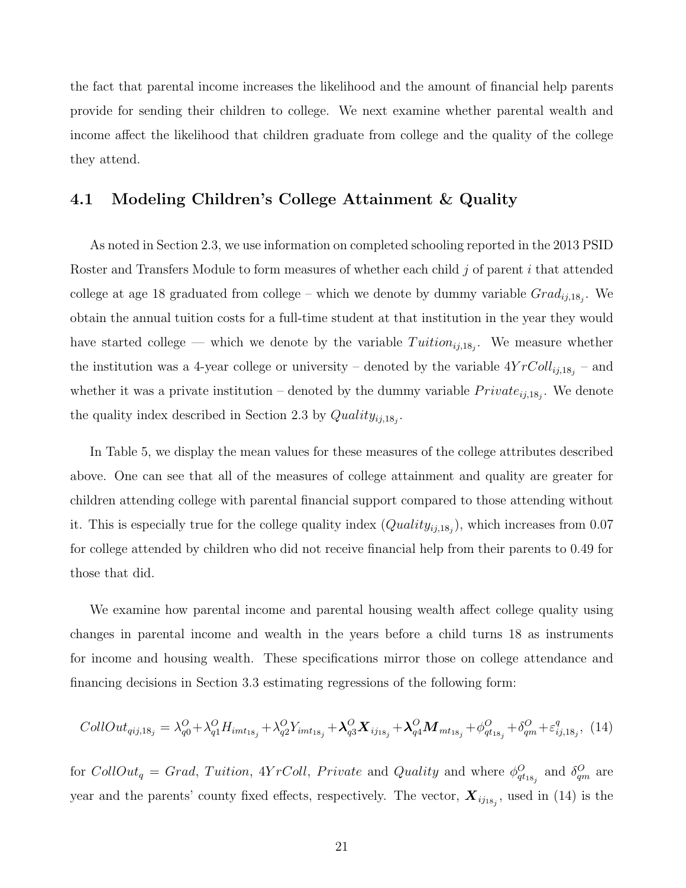the fact that parental income increases the likelihood and the amount of financial help parents provide for sending their children to college. We next examine whether parental wealth and income affect the likelihood that children graduate from college and the quality of the college they attend.

## 4.1 Modeling Children's College Attainment & Quality

As noted in Section 2.3, we use information on completed schooling reported in the 2013 PSID Roster and Transfers Module to form measures of whether each child $j$ of parent $i$ that attended college at age 18 graduated from college – which we denote by dummy variable $Grad_{ij,18_j}$. We obtain the annual tuition costs for a full-time student at that institution in the year they would have started college — which we denote by the variable $Tuition_{ij,18_j}$. We measure whether the institution was a 4-year college or university – denoted by the variable $4YrColl_{ij,18_j}$ – and whether it was a private institution – denoted by the dummy variable $Private_{ij,18_j}$. We denote the quality index described in Section 2.3 by $Quality_{ij,18_j}$.

In Table 5, we display the mean values for these measures of the college attributes described above. One can see that all of the measures of college attainment and quality are greater for children attending college with parental financial support compared to those attending without it. This is especially true for the college quality index ($Quality_{ij,18_j}$), which increases from 0.07 for college attended by children who did not receive financial help from their parents to 0.49 for those that did.

We examine how parental income and parental housing wealth affect college quality using changes in parental income and wealth in the years before a child turns 18 as instruments for income and housing wealth. These specifications mirror those on college attendance and financing decisions in Section 3.3 estimating regressions of the following form:

$$CollOut_{qij,18_j} = \lambda^O_{q0} + \lambda^O_{q1} H_{imt_{18_j}} + \lambda^O_{q2} Y_{imt_{18_j}} + \boldsymbol{\lambda}^O_{q3} \boldsymbol{X}_{ij_{18_j}} + \boldsymbol{\lambda}^O_{q4} \boldsymbol{M}_{mt_{18_j}} + \phi^O_{qt_{18_j}} + \delta^O_{qm} + \varepsilon^q_{ij,18_j}, \quad (14)$$

for $CollOut_q = Grad$, $Tuition$, $4YrColl$, $Private$ and $Quality$ and where $\phi^O_{qt_{18_j}}$ and $\delta^O_{qm}$ are year and the parents' county fixed effects, respectively. The vector, $\boldsymbol{X}_{ij_{18_j}}$, used in (14) is the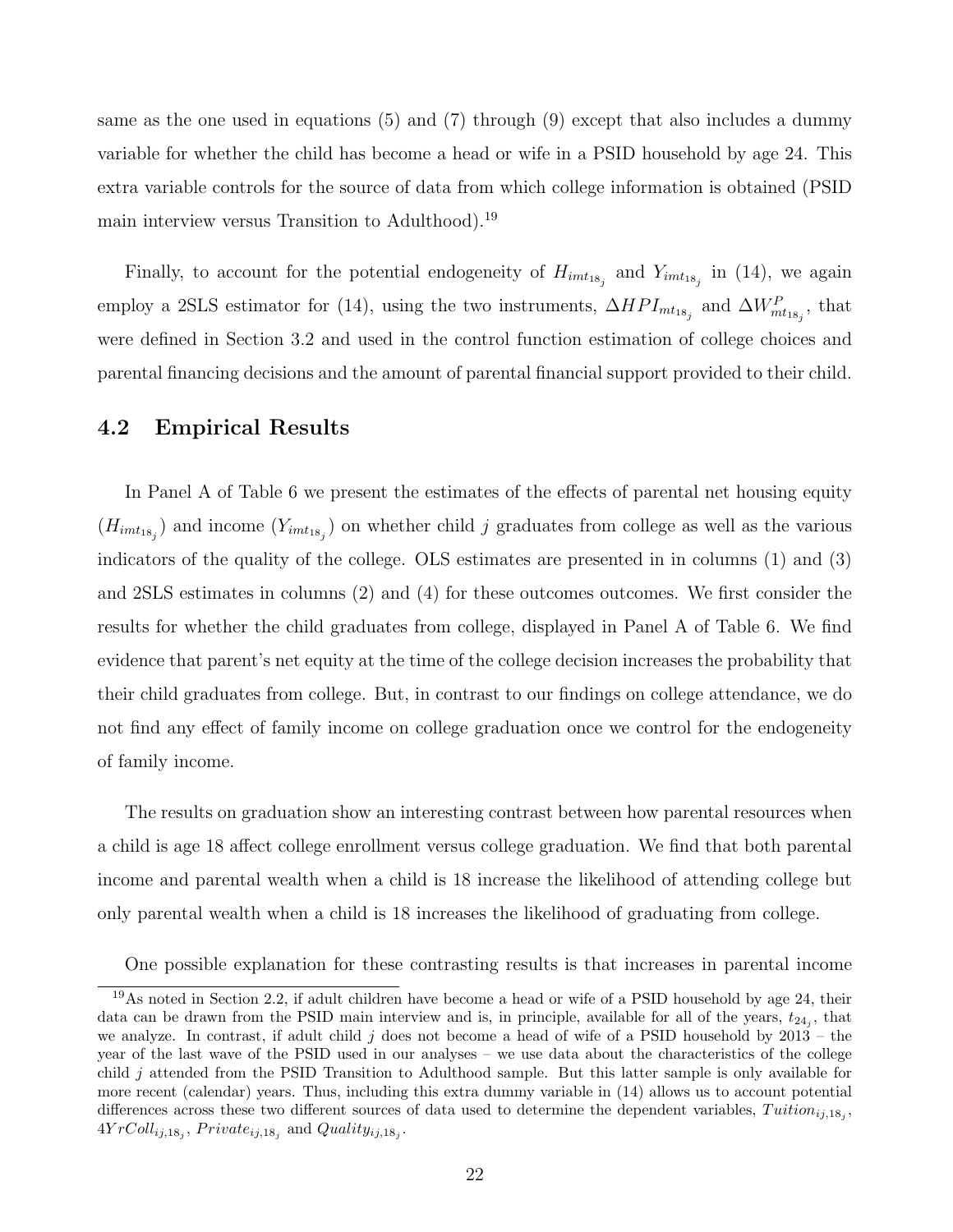same as the one used in equations (5) and (7) through (9) except that also includes a dummy variable for whether the child has become a head or wife in a PSID household by age 24. This extra variable controls for the source of data from which college information is obtained (PSID main interview versus Transition to Adulthood).[19]

Finally, to account for the potential endogeneity of $H_{imt_{18_j}}$ and $Y_{imt_{18_j}}$ in (14), we again employ a 2SLS estimator for (14), using the two instruments, $\Delta HPI_{mt_{18_j}}$ and $\Delta W^P_{mt_{18_j}}$, that were defined in Section 3.2 and used in the control function estimation of college choices and parental financing decisions and the amount of parental financial support provided to their child.

## 4.2 Empirical Results

In Panel A of Table 6 we present the estimates of the effects of parental net housing equity ($H_{imt_{18_j}}$) and income ($Y_{imt_{18_j}}$) on whether child $j$ graduates from college as well as the various indicators of the quality of the college. OLS estimates are presented in in columns (1) and (3) and 2SLS estimates in columns (2) and (4) for these outcomes outcomes. We first consider the results for whether the child graduates from college, displayed in Panel A of Table 6. We find evidence that parent's net equity at the time of the college decision increases the probability that their child graduates from college. But, in contrast to our findings on college attendance, we do not find any effect of family income on college graduation once we control for the endogeneity of family income.

The results on graduation show an interesting contrast between how parental resources when a child is age 18 affect college enrollment versus college graduation. We find that both parental income and parental wealth when a child is 18 increase the likelihood of attending college but only parental wealth when a child is 18 increases the likelihood of graduating from college.

One possible explanation for these contrasting results is that increases in parental income

[19]As noted in Section 2.2, if adult children have become a head or wife of a PSID household by age 24, their data can be drawn from the PSID main interview and is, in principle, available for all of the years, $t_{24_j}$, that we analyze. In contrast, if adult child $j$ does not become a head of wife of a PSID household by 2013 – the year of the last wave of the PSID used in our analyses – we use data about the characteristics of the college child $j$ attended from the PSID Transition to Adulthood sample. But this latter sample is only available for more recent (calendar) years. Thus, including this extra dummy variable in (14) allows us to account potential differences across these two different sources of data used to determine the dependent variables, $Tuition_{ij,18_j}$, $4YrColl_{ij,18_j}$, $Private_{ij,18_j}$ and $Quality_{ij,18_j}$.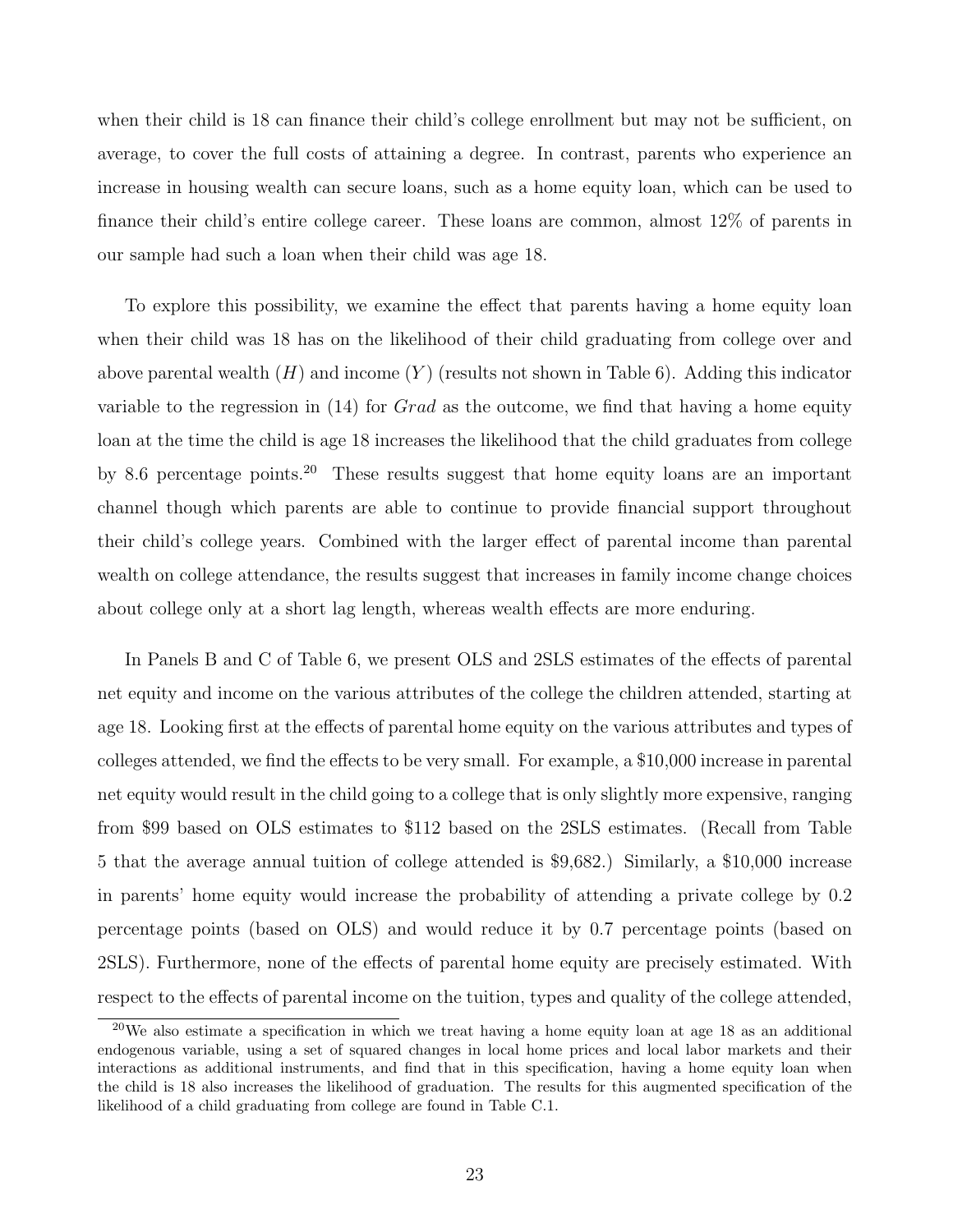when their child is 18 can finance their child's college enrollment but may not be sufficient, on average, to cover the full costs of attaining a degree. In contrast, parents who experience an increase in housing wealth can secure loans, such as a home equity loan, which can be used to finance their child's entire college career. These loans are common, almost 12% of parents in our sample had such a loan when their child was age 18.

To explore this possibility, we examine the effect that parents having a home equity loan when their child was 18 has on the likelihood of their child graduating from college over and above parental wealth ($H$) and income ($Y$) (results not shown in Table 6). Adding this indicator variable to the regression in (14) for $Grad$ as the outcome, we find that having a home equity loan at the time the child is age 18 increases the likelihood that the child graduates from college by 8.6 percentage points.[20] These results suggest that home equity loans are an important channel though which parents are able to continue to provide financial support throughout their child's college years. Combined with the larger effect of parental income than parental wealth on college attendance, the results suggest that increases in family income change choices about college only at a short lag length, whereas wealth effects are more enduring.

In Panels B and C of Table 6, we present OLS and 2SLS estimates of the effects of parental net equity and income on the various attributes of the college the children attended, starting at age 18. Looking first at the effects of parental home equity on the various attributes and types of colleges attended, we find the effects to be very small. For example, a $10,000 increase in parental net equity would result in the child going to a college that is only slightly more expensive, ranging from $99 based on OLS estimates to $112 based on the 2SLS estimates. (Recall from Table 5 that the average annual tuition of college attended is $9,682.) Similarly, a $10,000 increase in parents' home equity would increase the probability of attending a private college by 0.2 percentage points (based on OLS) and would reduce it by 0.7 percentage points (based on 2SLS). Furthermore, none of the effects of parental home equity are precisely estimated. With respect to the effects of parental income on the tuition, types and quality of the college attended,

[20]We also estimate a specification in which we treat having a home equity loan at age 18 as an additional endogenous variable, using a set of squared changes in local home prices and local labor markets and their interactions as additional instruments, and find that in this specification, having a home equity loan when the child is 18 also increases the likelihood of graduation. The results for this augmented specification of the likelihood of a child graduating from college are found in Table C.1.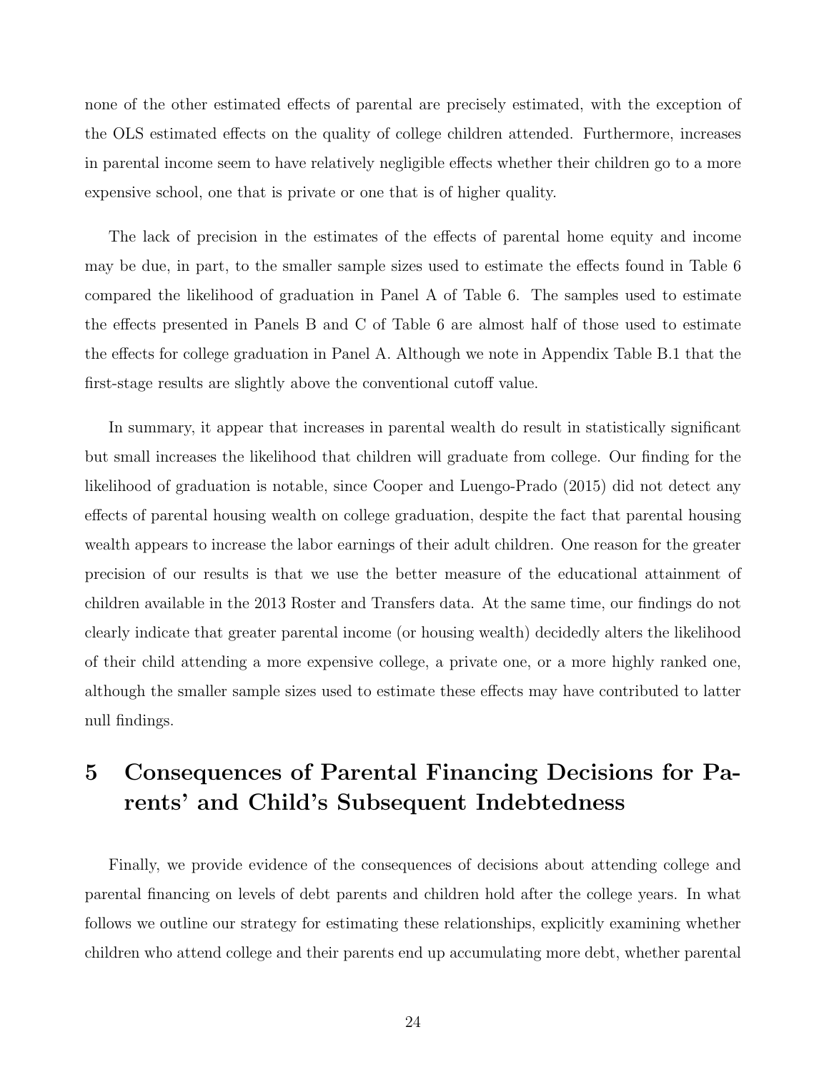none of the other estimated effects of parental are precisely estimated, with the exception of the OLS estimated effects on the quality of college children attended. Furthermore, increases in parental income seem to have relatively negligible effects whether their children go to a more expensive school, one that is private or one that is of higher quality.

The lack of precision in the estimates of the effects of parental home equity and income may be due, in part, to the smaller sample sizes used to estimate the effects found in Table 6 compared the likelihood of graduation in Panel A of Table 6. The samples used to estimate the effects presented in Panels B and C of Table 6 are almost half of those used to estimate the effects for college graduation in Panel A. Although we note in Appendix Table B.1 that the first-stage results are slightly above the conventional cutoff value.

In summary, it appear that increases in parental wealth do result in statistically significant but small increases the likelihood that children will graduate from college. Our finding for the likelihood of graduation is notable, since Cooper and Luengo-Prado (2015) did not detect any effects of parental housing wealth on college graduation, despite the fact that parental housing wealth appears to increase the labor earnings of their adult children. One reason for the greater precision of our results is that we use the better measure of the educational attainment of children available in the 2013 Roster and Transfers data. At the same time, our findings do not clearly indicate that greater parental income (or housing wealth) decidedly alters the likelihood of their child attending a more expensive college, a private one, or a more highly ranked one, although the smaller sample sizes used to estimate these effects may have contributed to latter null findings.

# 5 Consequences of Parental Financing Decisions for Parents' and Child's Subsequent Indebtedness

Finally, we provide evidence of the consequences of decisions about attending college and parental financing on levels of debt parents and children hold after the college years. In what follows we outline our strategy for estimating these relationships, explicitly examining whether children who attend college and their parents end up accumulating more debt, whether parental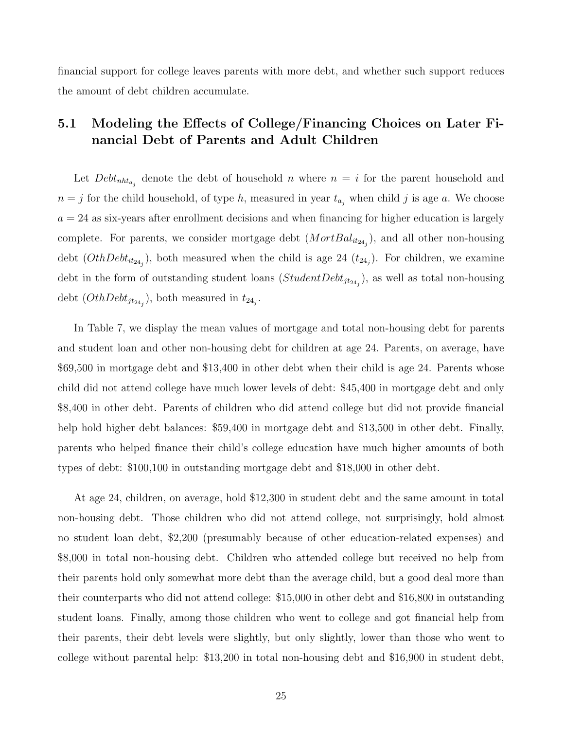financial support for college leaves parents with more debt, and whether such support reduces the amount of debt children accumulate.

## 5.1 Modeling the Effects of College/Financing Choices on Later Financial Debt of Parents and Adult Children

Let $Debt_{nht_{a_j}}$ denote the debt of household $n$ where $n = i$ for the parent household and $n = j$ for the child household, of type $h$, measured in year $t_{a_j}$ when child $j$ is age $a$. We choose $a = 24$ as six-years after enrollment decisions and when financing for higher education is largely complete. For parents, we consider mortgage debt ($MortBal_{it_{24_j}}$), and all other non-housing debt ($OthDebt_{it_{24_j}}$), both measured when the child is age 24 ($t_{24_j}$). For children, we examine debt in the form of outstanding student loans ($StudentDebt_{jt_{24_j}}$), as well as total non-housing debt ($OthDebt_{jt_{24_j}}$), both measured in $t_{24_j}$.

In Table 7, we display the mean values of mortgage and total non-housing debt for parents and student loan and other non-housing debt for children at age 24. Parents, on average, have $69,500 in mortgage debt and $13,400 in other debt when their child is age 24. Parents whose child did not attend college have much lower levels of debt: $45,400 in mortgage debt and only $8,400 in other debt. Parents of children who did attend college but did not provide financial help hold higher debt balances: $59,400 in mortgage debt and $13,500 in other debt. Finally, parents who helped finance their child's college education have much higher amounts of both types of debt: $100,100 in outstanding mortgage debt and $18,000 in other debt.

At age 24, children, on average, hold $12,300 in student debt and the same amount in total non-housing debt. Those children who did not attend college, not surprisingly, hold almost no student loan debt, $2,200 (presumably because of other education-related expenses) and $8,000 in total non-housing debt. Children who attended college but received no help from their parents hold only somewhat more debt than the average child, but a good deal more than their counterparts who did not attend college: $15,000 in other debt and $16,800 in outstanding student loans. Finally, among those children who went to college and got financial help from their parents, their debt levels were slightly, but only slightly, lower than those who went to college without parental help: $13,200 in total non-housing debt and $16,900 in student debt,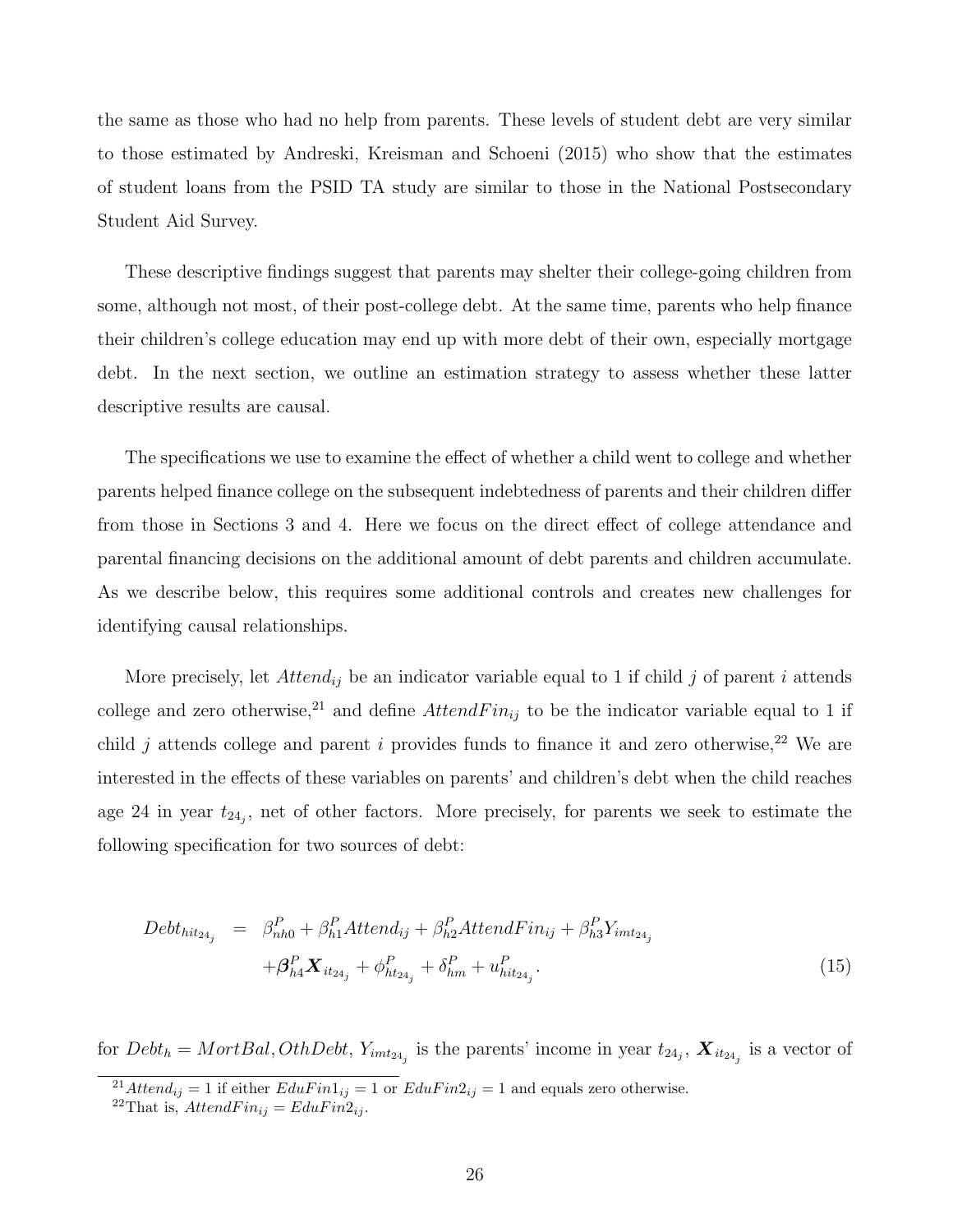the same as those who had no help from parents. These levels of student debt are very similar to those estimated by Andreski, Kreisman and Schoeni (2015) who show that the estimates of student loans from the PSID TA study are similar to those in the National Postsecondary Student Aid Survey.

These descriptive findings suggest that parents may shelter their college-going children from some, although not most, of their post-college debt. At the same time, parents who help finance their children's college education may end up with more debt of their own, especially mortgage debt. In the next section, we outline an estimation strategy to assess whether these latter descriptive results are causal.

The specifications we use to examine the effect of whether a child went to college and whether parents helped finance college on the subsequent indebtedness of parents and their children differ from those in Sections 3 and 4. Here we focus on the direct effect of college attendance and parental financing decisions on the additional amount of debt parents and children accumulate. As we describe below, this requires some additional controls and creates new challenges for identifying causal relationships.

More precisely, let $Attend_{ij}$ be an indicator variable equal to 1 if child $j$ of parent $i$ attends college and zero otherwise,[21] and define $AttendFin_{ij}$ to be the indicator variable equal to 1 if child $j$ attends college and parent $i$ provides funds to finance it and zero otherwise,[22] We are interested in the effects of these variables on parents' and children's debt when the child reaches age 24 in year $t_{24_j}$, net of other factors. More precisely, for parents we seek to estimate the following specification for two sources of debt:

$$
\begin{aligned}
Debt_{hit_{24_j}} &= \beta^P_{nh0} + \beta^P_{h1} Attend_{ij} + \beta^P_{h2} AttendFin_{ij} + \beta^P_{h3} Y_{imt_{24_j}} \\
&\quad + \boldsymbol{\beta}^P_{h4} \boldsymbol{X}_{it_{24_j}} + \phi^P_{ht_{24_j}} + \delta^P_{hm} + u^P_{hit_{24_j}}. \qquad (15)
\end{aligned}
$$

for $Debt_h = MortBal, OthDebt$, $Y_{imt_{24_j}}$ is the parents' income in year $t_{24_j}$, $\boldsymbol{X}_{it_{24_j}}$ is a vector of

[21] $Attend_{ij} = 1$ if either $EduFin1_{ij} = 1$ or $EduFin2_{ij} = 1$ and equals zero otherwise.

[22] That is, $AttendFin_{ij} = EduFin2_{ij}$.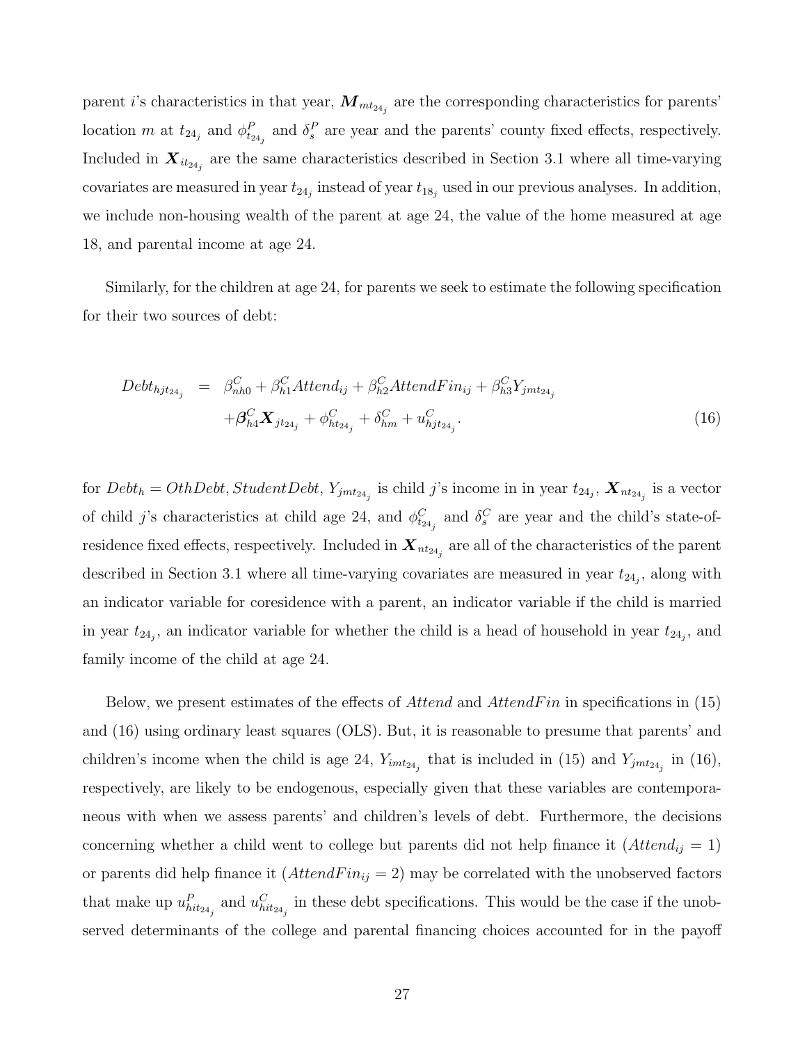parent $i$'s characteristics in that year, $\boldsymbol{M}_{mt_{24_j}}$ are the corresponding characteristics for parents' location $m$ at $t_{24_j}$ and $\phi^P_{t_{24_j}}$ and $\delta^P_s$ are year and the parents' county fixed effects, respectively. Included in $\boldsymbol{X}_{it_{24_j}}$ are the same characteristics described in Section 3.1 where all time-varying covariates are measured in year $t_{24_j}$ instead of year $t_{18_j}$ used in our previous analyses. In addition, we include non-housing wealth of the parent at age 24, the value of the home measured at age 18, and parental income at age 24.

Similarly, for the children at age 24, for parents we seek to estimate the following specification for their two sources of debt:

$$
\begin{aligned}
Debt_{hjt_{24_j}} \quad = \quad & \beta^C_{nh0} + \beta^C_{h1} Attend_{ij} + \beta^C_{h2} AttendFin_{ij} + \beta^C_{h3} Y_{jmt_{24_j}} \\
& + \boldsymbol{\beta}^C_{h4} \boldsymbol{X}_{jt_{24_j}} + \phi^C_{ht_{24_j}} + \delta^C_{hm} + u^C_{hjt_{24_j}}. \qquad (16)
\end{aligned}
$$

for $Debt_h = OthDebt, StudentDebt$, $Y_{jmt_{24_j}}$ is child $j$'s income in in year $t_{24_j}$, $\boldsymbol{X}_{nt_{24_j}}$ is a vector of child $j$'s characteristics at child age 24, and $\phi^C_{t_{24_j}}$ and $\delta^C_s$ are year and the child's state-of-residence fixed effects, respectively. Included in $\boldsymbol{X}_{nt_{24_j}}$ are all of the characteristics of the parent described in Section 3.1 where all time-varying covariates are measured in year $t_{24_j}$, along with an indicator variable for coresidence with a parent, an indicator variable if the child is married in year $t_{24_j}$, an indicator variable for whether the child is a head of household in year $t_{24_j}$, and family income of the child at age 24.

Below, we present estimates of the effects of *Attend* and *AttendFin* in specifications in (15) and (16) using ordinary least squares (OLS). But, it is reasonable to presume that parents' and children's income when the child is age 24, $Y_{imt_{24_j}}$ that is included in (15) and $Y_{jmt_{24_j}}$ in (16), respectively, are likely to be endogenous, especially given that these variables are contemporaneous with when we assess parents' and children's levels of debt. Furthermore, the decisions concerning whether a child went to college but parents did not help finance it ($Attend_{ij} = 1$) or parents did help finance it ($AttendFin_{ij} = 2$) may be correlated with the unobserved factors that make up $u^P_{hit_{24_j}}$ and $u^C_{hit_{24_j}}$ in these debt specifications. This would be the case if the unobserved determinants of the college and parental financing choices accounted for in the payoff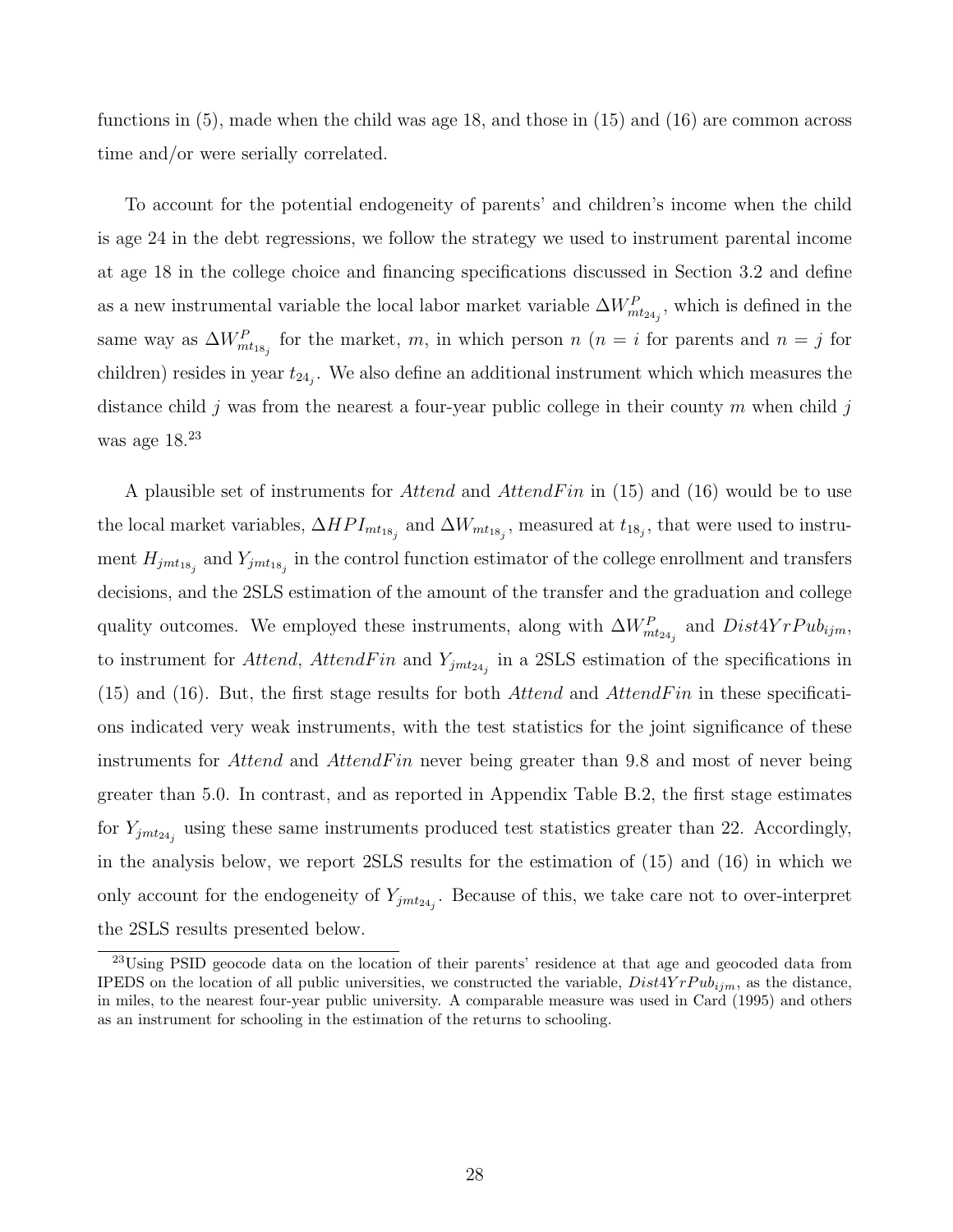functions in (5), made when the child was age 18, and those in (15) and (16) are common across time and/or were serially correlated.

To account for the potential endogeneity of parents' and children's income when the child is age 24 in the debt regressions, we follow the strategy we used to instrument parental income at age 18 in the college choice and financing specifications discussed in Section 3.2 and define as a new instrumental variable the local labor market variable $\Delta W^P_{mt_{24_j}}$, which is defined in the same way as $\Delta W^P_{mt_{18_j}}$ for the market, $m$, in which person $n$ ($n = i$ for parents and $n = j$ for children) resides in year $t_{24_j}$. We also define an additional instrument which which measures the distance child $j$ was from the nearest a four-year public college in their county $m$ when child $j$ was age 18.[23]

A plausible set of instruments for *Attend* and *AttendFin* in (15) and (16) would be to use the local market variables, $\Delta HPI_{mt_{18_j}}$ and $\Delta W_{mt_{18_j}}$, measured at $t_{18_j}$, that were used to instrument $H_{jmt_{18_j}}$ and $Y_{jmt_{18_j}}$ in the control function estimator of the college enrollment and transfers decisions, and the 2SLS estimation of the amount of the transfer and the graduation and college quality outcomes. We employed these instruments, along with $\Delta W^P_{mt_{24_j}}$ and $Dist4YrPub_{ijm}$, to instrument for *Attend*, *AttendFin* and $Y_{jmt_{24_j}}$ in a 2SLS estimation of the specifications in (15) and (16). But, the first stage results for both *Attend* and *AttendFin* in these specifications indicated very weak instruments, with the test statistics for the joint significance of these instruments for *Attend* and *AttendFin* never being greater than 9.8 and most of never being greater than 5.0. In contrast, and as reported in Appendix Table B.2, the first stage estimates for $Y_{jmt_{24_j}}$ using these same instruments produced test statistics greater than 22. Accordingly, in the analysis below, we report 2SLS results for the estimation of (15) and (16) in which we only account for the endogeneity of $Y_{jmt_{24_j}}$. Because of this, we take care not to over-interpret the 2SLS results presented below.

[23]Using PSID geocode data on the location of their parents' residence at that age and geocoded data from IPEDS on the location of all public universities, we constructed the variable, $Dist4YrPub_{ijm}$, as the distance, in miles, to the nearest four-year public university. A comparable measure was used in Card (1995) and others as an instrument for schooling in the estimation of the returns to schooling.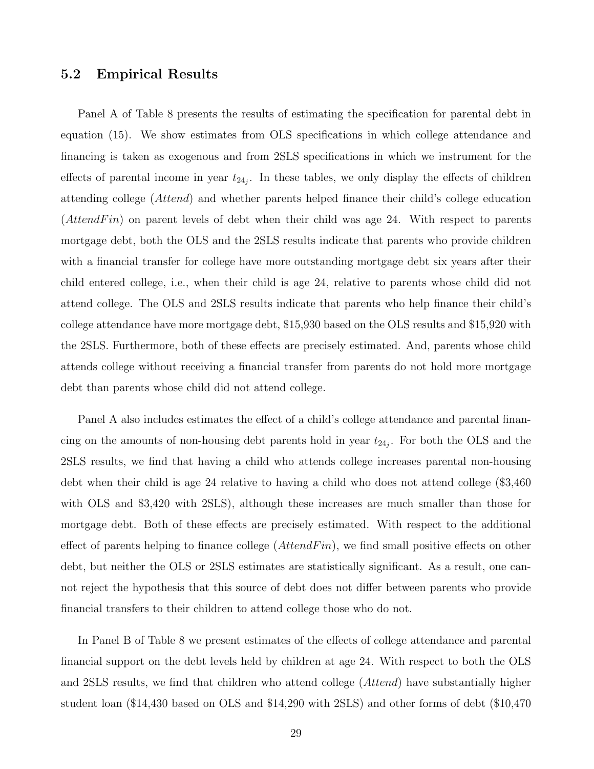## 5.2 Empirical Results

Panel A of Table 8 presents the results of estimating the specification for parental debt in equation (15). We show estimates from OLS specifications in which college attendance and financing is taken as exogenous and from 2SLS specifications in which we instrument for the effects of parental income in year $t_{24_j}$. In these tables, we only display the effects of children attending college (*Attend*) and whether parents helped finance their child's college education (*AttendFin*) on parent levels of debt when their child was age 24. With respect to parents mortgage debt, both the OLS and the 2SLS results indicate that parents who provide children with a financial transfer for college have more outstanding mortgage debt six years after their child entered college, i.e., when their child is age 24, relative to parents whose child did not attend college. The OLS and 2SLS results indicate that parents who help finance their child's college attendance have more mortgage debt, $15,930 based on the OLS results and $15,920 with the 2SLS. Furthermore, both of these effects are precisely estimated. And, parents whose child attends college without receiving a financial transfer from parents do not hold more mortgage debt than parents whose child did not attend college.

Panel A also includes estimates the effect of a child's college attendance and parental financing on the amounts of non-housing debt parents hold in year $t_{24_j}$. For both the OLS and the 2SLS results, we find that having a child who attends college increases parental non-housing debt when their child is age 24 relative to having a child who does not attend college ($3,460 with OLS and $3,420 with 2SLS), although these increases are much smaller than those for mortgage debt. Both of these effects are precisely estimated. With respect to the additional effect of parents helping to finance college (*AttendFin*), we find small positive effects on other debt, but neither the OLS or 2SLS estimates are statistically significant. As a result, one cannot reject the hypothesis that this source of debt does not differ between parents who provide financial transfers to their children to attend college those who do not.

In Panel B of Table 8 we present estimates of the effects of college attendance and parental financial support on the debt levels held by children at age 24. With respect to both the OLS and 2SLS results, we find that children who attend college (*Attend*) have substantially higher student loan ($14,430 based on OLS and $14,290 with 2SLS) and other forms of debt ($10,470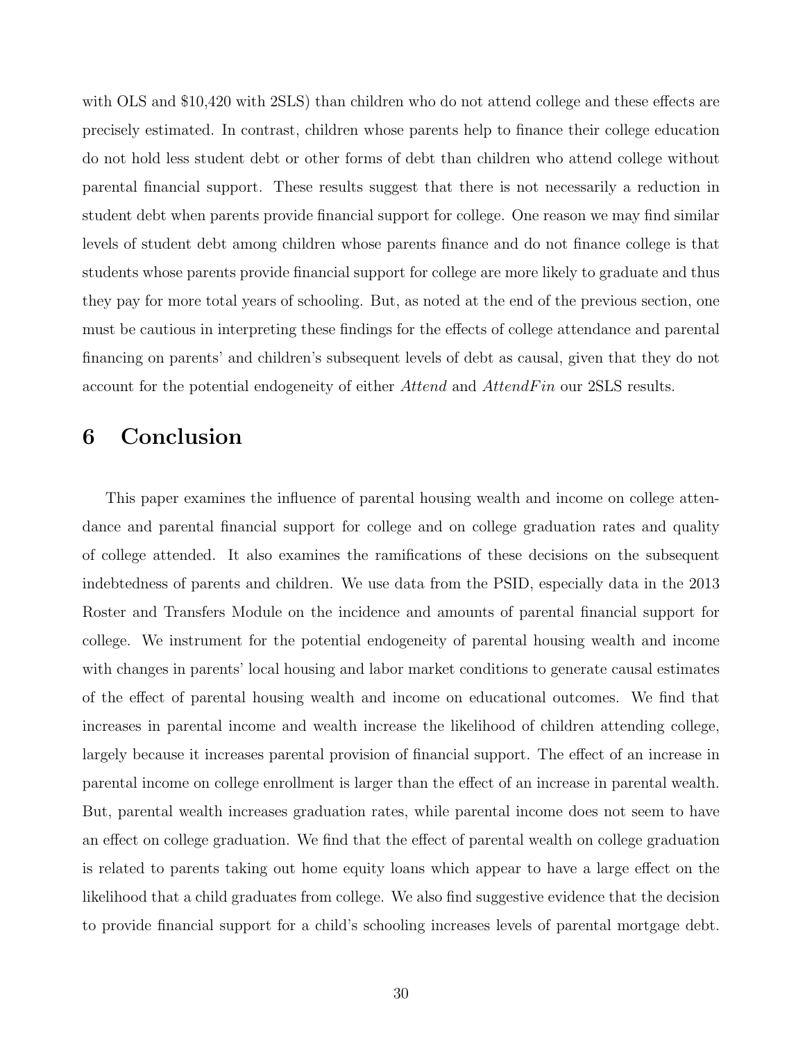with OLS and $10,420 with 2SLS) than children who do not attend college and these effects are precisely estimated. In contrast, children whose parents help to finance their college education do not hold less student debt or other forms of debt than children who attend college without parental financial support. These results suggest that there is not necessarily a reduction in student debt when parents provide financial support for college. One reason we may find similar levels of student debt among children whose parents finance and do not finance college is that students whose parents provide financial support for college are more likely to graduate and thus they pay for more total years of schooling. But, as noted at the end of the previous section, one must be cautious in interpreting these findings for the effects of college attendance and parental financing on parents' and children's subsequent levels of debt as causal, given that they do not account for the potential endogeneity of either *Attend* and *AttendFin* our 2SLS results.

# 6 Conclusion

This paper examines the influence of parental housing wealth and income on college attendance and parental financial support for college and on college graduation rates and quality of college attended. It also examines the ramifications of these decisions on the subsequent indebtedness of parents and children. We use data from the PSID, especially data in the 2013 Roster and Transfers Module on the incidence and amounts of parental financial support for college. We instrument for the potential endogeneity of parental housing wealth and income with changes in parents' local housing and labor market conditions to generate causal estimates of the effect of parental housing wealth and income on educational outcomes. We find that increases in parental income and wealth increase the likelihood of children attending college, largely because it increases parental provision of financial support. The effect of an increase in parental income on college enrollment is larger than the effect of an increase in parental wealth. But, parental wealth increases graduation rates, while parental income does not seem to have an effect on college graduation. We find that the effect of parental wealth on college graduation is related to parents taking out home equity loans which appear to have a large effect on the likelihood that a child graduates from college. We also find suggestive evidence that the decision to provide financial support for a child's schooling increases levels of parental mortgage debt.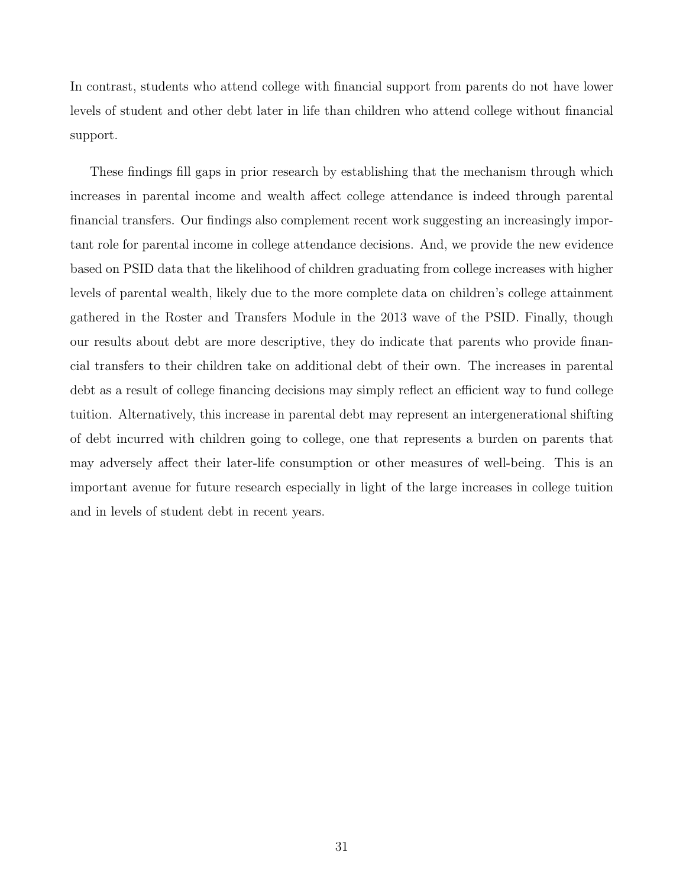In contrast, students who attend college with financial support from parents do not have lower levels of student and other debt later in life than children who attend college without financial support.

These findings fill gaps in prior research by establishing that the mechanism through which increases in parental income and wealth affect college attendance is indeed through parental financial transfers. Our findings also complement recent work suggesting an increasingly important role for parental income in college attendance decisions. And, we provide the new evidence based on PSID data that the likelihood of children graduating from college increases with higher levels of parental wealth, likely due to the more complete data on children's college attainment gathered in the Roster and Transfers Module in the 2013 wave of the PSID. Finally, though our results about debt are more descriptive, they do indicate that parents who provide financial transfers to their children take on additional debt of their own. The increases in parental debt as a result of college financing decisions may simply reflect an efficient way to fund college tuition. Alternatively, this increase in parental debt may represent an intergenerational shifting of debt incurred with children going to college, one that represents a burden on parents that may adversely affect their later-life consumption or other measures of well-being. This is an important avenue for future research especially in light of the large increases in college tuition and in levels of student debt in recent years.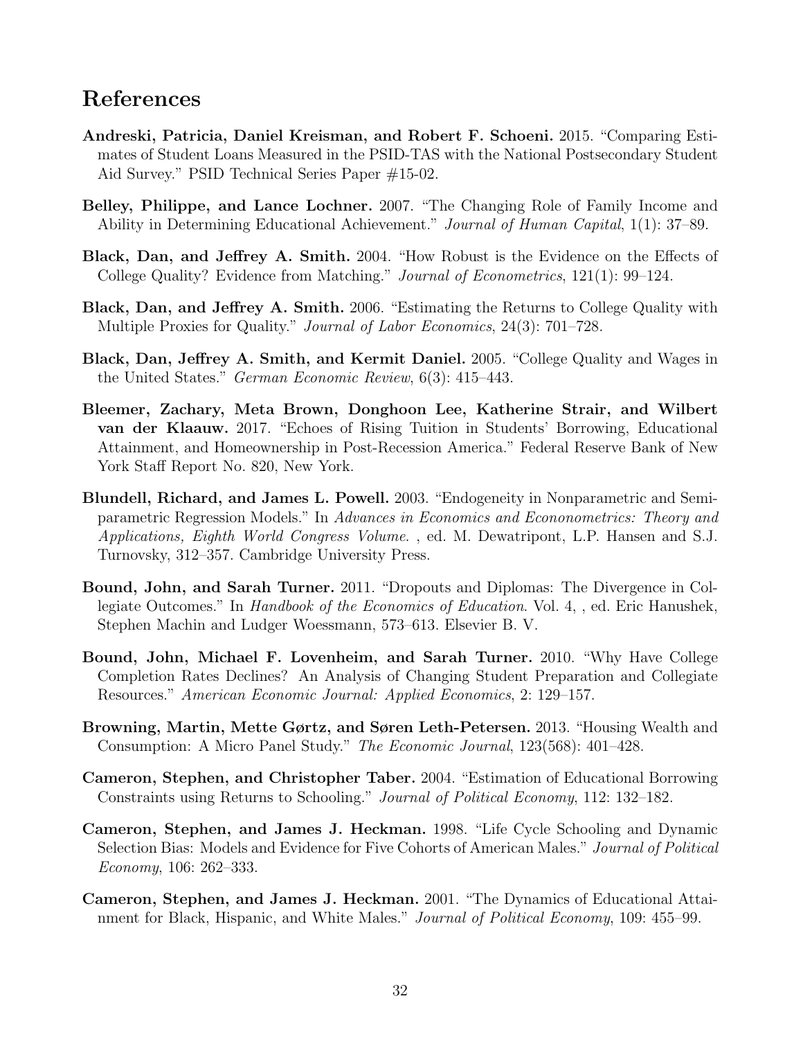# References

**Andreski, Patricia, Daniel Kreisman, and Robert F. Schoeni.** 2015. "Comparing Estimates of Student Loans Measured in the PSID-TAS with the National Postsecondary Student Aid Survey." PSID Technical Series Paper #15-02.

**Belley, Philippe, and Lance Lochner.** 2007. "The Changing Role of Family Income and Ability in Determining Educational Achievement." *Journal of Human Capital*, 1(1): 37–89.

**Black, Dan, and Jeffrey A. Smith.** 2004. "How Robust is the Evidence on the Effects of College Quality? Evidence from Matching." *Journal of Econometrics*, 121(1): 99–124.

**Black, Dan, and Jeffrey A. Smith.** 2006. "Estimating the Returns to College Quality with Multiple Proxies for Quality." *Journal of Labor Economics*, 24(3): 701–728.

**Black, Dan, Jeffrey A. Smith, and Kermit Daniel.** 2005. "College Quality and Wages in the United States." *German Economic Review*, 6(3): 415–443.

**Bleemer, Zachary, Meta Brown, Donghoon Lee, Katherine Strair, and Wilbert van der Klaauw.** 2017. "Echoes of Rising Tuition in Students' Borrowing, Educational Attainment, and Homeownership in Post-Recession America." Federal Reserve Bank of New York Staff Report No. 820, New York.

**Blundell, Richard, and James L. Powell.** 2003. "Endogeneity in Nonparametric and Semiparametric Regression Models." In *Advances in Economics and Econonometrics: Theory and Applications, Eighth World Congress Volume.* , ed. M. Dewatripont, L.P. Hansen and S.J. Turnovsky, 312–357. Cambridge University Press.

**Bound, John, and Sarah Turner.** 2011. "Dropouts and Diplomas: The Divergence in Collegiate Outcomes." In *Handbook of the Economics of Education*. Vol. 4, , ed. Eric Hanushek, Stephen Machin and Ludger Woessmann, 573–613. Elsevier B. V.

**Bound, John, Michael F. Lovenheim, and Sarah Turner.** 2010. "Why Have College Completion Rates Declines? An Analysis of Changing Student Preparation and Collegiate Resources." *American Economic Journal: Applied Economics*, 2: 129–157.

**Browning, Martin, Mette Gørtz, and Søren Leth-Petersen.** 2013. "Housing Wealth and Consumption: A Micro Panel Study." *The Economic Journal*, 123(568): 401–428.

**Cameron, Stephen, and Christopher Taber.** 2004. "Estimation of Educational Borrowing Constraints using Returns to Schooling." *Journal of Political Economy*, 112: 132–182.

**Cameron, Stephen, and James J. Heckman.** 1998. "Life Cycle Schooling and Dynamic Selection Bias: Models and Evidence for Five Cohorts of American Males." *Journal of Political Economy*, 106: 262–333.

**Cameron, Stephen, and James J. Heckman.** 2001. "The Dynamics of Educational Attainment for Black, Hispanic, and White Males." *Journal of Political Economy*, 109: 455–99.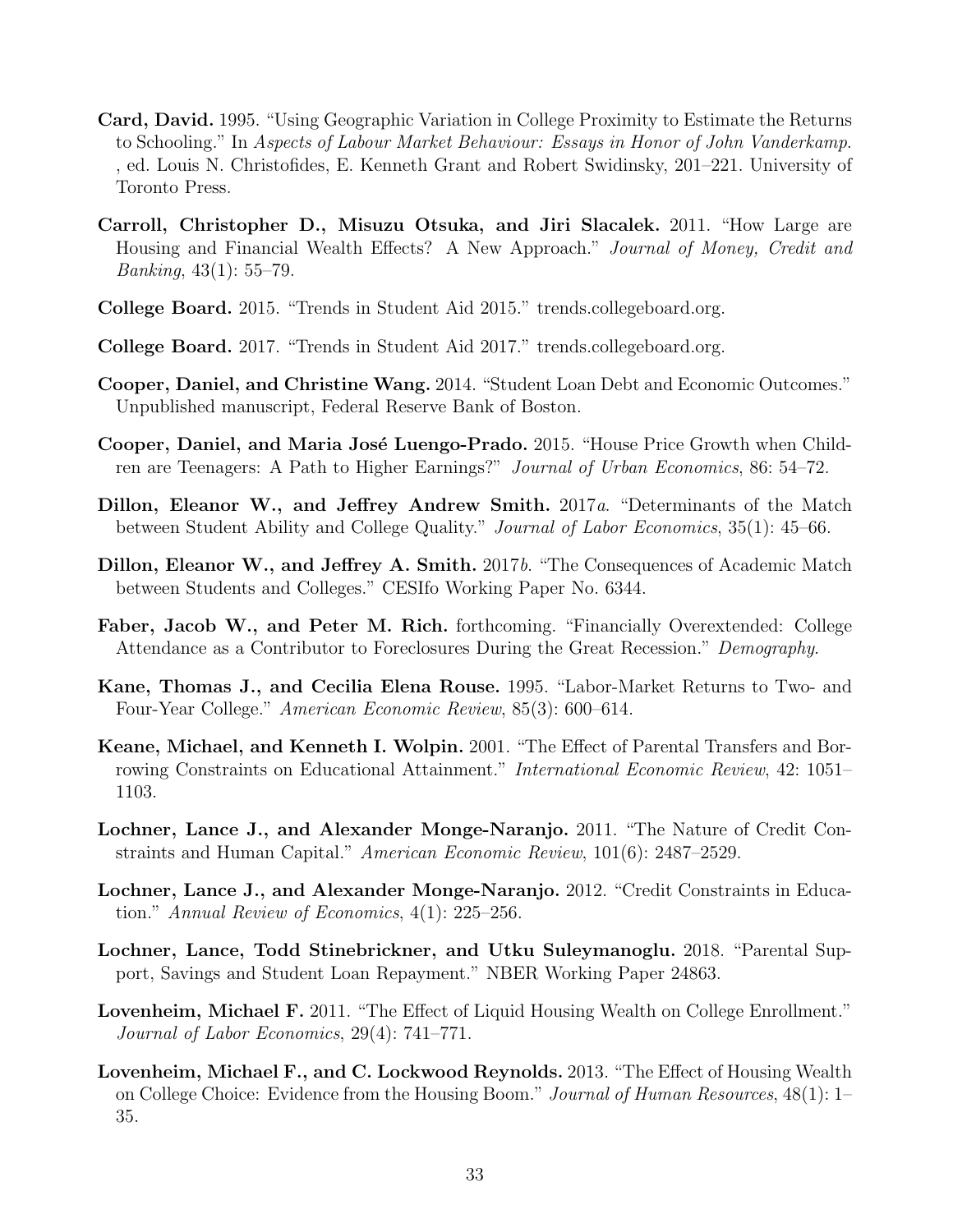**Card, David.** 1995. "Using Geographic Variation in College Proximity to Estimate the Returns to Schooling." In *Aspects of Labour Market Behaviour: Essays in Honor of John Vanderkamp.* , ed. Louis N. Christofides, E. Kenneth Grant and Robert Swidinsky, 201–221. University of Toronto Press.

**Carroll, Christopher D., Misuzu Otsuka, and Jiri Slacalek.** 2011. "How Large are Housing and Financial Wealth Effects? A New Approach." *Journal of Money, Credit and Banking*, 43(1): 55–79.

**College Board.** 2015. "Trends in Student Aid 2015." trends.collegeboard.org.

**College Board.** 2017. "Trends in Student Aid 2017." trends.collegeboard.org.

**Cooper, Daniel, and Christine Wang.** 2014. "Student Loan Debt and Economic Outcomes." Unpublished manuscript, Federal Reserve Bank of Boston.

**Cooper, Daniel, and Maria José Luengo-Prado.** 2015. "House Price Growth when Children are Teenagers: A Path to Higher Earnings?" *Journal of Urban Economics*, 86: 54–72.

**Dillon, Eleanor W., and Jeffrey Andrew Smith.** 2017*a*. "Determinants of the Match between Student Ability and College Quality." *Journal of Labor Economics*, 35(1): 45–66.

**Dillon, Eleanor W., and Jeffrey A. Smith.** 2017*b*. "The Consequences of Academic Match between Students and Colleges." CESIfo Working Paper No. 6344.

**Faber, Jacob W., and Peter M. Rich.** forthcoming. "Financially Overextended: College Attendance as a Contributor to Foreclosures During the Great Recession." *Demography*.

**Kane, Thomas J., and Cecilia Elena Rouse.** 1995. "Labor-Market Returns to Two- and Four-Year College." *American Economic Review*, 85(3): 600–614.

**Keane, Michael, and Kenneth I. Wolpin.** 2001. "The Effect of Parental Transfers and Borrowing Constraints on Educational Attainment." *International Economic Review*, 42: 1051–1103.

**Lochner, Lance J., and Alexander Monge-Naranjo.** 2011. "The Nature of Credit Constraints and Human Capital." *American Economic Review*, 101(6): 2487–2529.

**Lochner, Lance J., and Alexander Monge-Naranjo.** 2012. "Credit Constraints in Education." *Annual Review of Economics*, 4(1): 225–256.

**Lochner, Lance, Todd Stinebrickner, and Utku Suleymanoglu.** 2018. "Parental Support, Savings and Student Loan Repayment." NBER Working Paper 24863.

**Lovenheim, Michael F.** 2011. "The Effect of Liquid Housing Wealth on College Enrollment." *Journal of Labor Economics*, 29(4): 741–771.

**Lovenheim, Michael F., and C. Lockwood Reynolds.** 2013. "The Effect of Housing Wealth on College Choice: Evidence from the Housing Boom." *Journal of Human Resources*, 48(1): 1–35.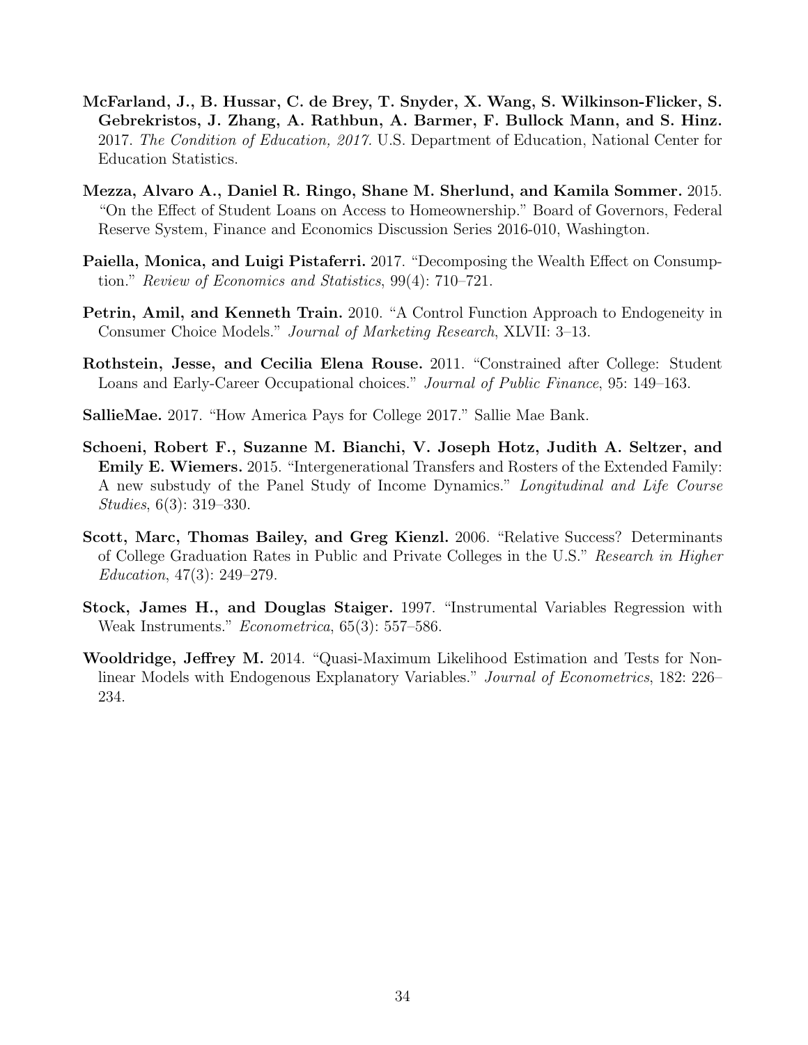**McFarland, J., B. Hussar, C. de Brey, T. Snyder, X. Wang, S. Wilkinson-Flicker, S. Gebrekristos, J. Zhang, A. Rathbun, A. Barmer, F. Bullock Mann, and S. Hinz.** 2017. *The Condition of Education, 2017.* U.S. Department of Education, National Center for Education Statistics.

**Mezza, Alvaro A., Daniel R. Ringo, Shane M. Sherlund, and Kamila Sommer.** 2015. "On the Effect of Student Loans on Access to Homeownership." Board of Governors, Federal Reserve System, Finance and Economics Discussion Series 2016-010, Washington.

**Paiella, Monica, and Luigi Pistaferri.** 2017. "Decomposing the Wealth Effect on Consumption." *Review of Economics and Statistics*, 99(4): 710–721.

**Petrin, Amil, and Kenneth Train.** 2010. "A Control Function Approach to Endogeneity in Consumer Choice Models." *Journal of Marketing Research*, XLVII: 3–13.

**Rothstein, Jesse, and Cecilia Elena Rouse.** 2011. "Constrained after College: Student Loans and Early-Career Occupational choices." *Journal of Public Finance*, 95: 149–163.

**SallieMae.** 2017. "How America Pays for College 2017." Sallie Mae Bank.

**Schoeni, Robert F., Suzanne M. Bianchi, V. Joseph Hotz, Judith A. Seltzer, and Emily E. Wiemers.** 2015. "Intergenerational Transfers and Rosters of the Extended Family: A new substudy of the Panel Study of Income Dynamics." *Longitudinal and Life Course Studies*, 6(3): 319–330.

**Scott, Marc, Thomas Bailey, and Greg Kienzl.** 2006. "Relative Success? Determinants of College Graduation Rates in Public and Private Colleges in the U.S." *Research in Higher Education*, 47(3): 249–279.

**Stock, James H., and Douglas Staiger.** 1997. "Instrumental Variables Regression with Weak Instruments." *Econometrica*, 65(3): 557–586.

**Wooldridge, Jeffrey M.** 2014. "Quasi-Maximum Likelihood Estimation and Tests for Nonlinear Models with Endogenous Explanatory Variables." *Journal of Econometrics*, 182: 226–234.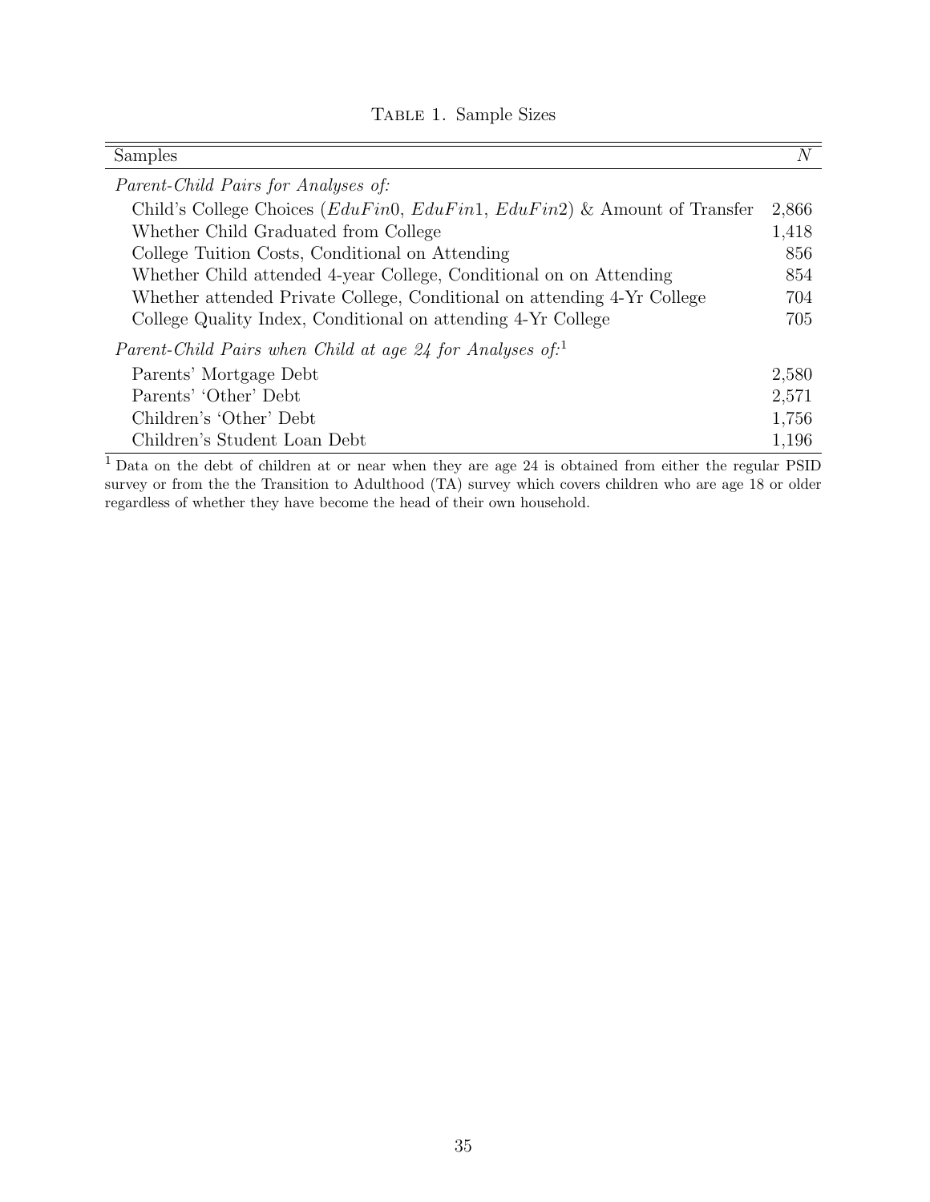Table 1. Sample Sizes

| Samples | $N$ |
|---|---|
| *Parent-Child Pairs for Analyses of:* | |
| Child's College Choices ($EduFin0$, $EduFin1$, $EduFin2$) & Amount of Transfer | 2,866 |
| Whether Child Graduated from College | 1,418 |
| College Tuition Costs, Conditional on Attending | 856 |
| Whether Child attended 4-year College, Conditional on on Attending | 854 |
| Whether attended Private College, Conditional on attending 4-Yr College | 704 |
| College Quality Index, Conditional on attending 4-Yr College | 705 |
| *Parent-Child Pairs when Child at age 24 for Analyses of:*[1] | |
| Parents' Mortgage Debt | 2,580 |
| Parents' 'Other' Debt | 2,571 |
| Children's 'Other' Debt | 1,756 |
| Children's Student Loan Debt | 1,196 |

[1] Data on the debt of children at or near when they are age 24 is obtained from either the regular PSID survey or from the the Transition to Adulthood (TA) survey which covers children who are age 18 or older regardless of whether they have become the head of their own household.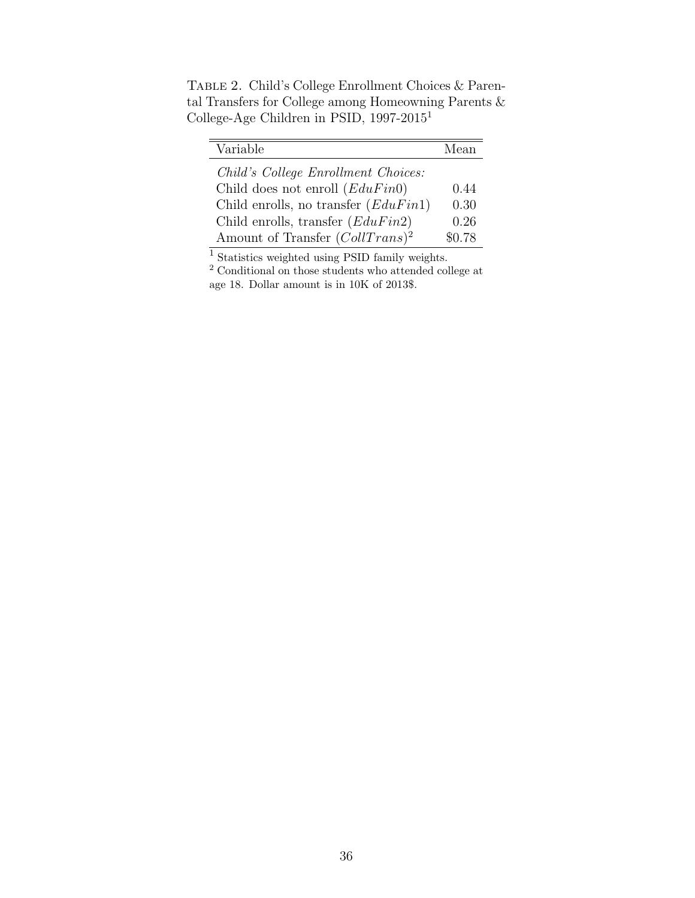Table 2. Child's College Enrollment Choices & Parental Transfers for College among Homeowning Parents & College-Age Children in PSID, 1997-2015[1]

| Variable | Mean |
|---|---|
| *Child's College Enrollment Choices:* | |
| Child does not enroll ($EduFin0$) | 0.44 |
| Child enrolls, no transfer ($EduFin1$) | 0.30 |
| Child enrolls, transfer ($EduFin2$) | 0.26 |
| Amount of Transfer ($CollTrans$)[2] | \$0.78 |

[1] Statistics weighted using PSID family weights.
[2] Conditional on those students who attended college at age 18. Dollar amount is in 10K of 2013\$.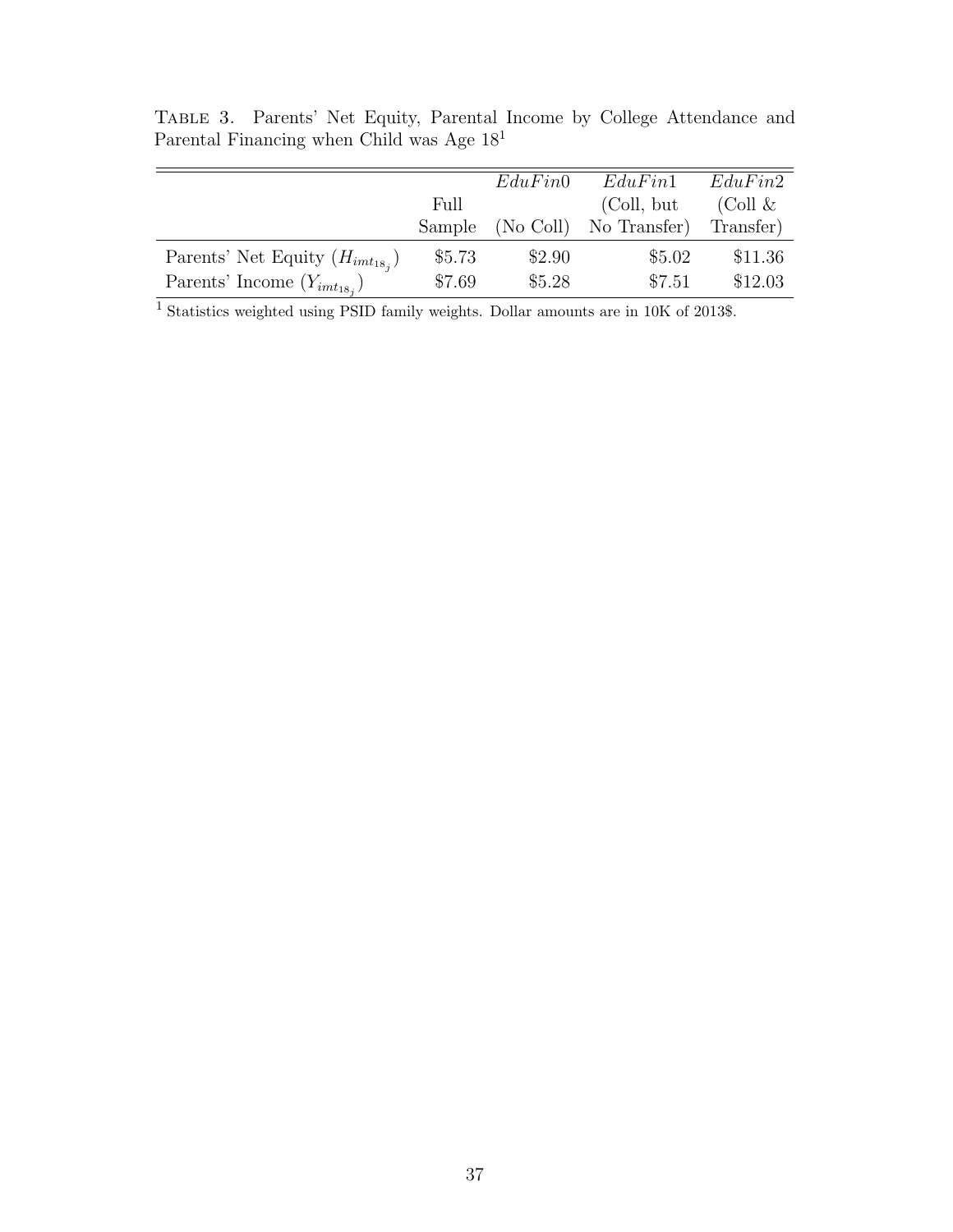Table 3. Parents' Net Equity, Parental Income by College Attendance and Parental Financing when Child was Age 18[1]

| | Full Sample | $EduFin0$ (No Coll) | $EduFin1$ (Coll, but No Transfer) | $EduFin2$ (Coll & Transfer) |
|---|---|---|---|---|
| Parents' Net Equity ($H_{imt_{18_j}}$) | \$5.73 | \$2.90 | \$5.02 | \$11.36 |
| Parents' Income ($Y_{imt_{18_j}}$) | \$7.69 | \$5.28 | \$7.51 | \$12.03 |

[1] Statistics weighted using PSID family weights. Dollar amounts are in 10K of 2013\$.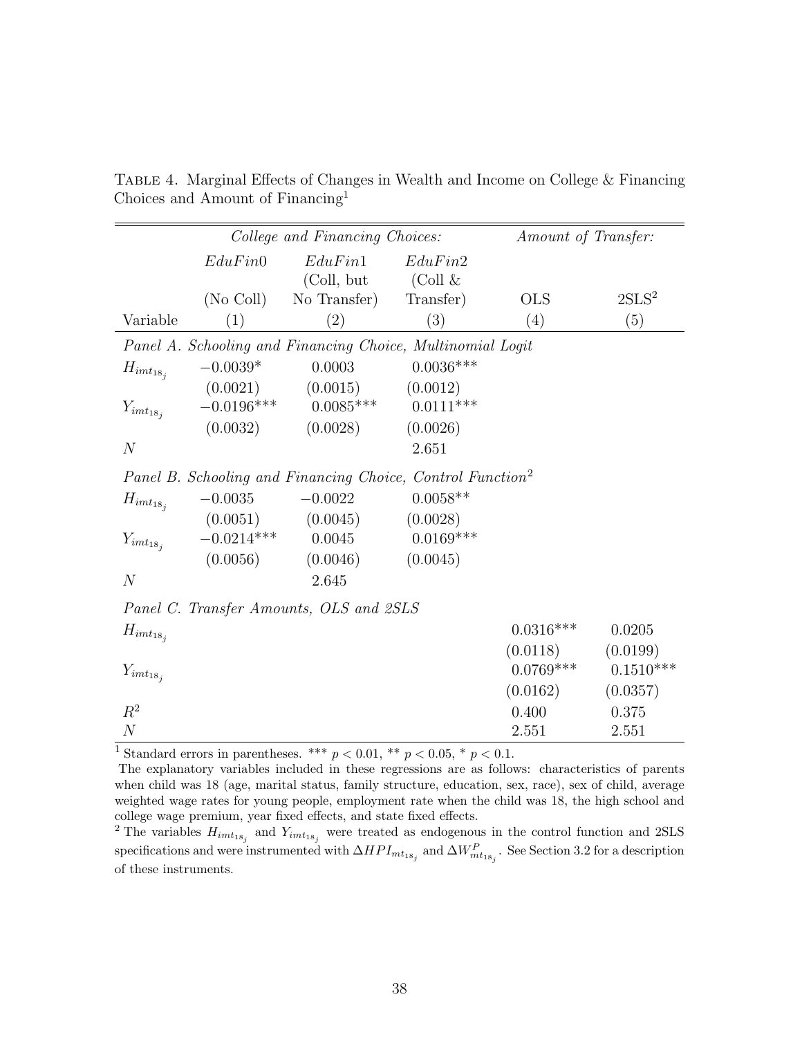Table 4. Marginal Effects of Changes in Wealth and Income on College & Financing Choices and Amount of Financing[1]

| | *College and Financing Choices:* | | | *Amount of Transfer:* | |
|---|---|---|---|---|---|
| | *EduFin*0 | *EduFin*1 (Coll, but | *EduFin*2 (Coll & | | |
| | (No Coll) | No Transfer) | Transfer) | OLS | 2SLS[2] |
| Variable | (1) | (2) | (3) | (4) | (5) |
| *Panel A. Schooling and Financing Choice, Multinomial Logit* | | | | | |
| $H_{imt_{18_j}}$ | −0.0039* | 0.0003 | 0.0036*** | | |
| | (0.0021) | (0.0015) | (0.0012) | | |
| $Y_{imt_{18_j}}$ | −0.0196*** | 0.0085*** | 0.0111*** | | |
| | (0.0032) | (0.0028) | (0.0026) | | |
| $N$ | | | 2.651 | | |
| *Panel B. Schooling and Financing Choice, Control Function*[2] | | | | | |
| $H_{imt_{18_j}}$ | −0.0035 | −0.0022 | 0.0058** | | |
| | (0.0051) | (0.0045) | (0.0028) | | |
| $Y_{imt_{18_j}}$ | −0.0214*** | 0.0045 | 0.0169*** | | |
| | (0.0056) | (0.0046) | (0.0045) | | |
| $N$ | | 2.645 | | | |
| *Panel C. Transfer Amounts, OLS and 2SLS* | | | | | |
| $H_{imt_{18_j}}$ | | | | 0.0316*** | 0.0205 |
| | | | | (0.0118) | (0.0199) |
| $Y_{imt_{18_j}}$ | | | | 0.0769*** | 0.1510*** |
| | | | | (0.0162) | (0.0357) |
| $R^2$ | | | | 0.400 | 0.375 |
| $N$ | | | | 2.551 | 2.551 |

[1] Standard errors in parentheses. *** $p < 0.01$, ** $p < 0.05$, * $p < 0.1$.

The explanatory variables included in these regressions are as follows: characteristics of parents when child was 18 (age, marital status, family structure, education, sex, race), sex of child, average weighted wage rates for young people, employment rate when the child was 18, the high school and college wage premium, year fixed effects, and state fixed effects.

[2] The variables $H_{imt_{18_j}}$ and $Y_{imt_{18_j}}$ were treated as endogenous in the control function and 2SLS specifications and were instrumented with $\Delta HPI_{mt_{18_j}}$ and $\Delta W^P_{mt_{18_j}}$. See Section 3.2 for a description of these instruments.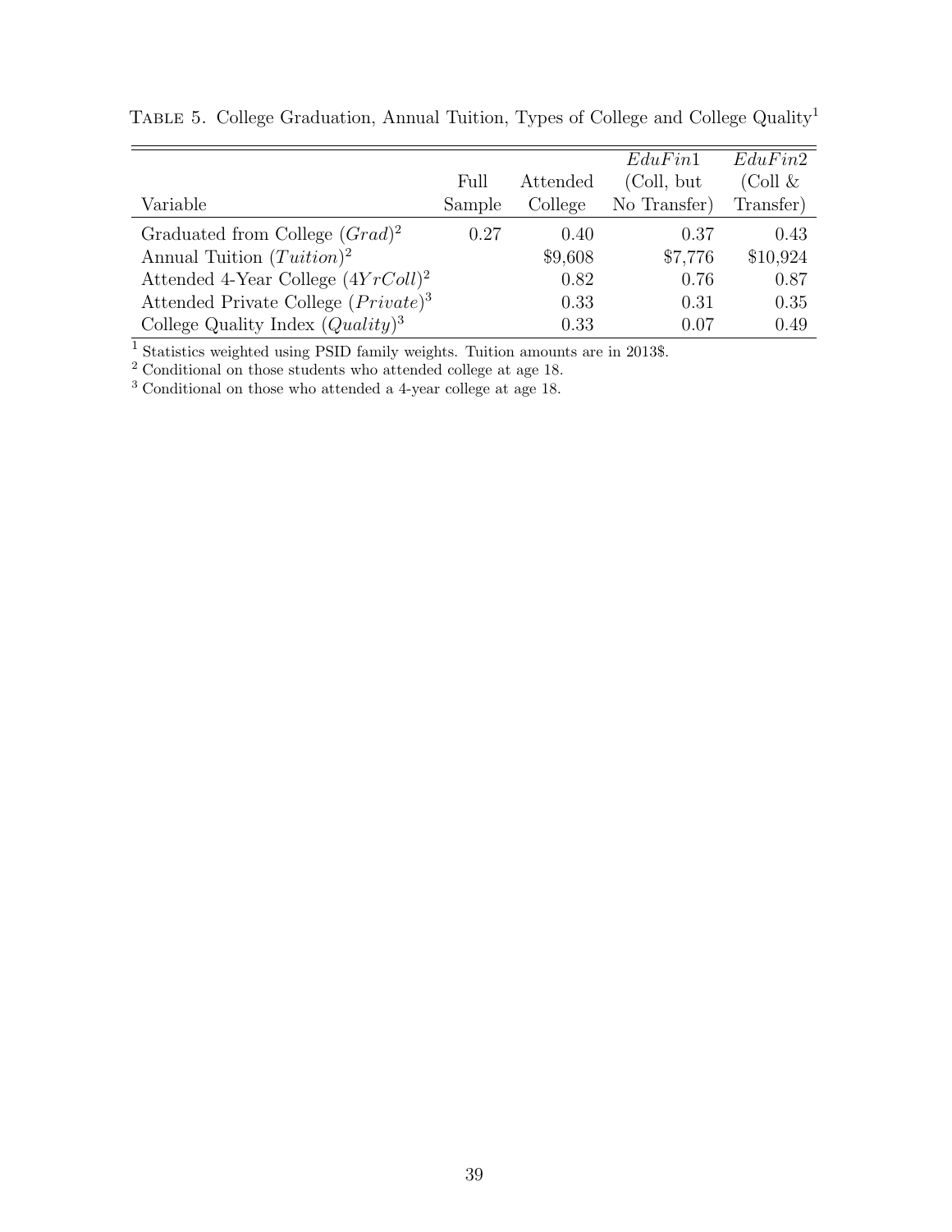TABLE 5. College Graduation, Annual Tuition, Types of College and College Quality[1]

| Variable | Full Sample | Attended College | $EduFin1$ (Coll, but No Transfer) | $EduFin2$ (Coll & Transfer) |
|---|---|---|---|---|
| Graduated from College ($Grad$)[2] | 0.27 | 0.40 | 0.37 | 0.43 |
| Annual Tuition ($Tuition$)[2] | | \$9,608 | \$7,776 | \$10,924 |
| Attended 4-Year College ($4YrColl$)[2] | | 0.82 | 0.76 | 0.87 |
| Attended Private College ($Private$)[3] | | 0.33 | 0.31 | 0.35 |
| College Quality Index ($Quality$)[3] | | 0.33 | 0.07 | 0.49 |

[1] Statistics weighted using PSID family weights. Tuition amounts are in 2013\$.
[2] Conditional on those students who attended college at age 18.
[3] Conditional on those who attended a 4-year college at age 18.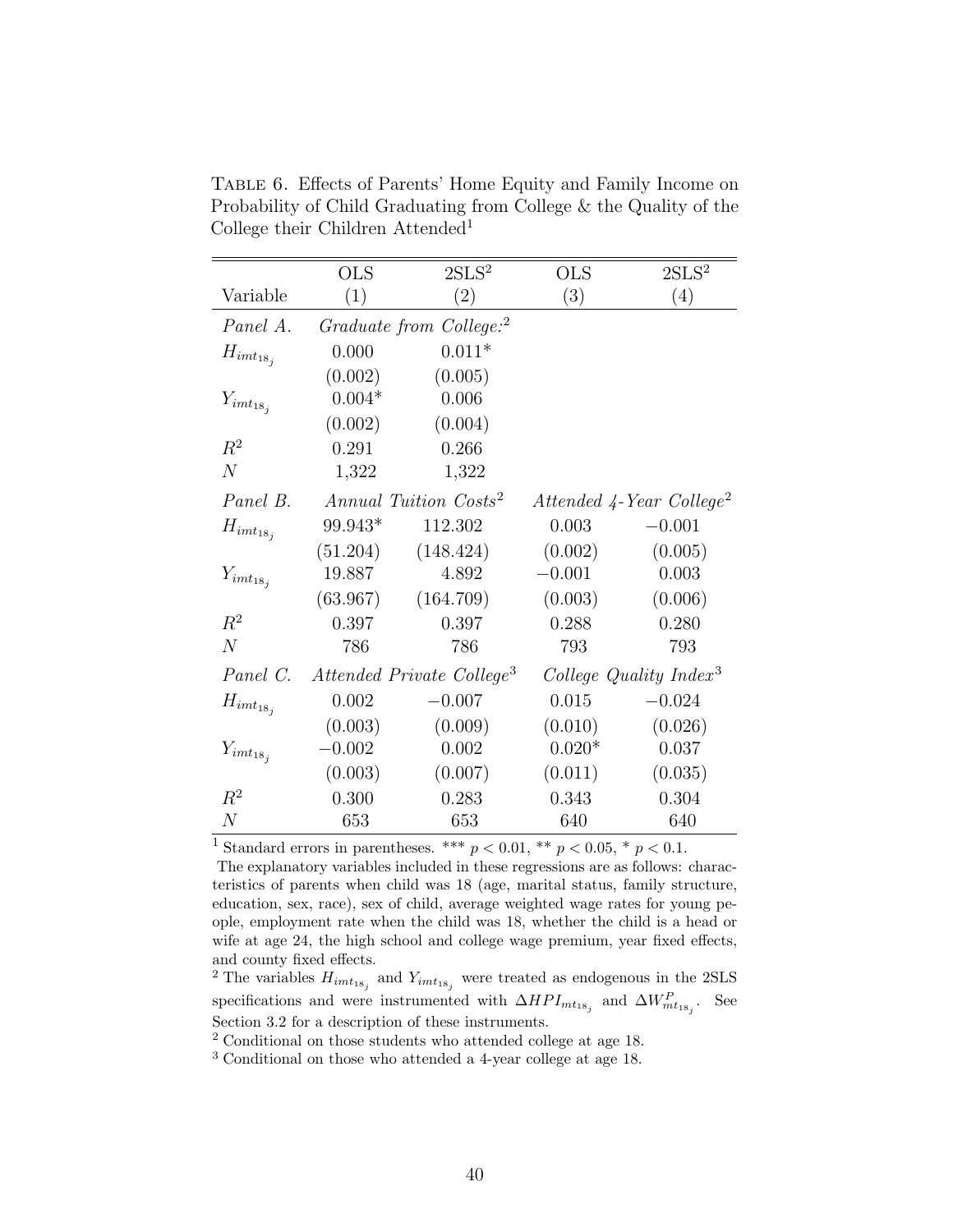Table 6. Effects of Parents' Home Equity and Family Income on Probability of Child Graduating from College & the Quality of the College their Children Attended[1]

| Variable | OLS (1) | 2SLS[2] (2) | OLS (3) | 2SLS[2] (4) |
|---|---|---|---|---|
| *Panel A.* | *Graduate from College:*[2] | | | |
| $H_{imt_{18_j}}$ | 0.000 | 0.011* | | |
| | (0.002) | (0.005) | | |
| $Y_{imt_{18_j}}$ | 0.004* | 0.006 | | |
| | (0.002) | (0.004) | | |
| $R^2$ | 0.291 | 0.266 | | |
| $N$ | 1,322 | 1,322 | | |
| *Panel B.* | *Annual Tuition Costs*[2] | | *Attended 4-Year College*[2] | |
| $H_{imt_{18_j}}$ | 99.943* | 112.302 | 0.003 | −0.001 |
| | (51.204) | (148.424) | (0.002) | (0.005) |
| $Y_{imt_{18_j}}$ | 19.887 | 4.892 | −0.001 | 0.003 |
| | (63.967) | (164.709) | (0.003) | (0.006) |
| $R^2$ | 0.397 | 0.397 | 0.288 | 0.280 |
| $N$ | 786 | 786 | 793 | 793 |
| *Panel C.* | *Attended Private College*[3] | | *College Quality Index*[3] | |
| $H_{imt_{18_j}}$ | 0.002 | −0.007 | 0.015 | −0.024 |
| | (0.003) | (0.009) | (0.010) | (0.026) |
| $Y_{imt_{18_j}}$ | −0.002 | 0.002 | 0.020* | 0.037 |
| | (0.003) | (0.007) | (0.011) | (0.035) |
| $R^2$ | 0.300 | 0.283 | 0.343 | 0.304 |
| $N$ | 653 | 653 | 640 | 640 |

[1] Standard errors in parentheses. *** $p < 0.01$, ** $p < 0.05$, * $p < 0.1$.

The explanatory variables included in these regressions are as follows: characteristics of parents when child was 18 (age, marital status, family structure, education, sex, race), sex of child, average weighted wage rates for young people, employment rate when the child was 18, whether the child is a head or wife at age 24, the high school and college wage premium, year fixed effects, and county fixed effects.

[2] The variables $H_{imt_{18_j}}$ and $Y_{imt_{18_j}}$ were treated as endogenous in the 2SLS specifications and were instrumented with $\Delta HPI_{mt_{18_j}}$ and $\Delta W^P_{mt_{18_j}}$. See Section 3.2 for a description of these instruments.

[2] Conditional on those students who attended college at age 18.

[3] Conditional on those who attended a 4-year college at age 18.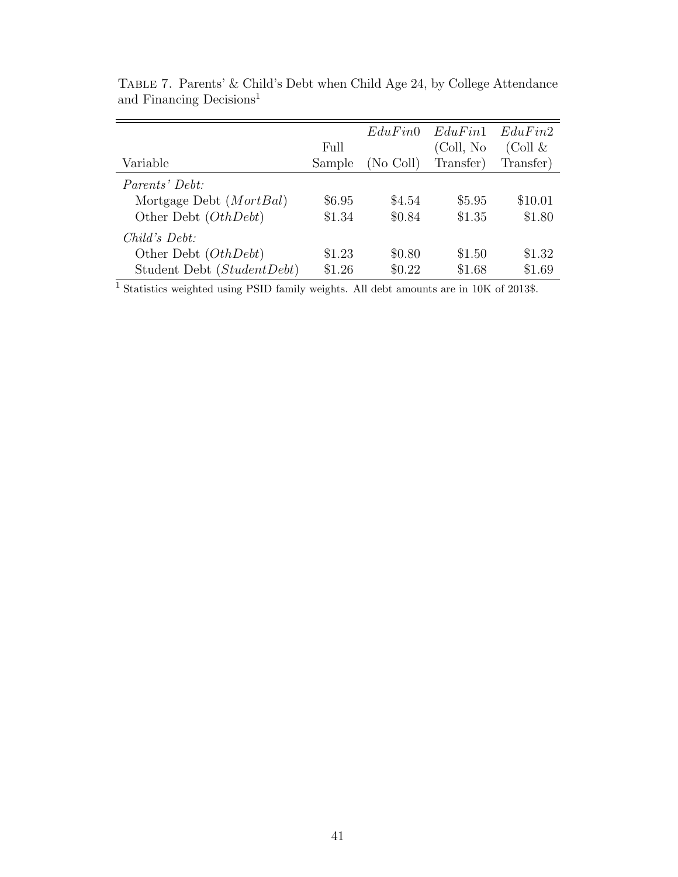TABLE 7. Parents' & Child's Debt when Child Age 24, by College Attendance and Financing Decisions[1]

| Variable | Full Sample | $EduFin0$ (No Coll) | $EduFin1$ (Coll, No Transfer) | $EduFin2$ (Coll & Transfer) |
|---|---|---|---|---|
| *Parents' Debt:* | | | | |
| Mortgage Debt ($MortBal$) | \$6.95 | \$4.54 | \$5.95 | \$10.01 |
| Other Debt ($OthDebt$) | \$1.34 | \$0.84 | \$1.35 | \$1.80 |
| *Child's Debt:* | | | | |
| Other Debt ($OthDebt$) | \$1.23 | \$0.80 | \$1.50 | \$1.32 |
| Student Debt ($StudentDebt$) | \$1.26 | \$0.22 | \$1.68 | \$1.69 |

[1] Statistics weighted using PSID family weights. All debt amounts are in 10K of 2013\$.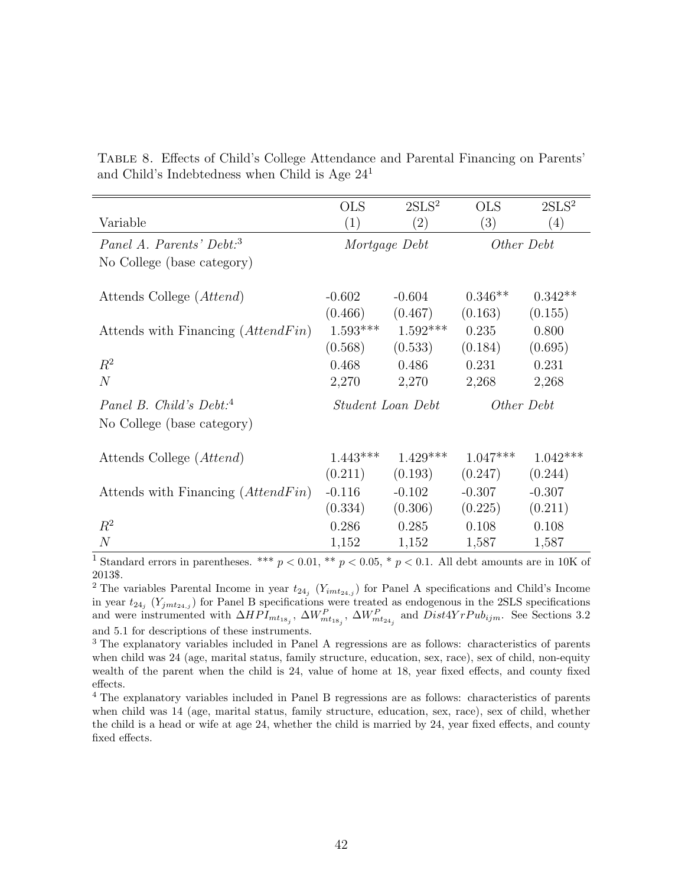Table 8. Effects of Child's College Attendance and Parental Financing on Parents' and Child's Indebtedness when Child is Age 24[1]

| Variable | OLS (1) | 2SLS[2] (2) | OLS (3) | 2SLS[2] (4) |
|---|---|---|---|---|
| *Panel A. Parents' Debt:*[3] | *Mortgage Debt* | | *Other Debt* | |
| No College (base category) | | | | |
| Attends College (*Attend*) | -0.602 | -0.604 | 0.346** | 0.342** |
| | (0.466) | (0.467) | (0.163) | (0.155) |
| Attends with Financing (*AttendFin*) | 1.593*** | 1.592*** | 0.235 | 0.800 |
| | (0.568) | (0.533) | (0.184) | (0.695) |
| $R^2$ | 0.468 | 0.486 | 0.231 | 0.231 |
| $N$ | 2,270 | 2,270 | 2,268 | 2,268 |
| *Panel B. Child's Debt:*[4] | *Student Loan Debt* | | *Other Debt* | |
| No College (base category) | | | | |
| Attends College (*Attend*) | 1.443*** | 1.429*** | 1.047*** | 1.042*** |
| | (0.211) | (0.193) | (0.247) | (0.244) |
| Attends with Financing (*AttendFin*) | -0.116 | -0.102 | -0.307 | -0.307 |
| | (0.334) | (0.306) | (0.225) | (0.211) |
| $R^2$ | 0.286 | 0.285 | 0.108 | 0.108 |
| $N$ | 1,152 | 1,152 | 1,587 | 1,587 |

[1] Standard errors in parentheses. *** $p < 0.01$, ** $p < 0.05$, * $p < 0.1$. All debt amounts are in 10K of 2013$.

[2] The variables Parental Income in year $t_{24_j}$ ($Y_{imt_{24,j}}$) for Panel A specifications and Child's Income in year $t_{24_j}$ ($Y_{jmt_{24,j}}$) for Panel B specifications were treated as endogenous in the 2SLS specifications and were instrumented with $\Delta HPI_{mt_{18_j}}$, $\Delta W^P_{mt_{18_j}}$, $\Delta W^P_{mt_{24_j}}$ and $Dist4YrPub_{ijm}$. See Sections 3.2 and 5.1 for descriptions of these instruments.

[3] The explanatory variables included in Panel A regressions are as follows: characteristics of parents when child was 24 (age, marital status, family structure, education, sex, race), sex of child, non-equity wealth of the parent when the child is 24, value of home at 18, year fixed effects, and county fixed effects.

[4] The explanatory variables included in Panel B regressions are as follows: characteristics of parents when child was 14 (age, marital status, family structure, education, sex, race), sex of child, whether the child is a head or wife at age 24, whether the child is married by 24, year fixed effects, and county fixed effects.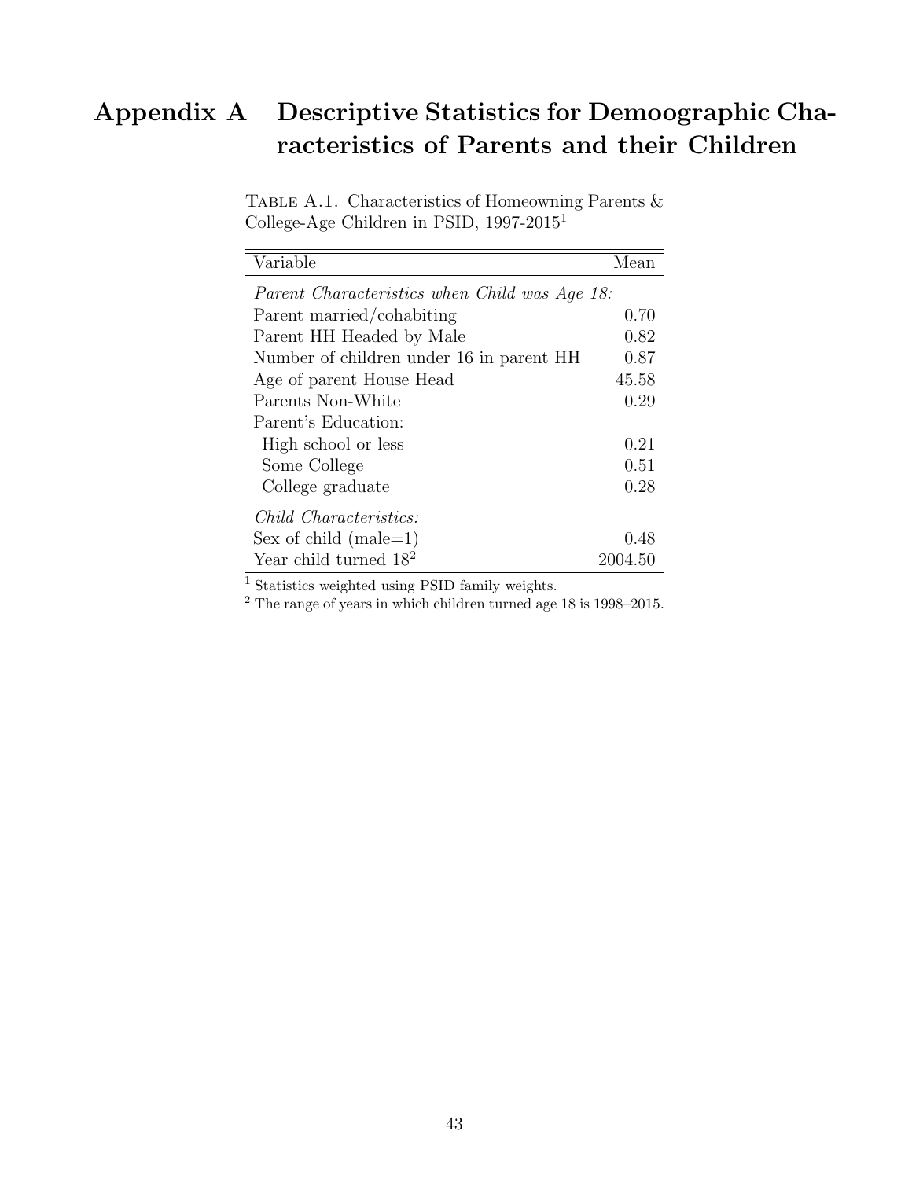# Appendix A Descriptive Statistics for Demoographic Characteristics of Parents and their Children

Table A.1. Characteristics of Homeowning Parents & College-Age Children in PSID, 1997-2015[1]

| Variable | Mean |
|---|---|
| *Parent Characteristics when Child was Age 18:* | |
| Parent married/cohabiting | 0.70 |
| Parent HH Headed by Male | 0.82 |
| Number of children under 16 in parent HH | 0.87 |
| Age of parent House Head | 45.58 |
| Parents Non-White | 0.29 |
| Parent's Education: | |
| High school or less | 0.21 |
| Some College | 0.51 |
| College graduate | 0.28 |
| *Child Characteristics:* | |
| Sex of child (male=1) | 0.48 |
| Year child turned 18[2] | 2004.50 |

[1] Statistics weighted using PSID family weights.

[2] The range of years in which children turned age 18 is 1998–2015.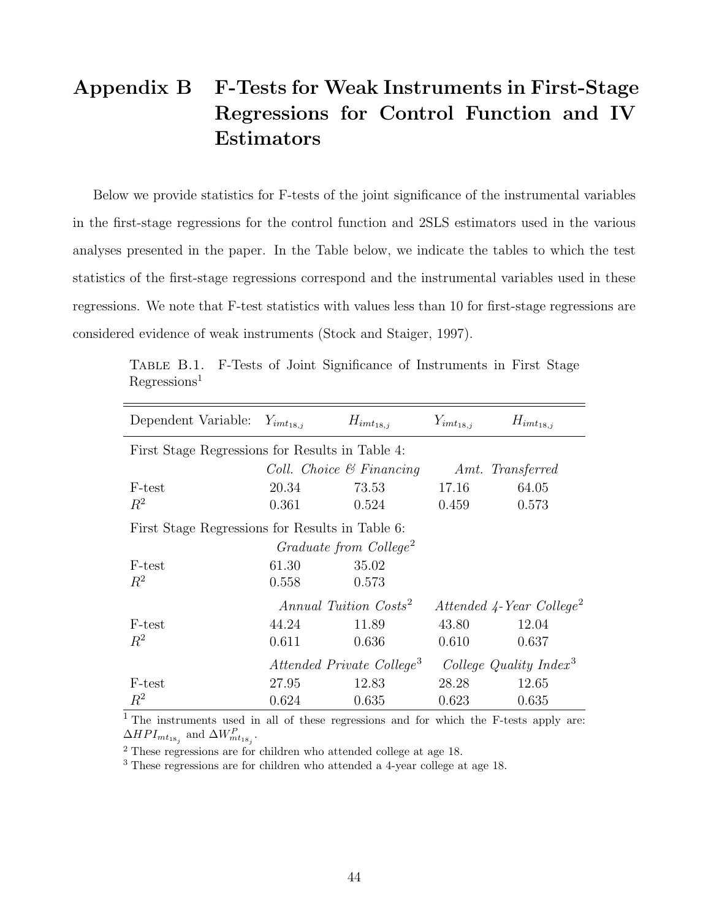# Appendix B F-Tests for Weak Instruments in First-Stage Regressions for Control Function and IV Estimators

Below we provide statistics for F-tests of the joint significance of the instrumental variables in the first-stage regressions for the control function and 2SLS estimators used in the various analyses presented in the paper. In the Table below, we indicate the tables to which the test statistics of the first-stage regressions correspond and the instrumental variables used in these regressions. We note that F-test statistics with values less than 10 for first-stage regressions are considered evidence of weak instruments (Stock and Staiger, 1997).

Table B.1. F-Tests of Joint Significance of Instruments in First Stage Regressions[1]

| Dependent Variable: | $Y_{imt_{18,j}}$ | $H_{imt_{18,j}}$ | $Y_{imt_{18,j}}$ | $H_{imt_{18,j}}$ |
|---|---|---|---|---|
| First Stage Regressions for Results in Table 4: | | | | |
| | *Coll. Choice & Financing* | | *Amt. Transferred* | |
| F-test | 20.34 | 73.53 | 17.16 | 64.05 |
| $R^2$ | 0.361 | 0.524 | 0.459 | 0.573 |
| First Stage Regressions for Results in Table 6: | | | | |
| | *Graduate from College*[2] | | | |
| F-test | 61.30 | 35.02 | | |
| $R^2$ | 0.558 | 0.573 | | |
| | *Annual Tuition Costs*[2] | | *Attended 4-Year College*[2] | |
| F-test | 44.24 | 11.89 | 43.80 | 12.04 |
| $R^2$ | 0.611 | 0.636 | 0.610 | 0.637 |
| | *Attended Private College*[3] | | *College Quality Index*[3] | |
| F-test | 27.95 | 12.83 | 28.28 | 12.65 |
| $R^2$ | 0.624 | 0.635 | 0.623 | 0.635 |

[1] The instruments used in all of these regressions and for which the F-tests apply are: $\Delta HPI_{mt_{18_j}}$ and $\Delta W^P_{mt_{18_j}}$.

[2] These regressions are for children who attended college at age 18.

[3] These regressions are for children who attended a 4-year college at age 18.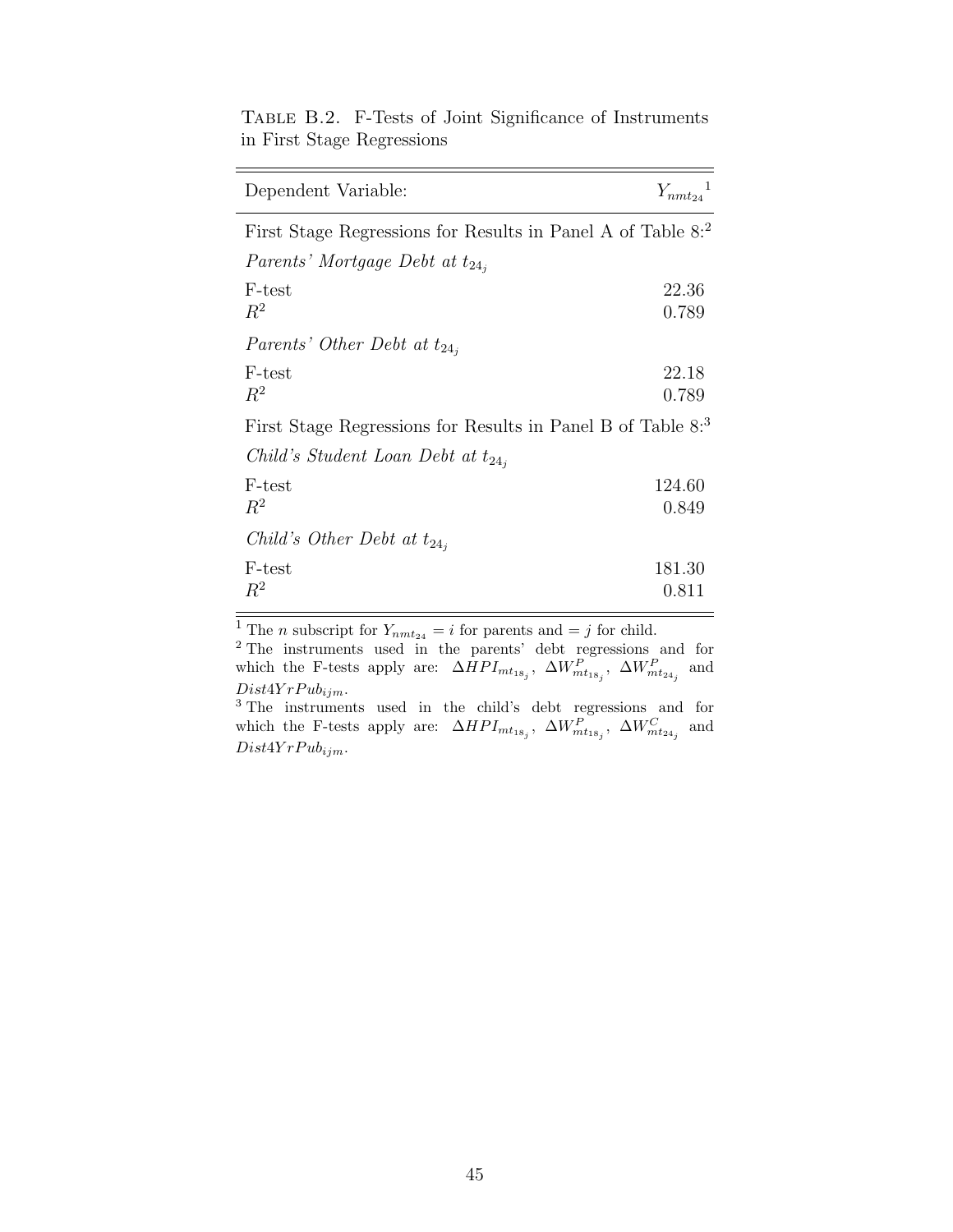Table B.2. F-Tests of Joint Significance of Instruments in First Stage Regressions

| Dependent Variable: | $Y_{nmt_{24}}$ [1] |
|---|---|
| First Stage Regressions for Results in Panel A of Table 8:[2] | |
| *Parents' Mortgage Debt at* $t_{24_j}$ | |
| F-test | 22.36 |
| $R^2$ | 0.789 |
| *Parents' Other Debt at* $t_{24_j}$ | |
| F-test | 22.18 |
| $R^2$ | 0.789 |
| First Stage Regressions for Results in Panel B of Table 8:[3] | |
| *Child's Student Loan Debt at* $t_{24_j}$ | |
| F-test | 124.60 |
| $R^2$ | 0.849 |
| *Child's Other Debt at* $t_{24_j}$ | |
| F-test | 181.30 |
| $R^2$ | 0.811 |

[1] The $n$ subscript for $Y_{nmt_{24}} = i$ for parents and $= j$ for child.

[2] The instruments used in the parents' debt regressions and for which the F-tests apply are: $\Delta HPI_{mt_{18_j}}$, $\Delta W^P_{mt_{18_j}}$, $\Delta W^P_{mt_{24_j}}$ and $Dist4YrPub_{ijm}$.

[3] The instruments used in the child's debt regressions and for which the F-tests apply are: $\Delta HPI_{mt_{18_j}}$, $\Delta W^P_{mt_{18_j}}$, $\Delta W^C_{mt_{24_j}}$ and $Dist4YrPub_{ijm}$.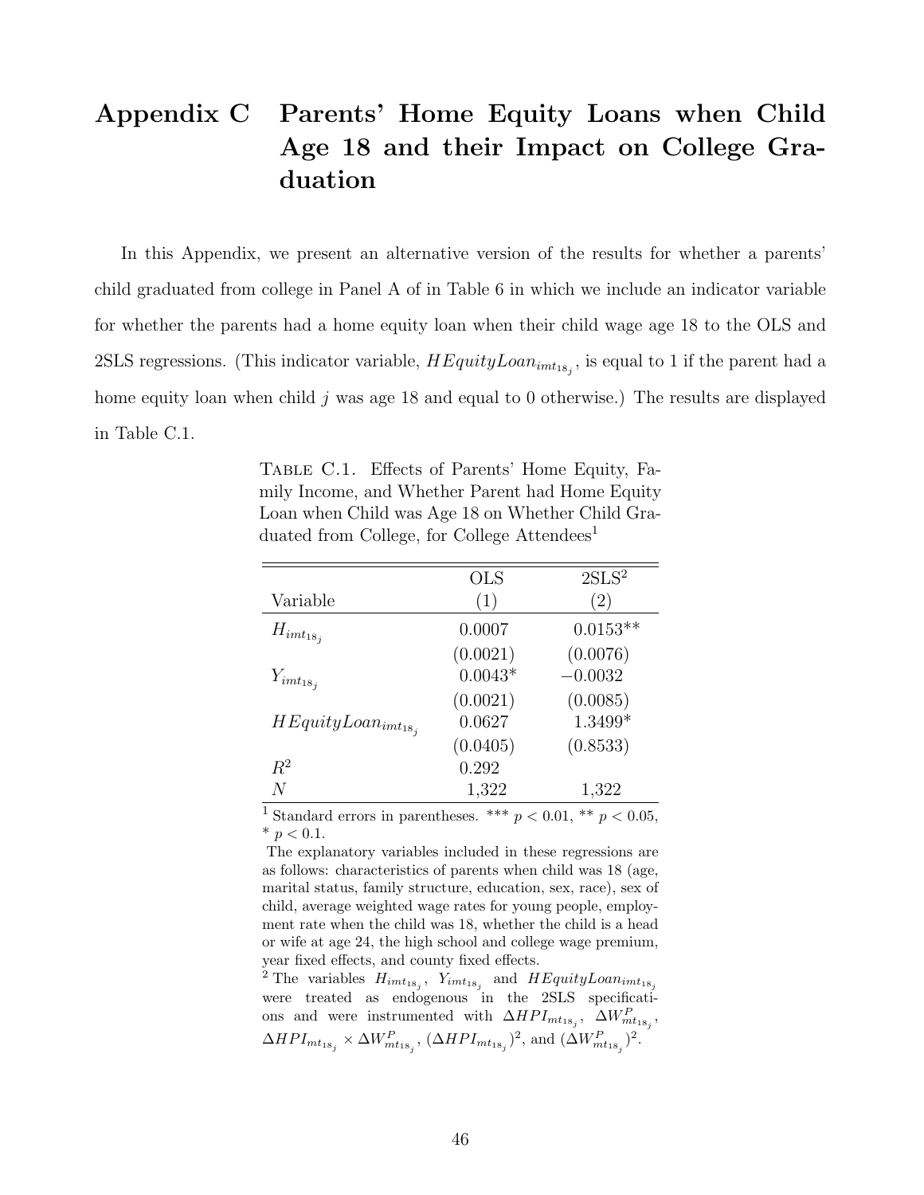# Appendix C Parents' Home Equity Loans when Child Age 18 and their Impact on College Graduation

In this Appendix, we present an alternative version of the results for whether a parents' child graduated from college in Panel A of in Table 6 in which we include an indicator variable for whether the parents had a home equity loan when their child wage age 18 to the OLS and 2SLS regressions. (This indicator variable, $HEquityLoan_{imt_{18_j}}$, is equal to 1 if the parent had a home equity loan when child $j$ was age 18 and equal to 0 otherwise.) The results are displayed in Table C.1.

TABLE C.1. Effects of Parents' Home Equity, Family Income, and Whether Parent had Home Equity Loan when Child was Age 18 on Whether Child Graduated from College, for College Attendees[1]

| Variable | OLS (1) | 2SLS[2] (2) |
|---|---|---|
| $H_{imt_{18_j}}$ | 0.0007 | 0.0153** |
| | (0.0021) | (0.0076) |
| $Y_{imt_{18_j}}$ | 0.0043* | −0.0032 |
| | (0.0021) | (0.0085) |
| $HEquityLoan_{imt_{18_j}}$ | 0.0627 | 1.3499* |
| | (0.0405) | (0.8533) |
| $R^2$ | 0.292 | |
| $N$ | 1,322 | 1,322 |

[1] Standard errors in parentheses. *** $p < 0.01$, ** $p < 0.05$, * $p < 0.1$.

The explanatory variables included in these regressions are as follows: characteristics of parents when child was 18 (age, marital status, family structure, education, sex, race), sex of child, average weighted wage rates for young people, employment rate when the child was 18, whether the child is a head or wife at age 24, the high school and college wage premium, year fixed effects, and county fixed effects.

[2] The variables $H_{imt_{18_j}}$, $Y_{imt_{18_j}}$ and $HEquityLoan_{imt_{18_j}}$ were treated as endogenous in the 2SLS specifications and were instrumented with $\Delta HPI_{mt_{18_j}}$, $\Delta W^P_{mt_{18_j}}$, $\Delta HPI_{mt_{18_j}} \times \Delta W^P_{mt_{18_j}}$, $(\Delta HPI_{mt_{18_j}})^2$, and $(\Delta W^P_{mt_{18_j}})^2$.